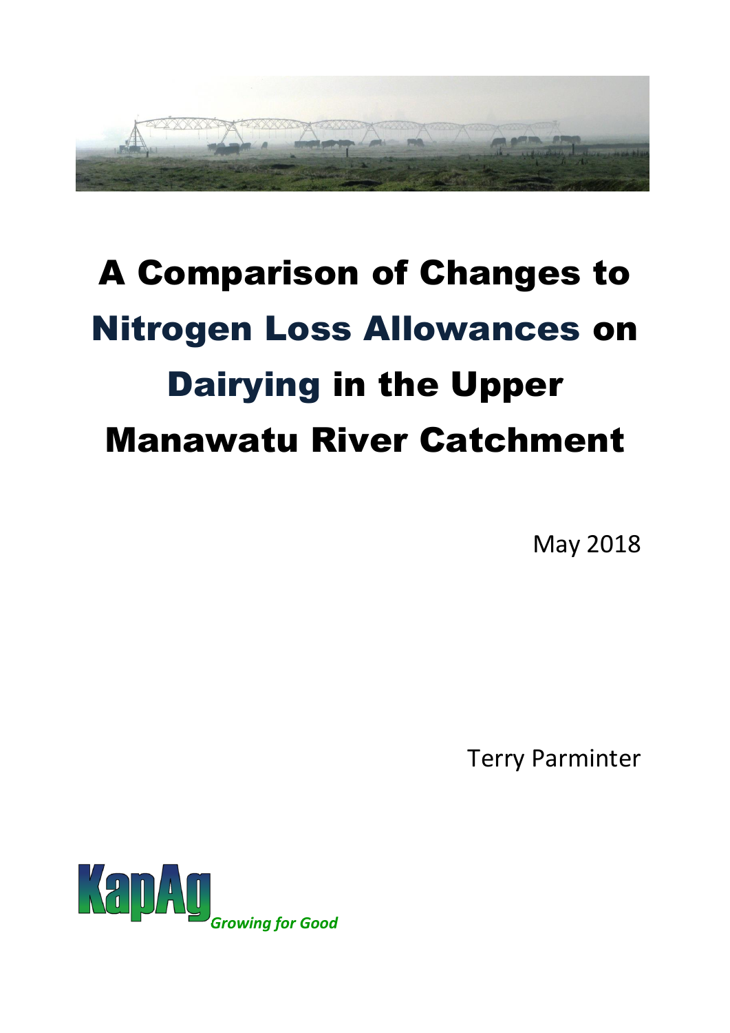# A Comparison of Changes to Nitrogen Loss Allowances on Dairying in the Upper Manawatu River Catchment

May 2018

Terry Parminter

KapAg *Growing for Good*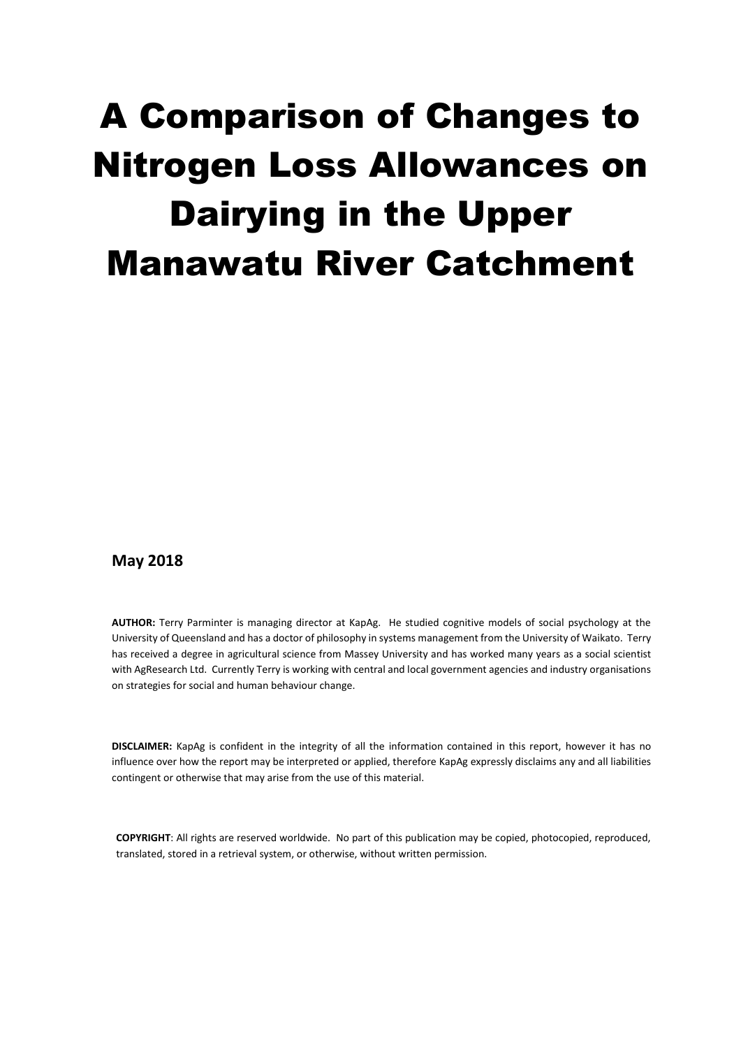# A Comparison of Changes to Nitrogen Loss Allowances on Dairying in the Upper Manawatu River Catchment

**May 2018**

**AUTHOR:** Terry Parminter is managing director at KapAg. He studied cognitive models of social psychology at the University of Queensland and has a doctor of philosophy in systems management from the University of Waikato. Terry has received a degree in agricultural science from Massey University and has worked many years as a social scientist with AgResearch Ltd. Currently Terry is working with central and local government agencies and industry organisations on strategies for social and human behaviour change.

**DISCLAIMER:** KapAg is confident in the integrity of all the information contained in this report, however it has no influence over how the report may be interpreted or applied, therefore KapAg expressly disclaims any and all liabilities contingent or otherwise that may arise from the use of this material.

**COPYRIGHT**: All rights are reserved worldwide. No part of this publication may be copied, photocopied, reproduced, translated, stored in a retrieval system, or otherwise, without written permission.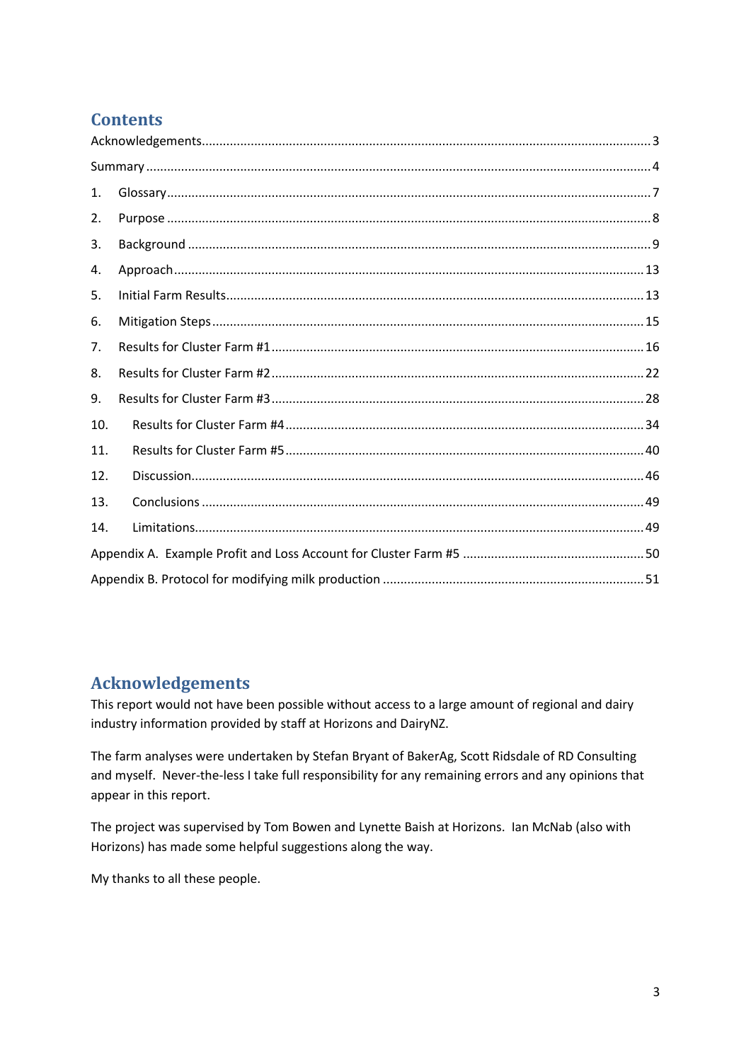## Contents

Acknowledgements ........ 3

Summary ........ 4

1. Glossary ........ 7
2. Purpose ........ 8
3. Background ........ 9
4. Approach ........ 13
5. Initial Farm Results ........ 13
6. Mitigation Steps ........ 15
7. Results for Cluster Farm #1 ........ 16
8. Results for Cluster Farm #2 ........ 22
9. Results for Cluster Farm #3 ........ 28
10. Results for Cluster Farm #4 ........ 34
11. Results for Cluster Farm #5 ........ 40
12. Discussion ........ 46
13. Conclusions ........ 49
14. Limitations ........ 49

Appendix A. Example Profit and Loss Account for Cluster Farm #5 ........ 50

Appendix B. Protocol for modifying milk production ........ 51

## Acknowledgements

This report would not have been possible without access to a large amount of regional and dairy industry information provided by staff at Horizons and DairyNZ.

The farm analyses were undertaken by Stefan Bryant of BakerAg, Scott Ridsdale of RD Consulting and myself. Never-the-less I take full responsibility for any remaining errors and any opinions that appear in this report.

The project was supervised by Tom Bowen and Lynette Baish at Horizons. Ian McNab (also with Horizons) has made some helpful suggestions along the way.

My thanks to all these people.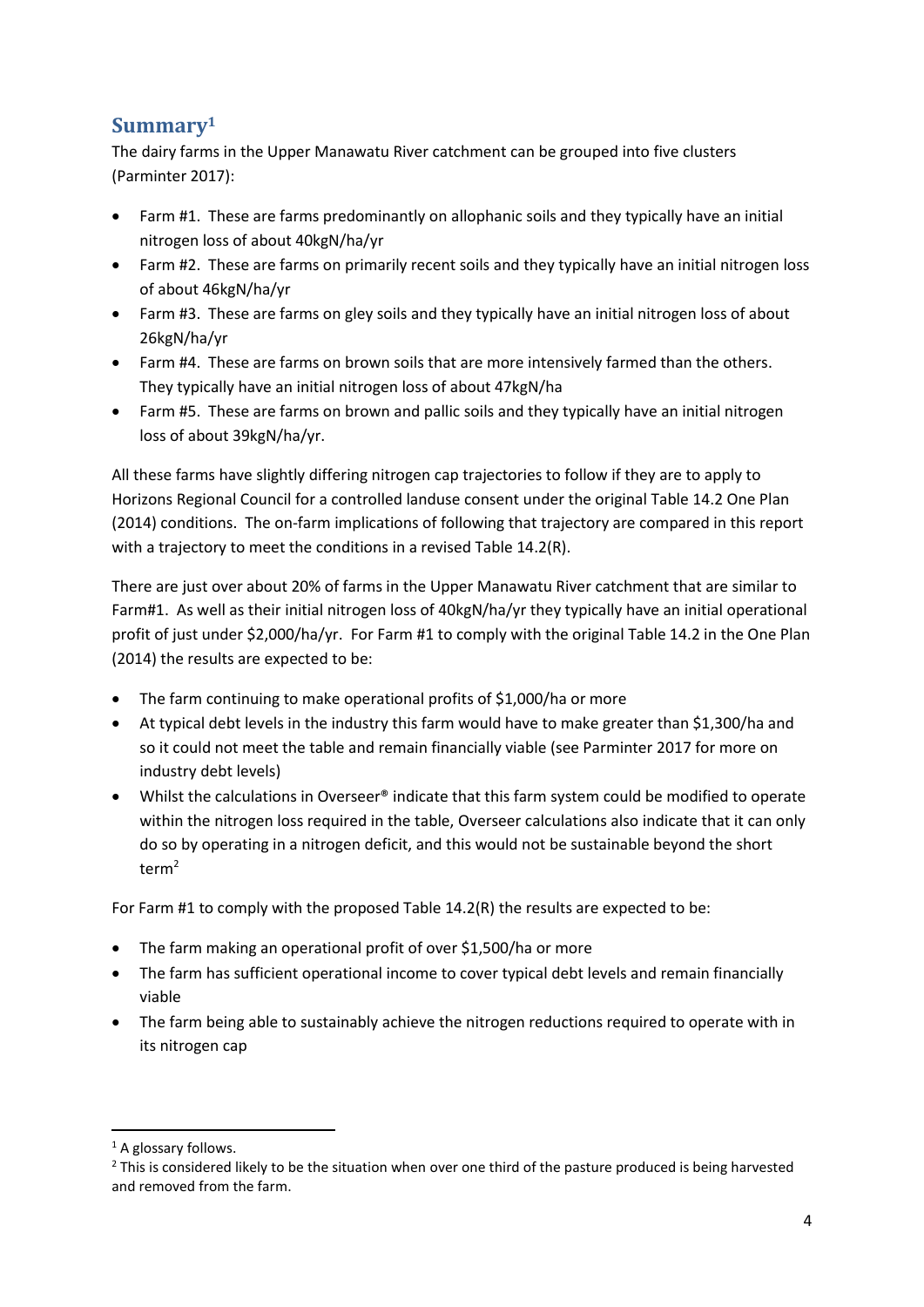## Summary[1]

The dairy farms in the Upper Manawatu River catchment can be grouped into five clusters (Parminter 2017):

- Farm #1. These are farms predominantly on allophanic soils and they typically have an initial nitrogen loss of about 40kgN/ha/yr
- Farm #2. These are farms on primarily recent soils and they typically have an initial nitrogen loss of about 46kgN/ha/yr
- Farm #3. These are farms on gley soils and they typically have an initial nitrogen loss of about 26kgN/ha/yr
- Farm #4. These are farms on brown soils that are more intensively farmed than the others. They typically have an initial nitrogen loss of about 47kgN/ha
- Farm #5. These are farms on brown and pallic soils and they typically have an initial nitrogen loss of about 39kgN/ha/yr.

All these farms have slightly differing nitrogen cap trajectories to follow if they are to apply to Horizons Regional Council for a controlled landuse consent under the original Table 14.2 One Plan (2014) conditions. The on-farm implications of following that trajectory are compared in this report with a trajectory to meet the conditions in a revised Table 14.2(R).

There are just over about 20% of farms in the Upper Manawatu River catchment that are similar to Farm#1. As well as their initial nitrogen loss of 40kgN/ha/yr they typically have an initial operational profit of just under $2,000/ha/yr. For Farm #1 to comply with the original Table 14.2 in the One Plan (2014) the results are expected to be:

- The farm continuing to make operational profits of $1,000/ha or more
- At typical debt levels in the industry this farm would have to make greater than $1,300/ha and so it could not meet the table and remain financially viable (see Parminter 2017 for more on industry debt levels)
- Whilst the calculations in Overseer® indicate that this farm system could be modified to operate within the nitrogen loss required in the table, Overseer calculations also indicate that it can only do so by operating in a nitrogen deficit, and this would not be sustainable beyond the short term[2]

For Farm #1 to comply with the proposed Table 14.2(R) the results are expected to be:

- The farm making an operational profit of over $1,500/ha or more
- The farm has sufficient operational income to cover typical debt levels and remain financially viable
- The farm being able to sustainably achieve the nitrogen reductions required to operate with in its nitrogen cap

---

[1] A glossary follows.

[2] This is considered likely to be the situation when over one third of the pasture produced is being harvested and removed from the farm.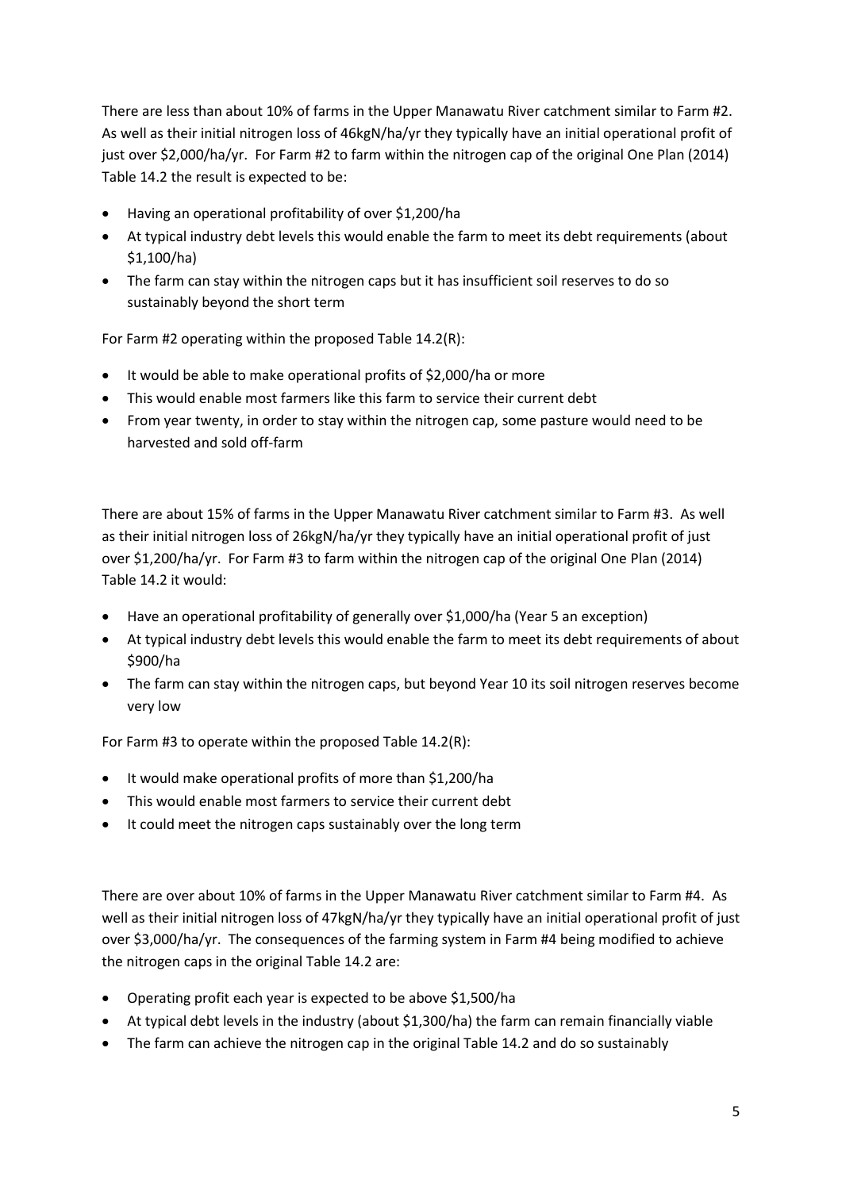There are less than about 10% of farms in the Upper Manawatu River catchment similar to Farm #2. As well as their initial nitrogen loss of 46kgN/ha/yr they typically have an initial operational profit of just over $2,000/ha/yr. For Farm #2 to farm within the nitrogen cap of the original One Plan (2014) Table 14.2 the result is expected to be:

- Having an operational profitability of over $1,200/ha
- At typical industry debt levels this would enable the farm to meet its debt requirements (about $1,100/ha)
- The farm can stay within the nitrogen caps but it has insufficient soil reserves to do so sustainably beyond the short term

For Farm #2 operating within the proposed Table 14.2(R):

- It would be able to make operational profits of $2,000/ha or more
- This would enable most farmers like this farm to service their current debt
- From year twenty, in order to stay within the nitrogen cap, some pasture would need to be harvested and sold off-farm

There are about 15% of farms in the Upper Manawatu River catchment similar to Farm #3. As well as their initial nitrogen loss of 26kgN/ha/yr they typically have an initial operational profit of just over $1,200/ha/yr. For Farm #3 to farm within the nitrogen cap of the original One Plan (2014) Table 14.2 it would:

- Have an operational profitability of generally over $1,000/ha (Year 5 an exception)
- At typical industry debt levels this would enable the farm to meet its debt requirements of about $900/ha
- The farm can stay within the nitrogen caps, but beyond Year 10 its soil nitrogen reserves become very low

For Farm #3 to operate within the proposed Table 14.2(R):

- It would make operational profits of more than $1,200/ha
- This would enable most farmers to service their current debt
- It could meet the nitrogen caps sustainably over the long term

There are over about 10% of farms in the Upper Manawatu River catchment similar to Farm #4. As well as their initial nitrogen loss of 47kgN/ha/yr they typically have an initial operational profit of just over $3,000/ha/yr. The consequences of the farming system in Farm #4 being modified to achieve the nitrogen caps in the original Table 14.2 are:

- Operating profit each year is expected to be above $1,500/ha
- At typical debt levels in the industry (about $1,300/ha) the farm can remain financially viable
- The farm can achieve the nitrogen cap in the original Table 14.2 and do so sustainably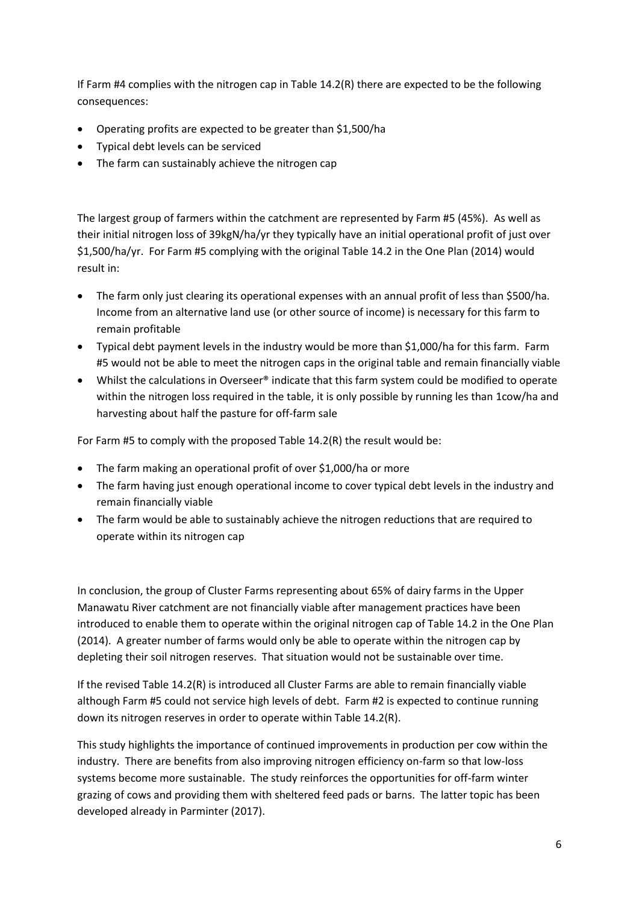If Farm #4 complies with the nitrogen cap in Table 14.2(R) there are expected to be the following consequences:

- Operating profits are expected to be greater than $1,500/ha
- Typical debt levels can be serviced
- The farm can sustainably achieve the nitrogen cap

The largest group of farmers within the catchment are represented by Farm #5 (45%). As well as their initial nitrogen loss of 39kgN/ha/yr they typically have an initial operational profit of just over $1,500/ha/yr. For Farm #5 complying with the original Table 14.2 in the One Plan (2014) would result in:

- The farm only just clearing its operational expenses with an annual profit of less than $500/ha. Income from an alternative land use (or other source of income) is necessary for this farm to remain profitable
- Typical debt payment levels in the industry would be more than $1,000/ha for this farm. Farm #5 would not be able to meet the nitrogen caps in the original table and remain financially viable
- Whilst the calculations in Overseer® indicate that this farm system could be modified to operate within the nitrogen loss required in the table, it is only possible by running les than 1cow/ha and harvesting about half the pasture for off-farm sale

For Farm #5 to comply with the proposed Table 14.2(R) the result would be:

- The farm making an operational profit of over $1,000/ha or more
- The farm having just enough operational income to cover typical debt levels in the industry and remain financially viable
- The farm would be able to sustainably achieve the nitrogen reductions that are required to operate within its nitrogen cap

In conclusion, the group of Cluster Farms representing about 65% of dairy farms in the Upper Manawatu River catchment are not financially viable after management practices have been introduced to enable them to operate within the original nitrogen cap of Table 14.2 in the One Plan (2014). A greater number of farms would only be able to operate within the nitrogen cap by depleting their soil nitrogen reserves. That situation would not be sustainable over time.

If the revised Table 14.2(R) is introduced all Cluster Farms are able to remain financially viable although Farm #5 could not service high levels of debt. Farm #2 is expected to continue running down its nitrogen reserves in order to operate within Table 14.2(R).

This study highlights the importance of continued improvements in production per cow within the industry. There are benefits from also improving nitrogen efficiency on-farm so that low-loss systems become more sustainable. The study reinforces the opportunities for off-farm winter grazing of cows and providing them with sheltered feed pads or barns. The latter topic has been developed already in Parminter (2017).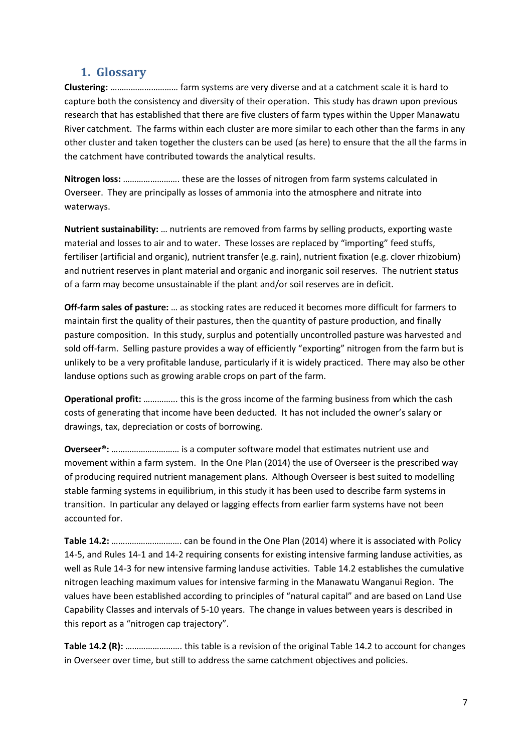# 1. Glossary

**Clustering:** ………………………… farm systems are very diverse and at a catchment scale it is hard to capture both the consistency and diversity of their operation. This study has drawn upon previous research that has established that there are five clusters of farm types within the Upper Manawatu River catchment. The farms within each cluster are more similar to each other than the farms in any other cluster and taken together the clusters can be used (as here) to ensure that the all the farms in the catchment have contributed towards the analytical results.

**Nitrogen loss:** ……………………. these are the losses of nitrogen from farm systems calculated in Overseer. They are principally as losses of ammonia into the atmosphere and nitrate into waterways.

**Nutrient sustainability:** … nutrients are removed from farms by selling products, exporting waste material and losses to air and to water. These losses are replaced by "importing" feed stuffs, fertiliser (artificial and organic), nutrient transfer (e.g. rain), nutrient fixation (e.g. clover rhizobium) and nutrient reserves in plant material and organic and inorganic soil reserves. The nutrient status of a farm may become unsustainable if the plant and/or soil reserves are in deficit.

**Off-farm sales of pasture:** … as stocking rates are reduced it becomes more difficult for farmers to maintain first the quality of their pastures, then the quantity of pasture production, and finally pasture composition. In this study, surplus and potentially uncontrolled pasture was harvested and sold off-farm. Selling pasture provides a way of efficiently "exporting" nitrogen from the farm but is unlikely to be a very profitable landuse, particularly if it is widely practiced. There may also be other landuse options such as growing arable crops on part of the farm.

**Operational profit:** ………….. this is the gross income of the farming business from which the cash costs of generating that income have been deducted. It has not included the owner's salary or drawings, tax, depreciation or costs of borrowing.

**Overseer®:** ………………………… is a computer software model that estimates nutrient use and movement within a farm system. In the One Plan (2014) the use of Overseer is the prescribed way of producing required nutrient management plans. Although Overseer is best suited to modelling stable farming systems in equilibrium, in this study it has been used to describe farm systems in transition. In particular any delayed or lagging effects from earlier farm systems have not been accounted for.

**Table 14.2:** …………………………. can be found in the One Plan (2014) where it is associated with Policy 14-5, and Rules 14-1 and 14-2 requiring consents for existing intensive farming landuse activities, as well as Rule 14-3 for new intensive farming landuse activities. Table 14.2 establishes the cumulative nitrogen leaching maximum values for intensive farming in the Manawatu Wanganui Region. The values have been established according to principles of "natural capital" and are based on Land Use Capability Classes and intervals of 5-10 years. The change in values between years is described in this report as a "nitrogen cap trajectory".

**Table 14.2 (R):** ……………………. this table is a revision of the original Table 14.2 to account for changes in Overseer over time, but still to address the same catchment objectives and policies.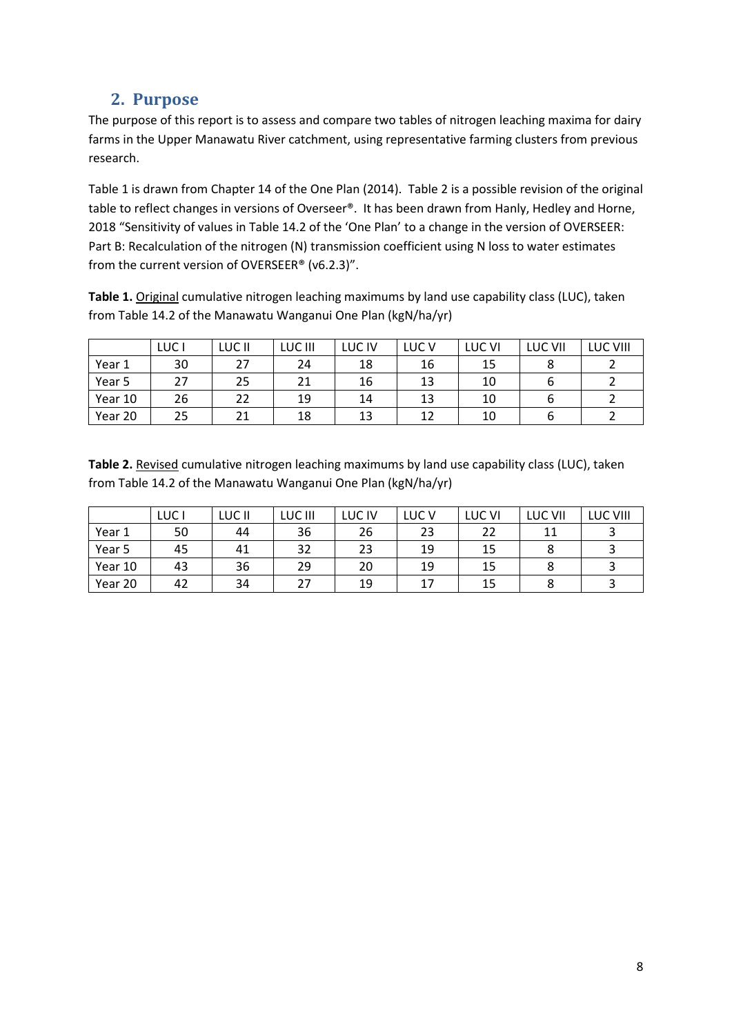## 2. Purpose

The purpose of this report is to assess and compare two tables of nitrogen leaching maxima for dairy farms in the Upper Manawatu River catchment, using representative farming clusters from previous research.

Table 1 is drawn from Chapter 14 of the One Plan (2014). Table 2 is a possible revision of the original table to reflect changes in versions of Overseer®. It has been drawn from Hanly, Hedley and Horne, 2018 "Sensitivity of values in Table 14.2 of the 'One Plan' to a change in the version of OVERSEER: Part B: Recalculation of the nitrogen (N) transmission coefficient using N loss to water estimates from the current version of OVERSEER® (v6.2.3)".

**Table 1.** Original cumulative nitrogen leaching maximums by land use capability class (LUC), taken from Table 14.2 of the Manawatu Wanganui One Plan (kgN/ha/yr)

| | LUC I | LUC II | LUC III | LUC IV | LUC V | LUC VI | LUC VII | LUC VIII |
|---|---|---|---|---|---|---|---|---|
| Year 1 | 30 | 27 | 24 | 18 | 16 | 15 | 8 | 2 |
| Year 5 | 27 | 25 | 21 | 16 | 13 | 10 | 6 | 2 |
| Year 10 | 26 | 22 | 19 | 14 | 13 | 10 | 6 | 2 |
| Year 20 | 25 | 21 | 18 | 13 | 12 | 10 | 6 | 2 |

**Table 2.** Revised cumulative nitrogen leaching maximums by land use capability class (LUC), taken from Table 14.2 of the Manawatu Wanganui One Plan (kgN/ha/yr)

| | LUC I | LUC II | LUC III | LUC IV | LUC V | LUC VI | LUC VII | LUC VIII |
|---|---|---|---|---|---|---|---|---|
| Year 1 | 50 | 44 | 36 | 26 | 23 | 22 | 11 | 3 |
| Year 5 | 45 | 41 | 32 | 23 | 19 | 15 | 8 | 3 |
| Year 10 | 43 | 36 | 29 | 20 | 19 | 15 | 8 | 3 |
| Year 20 | 42 | 34 | 27 | 19 | 17 | 15 | 8 | 3 |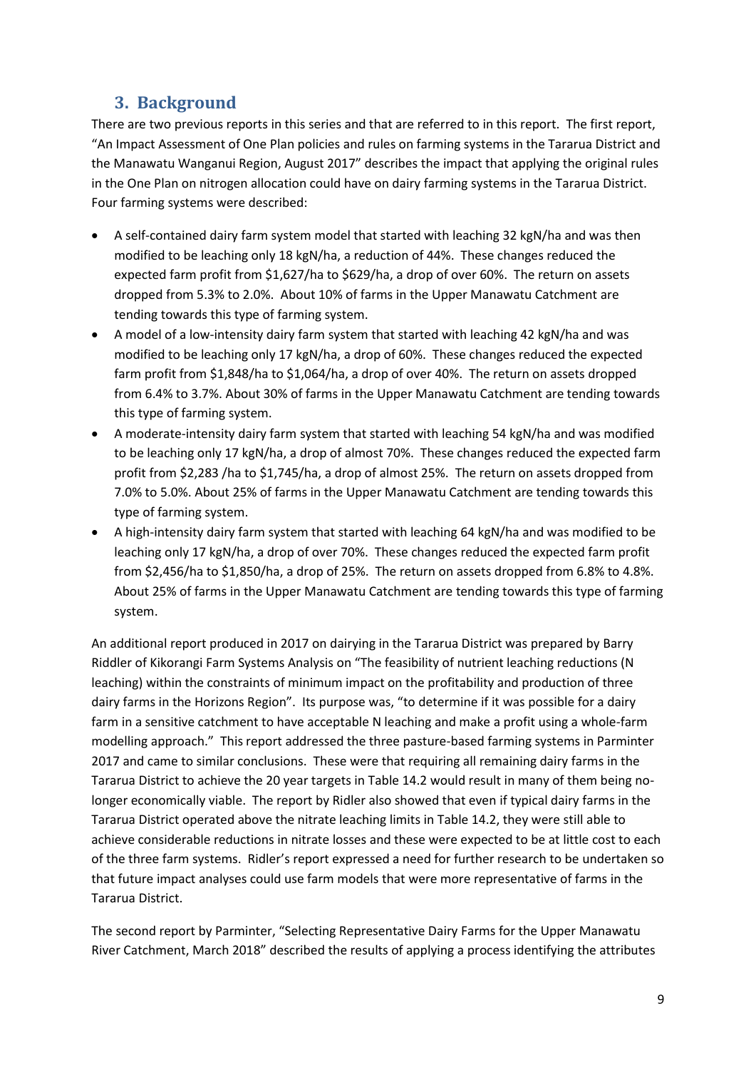## 3. Background

There are two previous reports in this series and that are referred to in this report. The first report, "An Impact Assessment of One Plan policies and rules on farming systems in the Tararua District and the Manawatu Wanganui Region, August 2017" describes the impact that applying the original rules in the One Plan on nitrogen allocation could have on dairy farming systems in the Tararua District. Four farming systems were described:

- A self-contained dairy farm system model that started with leaching 32 kgN/ha and was then modified to be leaching only 18 kgN/ha, a reduction of 44%. These changes reduced the expected farm profit from $1,627/ha to $629/ha, a drop of over 60%. The return on assets dropped from 5.3% to 2.0%. About 10% of farms in the Upper Manawatu Catchment are tending towards this type of farming system.
- A model of a low-intensity dairy farm system that started with leaching 42 kgN/ha and was modified to be leaching only 17 kgN/ha, a drop of 60%. These changes reduced the expected farm profit from $1,848/ha to $1,064/ha, a drop of over 40%. The return on assets dropped from 6.4% to 3.7%. About 30% of farms in the Upper Manawatu Catchment are tending towards this type of farming system.
- A moderate-intensity dairy farm system that started with leaching 54 kgN/ha and was modified to be leaching only 17 kgN/ha, a drop of almost 70%. These changes reduced the expected farm profit from $2,283 /ha to $1,745/ha, a drop of almost 25%. The return on assets dropped from 7.0% to 5.0%. About 25% of farms in the Upper Manawatu Catchment are tending towards this type of farming system.
- A high-intensity dairy farm system that started with leaching 64 kgN/ha and was modified to be leaching only 17 kgN/ha, a drop of over 70%. These changes reduced the expected farm profit from $2,456/ha to $1,850/ha, a drop of 25%. The return on assets dropped from 6.8% to 4.8%. About 25% of farms in the Upper Manawatu Catchment are tending towards this type of farming system.

An additional report produced in 2017 on dairying in the Tararua District was prepared by Barry Riddler of Kikorangi Farm Systems Analysis on "The feasibility of nutrient leaching reductions (N leaching) within the constraints of minimum impact on the profitability and production of three dairy farms in the Horizons Region". Its purpose was, "to determine if it was possible for a dairy farm in a sensitive catchment to have acceptable N leaching and make a profit using a whole-farm modelling approach." This report addressed the three pasture-based farming systems in Parminter 2017 and came to similar conclusions. These were that requiring all remaining dairy farms in the Tararua District to achieve the 20 year targets in Table 14.2 would result in many of them being no-longer economically viable. The report by Ridler also showed that even if typical dairy farms in the Tararua District operated above the nitrate leaching limits in Table 14.2, they were still able to achieve considerable reductions in nitrate losses and these were expected to be at little cost to each of the three farm systems. Ridler's report expressed a need for further research to be undertaken so that future impact analyses could use farm models that were more representative of farms in the Tararua District.

The second report by Parminter, "Selecting Representative Dairy Farms for the Upper Manawatu River Catchment, March 2018" described the results of applying a process identifying the attributes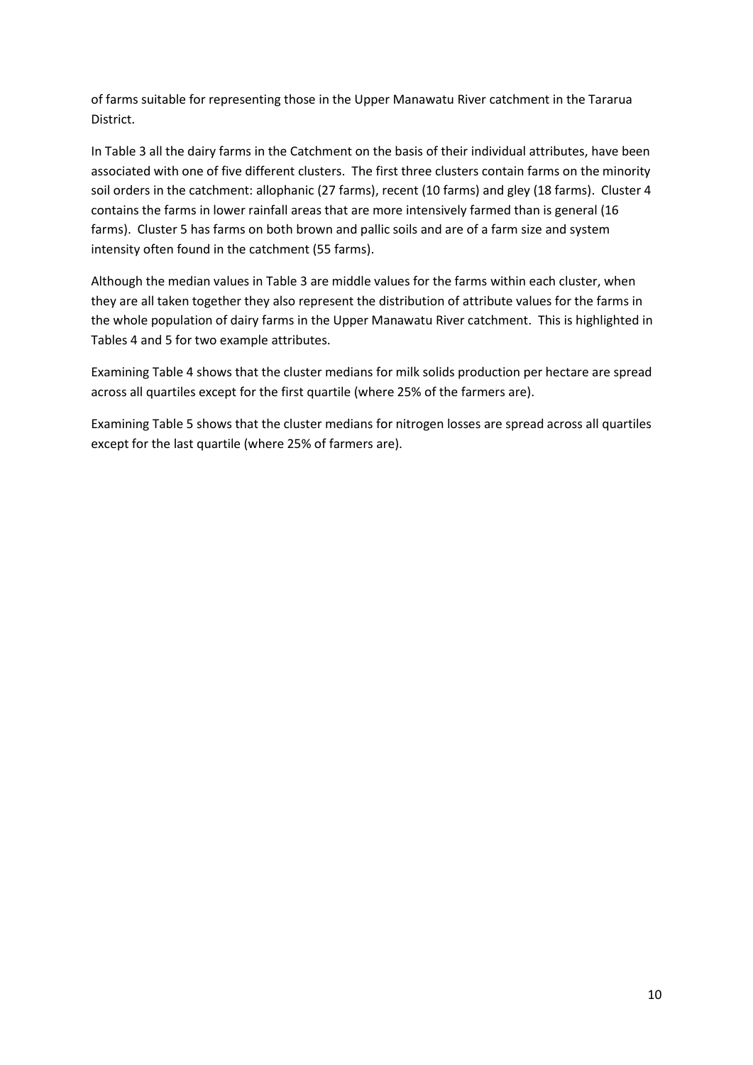of farms suitable for representing those in the Upper Manawatu River catchment in the Tararua District.

In Table 3 all the dairy farms in the Catchment on the basis of their individual attributes, have been associated with one of five different clusters. The first three clusters contain farms on the minority soil orders in the catchment: allophanic (27 farms), recent (10 farms) and gley (18 farms). Cluster 4 contains the farms in lower rainfall areas that are more intensively farmed than is general (16 farms). Cluster 5 has farms on both brown and pallic soils and are of a farm size and system intensity often found in the catchment (55 farms).

Although the median values in Table 3 are middle values for the farms within each cluster, when they are all taken together they also represent the distribution of attribute values for the farms in the whole population of dairy farms in the Upper Manawatu River catchment. This is highlighted in Tables 4 and 5 for two example attributes.

Examining Table 4 shows that the cluster medians for milk solids production per hectare are spread across all quartiles except for the first quartile (where 25% of the farmers are).

Examining Table 5 shows that the cluster medians for nitrogen losses are spread across all quartiles except for the last quartile (where 25% of farmers are).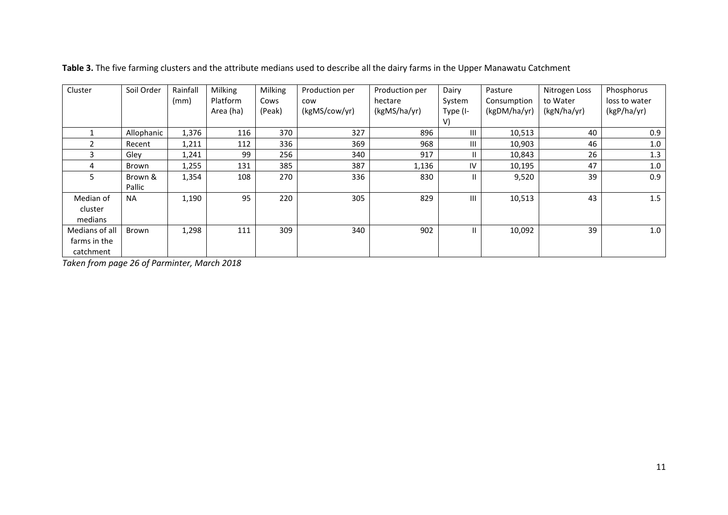**Table 3.** The five farming clusters and the attribute medians used to describe all the dairy farms in the Upper Manawatu Catchment

| Cluster | Soil Order | Rainfall (mm) | Milking Platform Area (ha) | Milking Cows (Peak) | Production per cow (kgMS/cow/yr) | Production per hectare (kgMS/ha/yr) | Dairy System Type (I-V) | Pasture Consumption (kgDM/ha/yr) | Nitrogen Loss to Water (kgN/ha/yr) | Phosphorus loss to water (kgP/ha/yr) |
|---|---|---|---|---|---|---|---|---|---|---|
| 1 | Allophanic | 1,376 | 116 | 370 | 327 | 896 | III | 10,513 | 40 | 0.9 |
| 2 | Recent | 1,211 | 112 | 336 | 369 | 968 | III | 10,903 | 46 | 1.0 |
| 3 | Gley | 1,241 | 99 | 256 | 340 | 917 | II | 10,843 | 26 | 1.3 |
| 4 | Brown | 1,255 | 131 | 385 | 387 | 1,136 | IV | 10,195 | 47 | 1.0 |
| 5 | Brown & Pallic | 1,354 | 108 | 270 | 336 | 830 | II | 9,520 | 39 | 0.9 |
| Median of cluster medians | NA | 1,190 | 95 | 220 | 305 | 829 | III | 10,513 | 43 | 1.5 |
| Medians of all farms in the catchment | Brown | 1,298 | 111 | 309 | 340 | 902 | II | 10,092 | 39 | 1.0 |

*Taken from page 26 of Parminter, March 2018*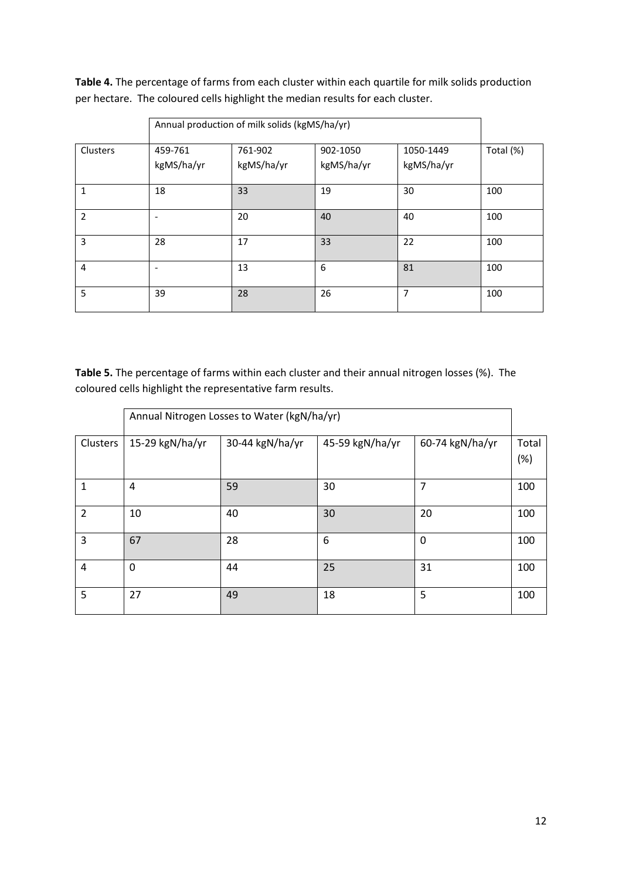**Table 4.** The percentage of farms from each cluster within each quartile for milk solids production per hectare. The coloured cells highlight the median results for each cluster.

| | Annual production of milk solids (kgMS/ha/yr) | | | | |
|---|---|---|---|---|---|
| Clusters | 459-761 kgMS/ha/yr | 761-902 kgMS/ha/yr | 902-1050 kgMS/ha/yr | 1050-1449 kgMS/ha/yr | Total (%) |
| 1 | 18 | 33 | 19 | 30 | 100 |
| 2 | - | 20 | 40 | 40 | 100 |
| 3 | 28 | 17 | 33 | 22 | 100 |
| 4 | - | 13 | 6 | 81 | 100 |
| 5 | 39 | 28 | 26 | 7 | 100 |

**Table 5.** The percentage of farms within each cluster and their annual nitrogen losses (%). The coloured cells highlight the representative farm results.

| | Annual Nitrogen Losses to Water (kgN/ha/yr) | | | | |
|---|---|---|---|---|---|
| Clusters | 15-29 kgN/ha/yr | 30-44 kgN/ha/yr | 45-59 kgN/ha/yr | 60-74 kgN/ha/yr | Total (%) |
| 1 | 4 | 59 | 30 | 7 | 100 |
| 2 | 10 | 40 | 30 | 20 | 100 |
| 3 | 67 | 28 | 6 | 0 | 100 |
| 4 | 0 | 44 | 25 | 31 | 100 |
| 5 | 27 | 49 | 18 | 5 | 100 |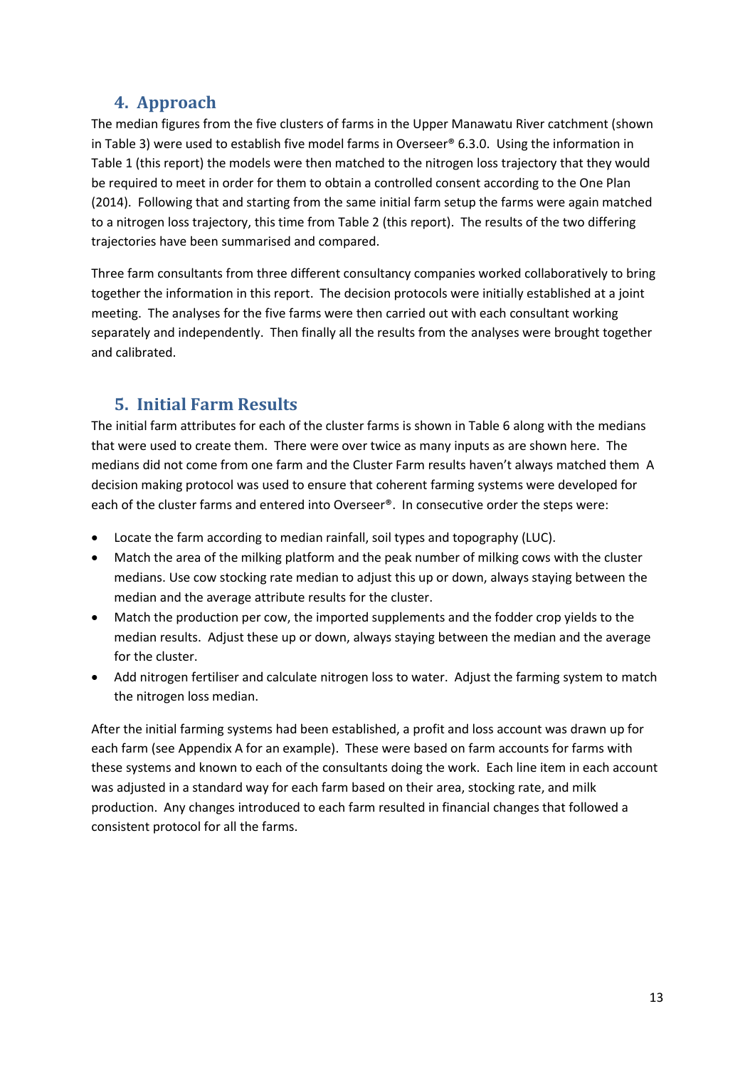## 4. Approach

The median figures from the five clusters of farms in the Upper Manawatu River catchment (shown in Table 3) were used to establish five model farms in Overseer® 6.3.0. Using the information in Table 1 (this report) the models were then matched to the nitrogen loss trajectory that they would be required to meet in order for them to obtain a controlled consent according to the One Plan (2014). Following that and starting from the same initial farm setup the farms were again matched to a nitrogen loss trajectory, this time from Table 2 (this report). The results of the two differing trajectories have been summarised and compared.

Three farm consultants from three different consultancy companies worked collaboratively to bring together the information in this report. The decision protocols were initially established at a joint meeting. The analyses for the five farms were then carried out with each consultant working separately and independently. Then finally all the results from the analyses were brought together and calibrated.

## 5. Initial Farm Results

The initial farm attributes for each of the cluster farms is shown in Table 6 along with the medians that were used to create them. There were over twice as many inputs as are shown here. The medians did not come from one farm and the Cluster Farm results haven't always matched them A decision making protocol was used to ensure that coherent farming systems were developed for each of the cluster farms and entered into Overseer®. In consecutive order the steps were:

- Locate the farm according to median rainfall, soil types and topography (LUC).
- Match the area of the milking platform and the peak number of milking cows with the cluster medians. Use cow stocking rate median to adjust this up or down, always staying between the median and the average attribute results for the cluster.
- Match the production per cow, the imported supplements and the fodder crop yields to the median results. Adjust these up or down, always staying between the median and the average for the cluster.
- Add nitrogen fertiliser and calculate nitrogen loss to water. Adjust the farming system to match the nitrogen loss median.

After the initial farming systems had been established, a profit and loss account was drawn up for each farm (see Appendix A for an example). These were based on farm accounts for farms with these systems and known to each of the consultants doing the work. Each line item in each account was adjusted in a standard way for each farm based on their area, stocking rate, and milk production. Any changes introduced to each farm resulted in financial changes that followed a consistent protocol for all the farms.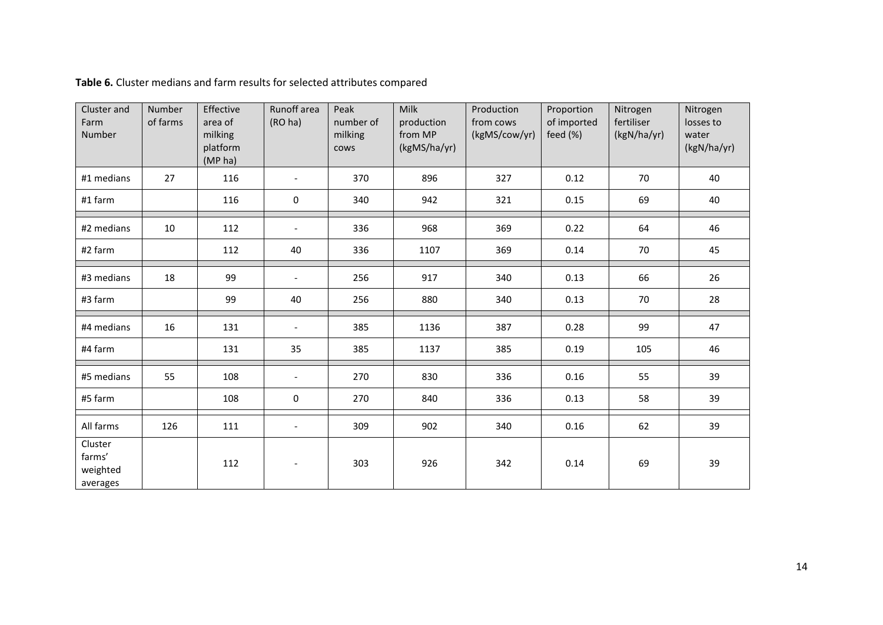**Table 6.** Cluster medians and farm results for selected attributes compared

| Cluster and Farm Number | Number of farms | Effective area of milking platform (MP ha) | Runoff area (RO ha) | Peak number of milking cows | Milk production from MP (kgMS/ha/yr) | Production from cows (kgMS/cow/yr) | Proportion of imported feed (%) | Nitrogen fertiliser (kgN/ha/yr) | Nitrogen losses to water (kgN/ha/yr) |
|---|---|---|---|---|---|---|---|---|---|
| #1 medians | 27 | 116 | - | 370 | 896 | 327 | 0.12 | 70 | 40 |
| #1 farm | | 116 | 0 | 340 | 942 | 321 | 0.15 | 69 | 40 |
| #2 medians | 10 | 112 | - | 336 | 968 | 369 | 0.22 | 64 | 46 |
| #2 farm | | 112 | 40 | 336 | 1107 | 369 | 0.14 | 70 | 45 |
| #3 medians | 18 | 99 | - | 256 | 917 | 340 | 0.13 | 66 | 26 |
| #3 farm | | 99 | 40 | 256 | 880 | 340 | 0.13 | 70 | 28 |
| #4 medians | 16 | 131 | - | 385 | 1136 | 387 | 0.28 | 99 | 47 |
| #4 farm | | 131 | 35 | 385 | 1137 | 385 | 0.19 | 105 | 46 |
| #5 medians | 55 | 108 | - | 270 | 830 | 336 | 0.16 | 55 | 39 |
| #5 farm | | 108 | 0 | 270 | 840 | 336 | 0.13 | 58 | 39 |
| All farms | 126 | 111 | - | 309 | 902 | 340 | 0.16 | 62 | 39 |
| Cluster farms' weighted averages | | 112 | - | 303 | 926 | 342 | 0.14 | 69 | 39 |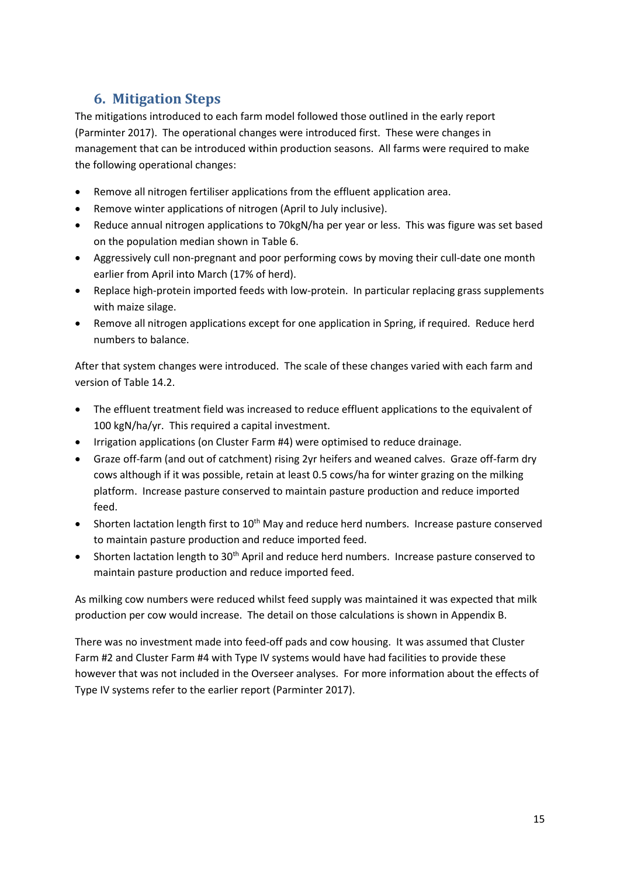## 6. Mitigation Steps

The mitigations introduced to each farm model followed those outlined in the early report (Parminter 2017). The operational changes were introduced first. These were changes in management that can be introduced within production seasons. All farms were required to make the following operational changes:

- Remove all nitrogen fertiliser applications from the effluent application area.
- Remove winter applications of nitrogen (April to July inclusive).
- Reduce annual nitrogen applications to 70kgN/ha per year or less. This was figure was set based on the population median shown in Table 6.
- Aggressively cull non-pregnant and poor performing cows by moving their cull-date one month earlier from April into March (17% of herd).
- Replace high-protein imported feeds with low-protein. In particular replacing grass supplements with maize silage.
- Remove all nitrogen applications except for one application in Spring, if required. Reduce herd numbers to balance.

After that system changes were introduced. The scale of these changes varied with each farm and version of Table 14.2.

- The effluent treatment field was increased to reduce effluent applications to the equivalent of 100 kgN/ha/yr. This required a capital investment.
- Irrigation applications (on Cluster Farm #4) were optimised to reduce drainage.
- Graze off-farm (and out of catchment) rising 2yr heifers and weaned calves. Graze off-farm dry cows although if it was possible, retain at least 0.5 cows/ha for winter grazing on the milking platform. Increase pasture conserved to maintain pasture production and reduce imported feed.
- Shorten lactation length first to 10th May and reduce herd numbers. Increase pasture conserved to maintain pasture production and reduce imported feed.
- Shorten lactation length to 30th April and reduce herd numbers. Increase pasture conserved to maintain pasture production and reduce imported feed.

As milking cow numbers were reduced whilst feed supply was maintained it was expected that milk production per cow would increase. The detail on those calculations is shown in Appendix B.

There was no investment made into feed-off pads and cow housing. It was assumed that Cluster Farm #2 and Cluster Farm #4 with Type IV systems would have had facilities to provide these however that was not included in the Overseer analyses. For more information about the effects of Type IV systems refer to the earlier report (Parminter 2017).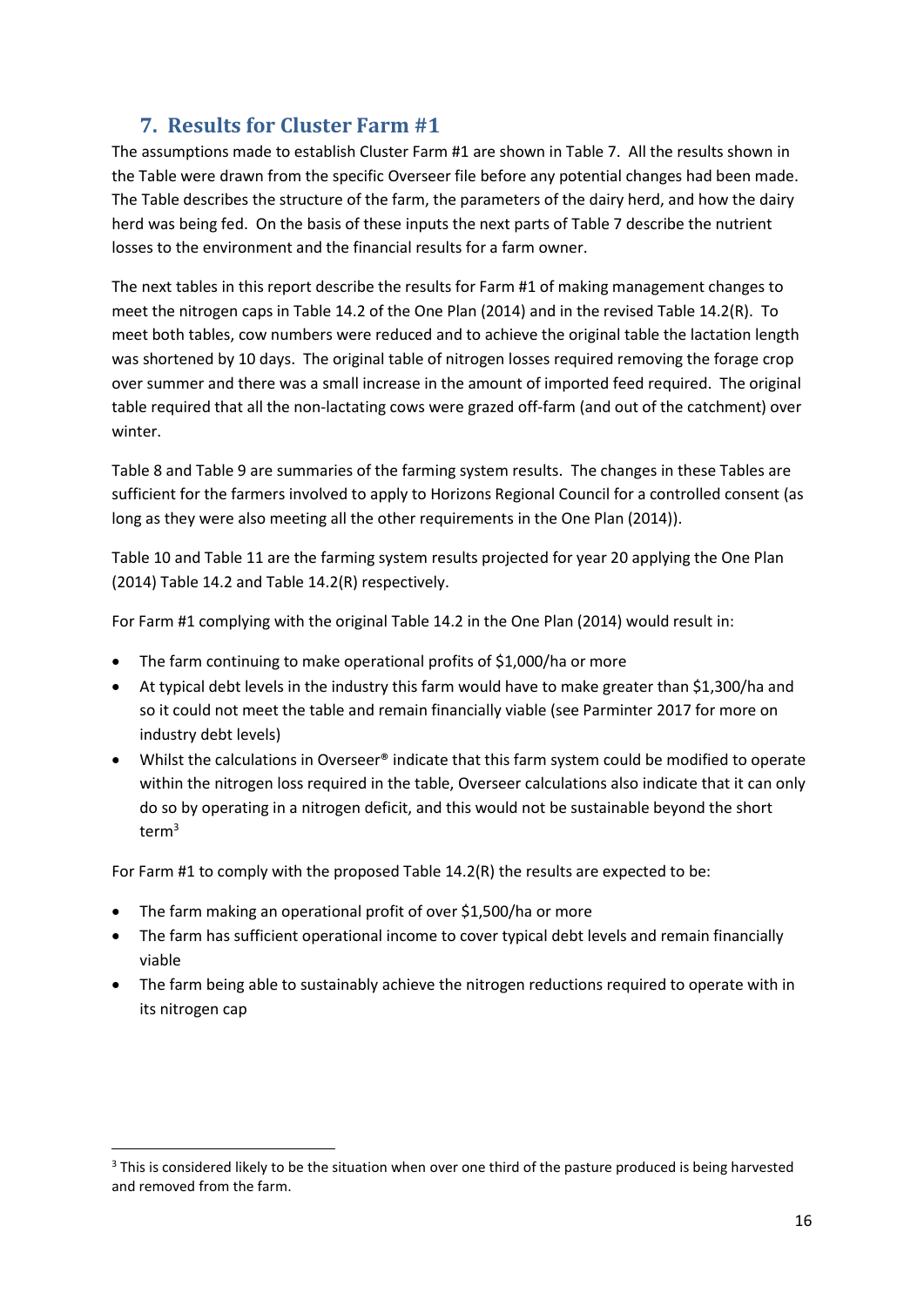## 7. Results for Cluster Farm #1

The assumptions made to establish Cluster Farm #1 are shown in Table 7. All the results shown in the Table were drawn from the specific Overseer file before any potential changes had been made. The Table describes the structure of the farm, the parameters of the dairy herd, and how the dairy herd was being fed. On the basis of these inputs the next parts of Table 7 describe the nutrient losses to the environment and the financial results for a farm owner.

The next tables in this report describe the results for Farm #1 of making management changes to meet the nitrogen caps in Table 14.2 of the One Plan (2014) and in the revised Table 14.2(R). To meet both tables, cow numbers were reduced and to achieve the original table the lactation length was shortened by 10 days. The original table of nitrogen losses required removing the forage crop over summer and there was a small increase in the amount of imported feed required. The original table required that all the non-lactating cows were grazed off-farm (and out of the catchment) over winter.

Table 8 and Table 9 are summaries of the farming system results. The changes in these Tables are sufficient for the farmers involved to apply to Horizons Regional Council for a controlled consent (as long as they were also meeting all the other requirements in the One Plan (2014)).

Table 10 and Table 11 are the farming system results projected for year 20 applying the One Plan (2014) Table 14.2 and Table 14.2(R) respectively.

For Farm #1 complying with the original Table 14.2 in the One Plan (2014) would result in:

- The farm continuing to make operational profits of $1,000/ha or more
- At typical debt levels in the industry this farm would have to make greater than $1,300/ha and so it could not meet the table and remain financially viable (see Parminter 2017 for more on industry debt levels)
- Whilst the calculations in Overseer® indicate that this farm system could be modified to operate within the nitrogen loss required in the table, Overseer calculations also indicate that it can only do so by operating in a nitrogen deficit, and this would not be sustainable beyond the short term[3]

For Farm #1 to comply with the proposed Table 14.2(R) the results are expected to be:

- The farm making an operational profit of over $1,500/ha or more
- The farm has sufficient operational income to cover typical debt levels and remain financially viable
- The farm being able to sustainably achieve the nitrogen reductions required to operate with in its nitrogen cap

[3] This is considered likely to be the situation when over one third of the pasture produced is being harvested and removed from the farm.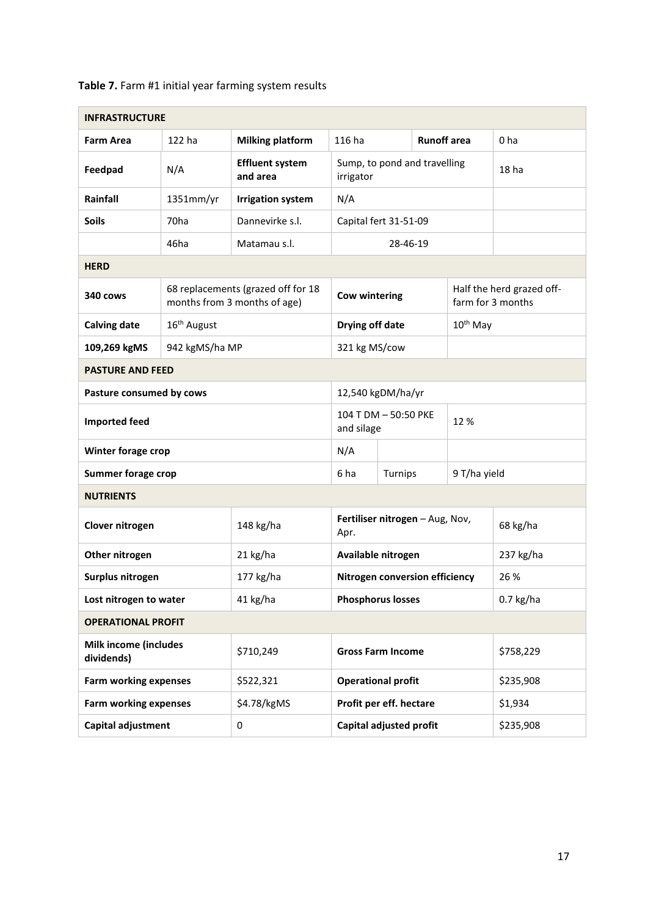**Table 7.** Farm #1 initial year farming system results

| **INFRASTRUCTURE** | | | | | | |
|---|---|---|---|---|---|---|
| **Farm Area** | 122 ha | **Milking platform** | 116 ha | | **Runoff area** | 0 ha |
| **Feedpad** | N/A | **Effluent system and area** | Sump, to pond and travelling irrigator | | | 18 ha |
| **Rainfall** | 1351mm/yr | **Irrigation system** | N/A | | | |
| **Soils** | 70ha | Dannevirke s.l. | Capital fert 31-51-09 | | | |
| | 46ha | Matamau s.l. | 28-46-19 | | | |
| **HERD** | | | | | | |
| **340 cows** | 68 replacements (grazed off for 18 months from 3 months of age) | | **Cow wintering** | | Half the herd grazed off-farm for 3 months | |
| **Calving date** | 16th August | | **Drying off date** | | 10th May | |
| **109,269 kgMS** | 942 kgMS/ha MP | | 321 kg MS/cow | | | |
| **PASTURE AND FEED** | | | | | | |
| **Pasture consumed by cows** | | | 12,540 kgDM/ha/yr | | | |
| **Imported feed** | | | 104 T DM – 50:50 PKE and silage | | 12 % | |
| **Winter forage crop** | | | N/A | | | |
| **Summer forage crop** | | | 6 ha | Turnips | 9 T/ha yield | |
| **NUTRIENTS** | | | | | | |
| **Clover nitrogen** | | 148 kg/ha | **Fertiliser nitrogen** – Aug, Nov, Apr. | | | 68 kg/ha |
| **Other nitrogen** | | 21 kg/ha | **Available nitrogen** | | | 237 kg/ha |
| **Surplus nitrogen** | | 177 kg/ha | **Nitrogen conversion efficiency** | | | 26 % |
| **Lost nitrogen to water** | | 41 kg/ha | **Phosphorus losses** | | | 0.7 kg/ha |
| **OPERATIONAL PROFIT** | | | | | | |
| **Milk income (includes dividends)** | | $710,249 | **Gross Farm Income** | | | $758,229 |
| **Farm working expenses** | | $522,321 | **Operational profit** | | | $235,908 |
| **Farm working expenses** | | $4.78/kgMS | **Profit per eff. hectare** | | | $1,934 |
| **Capital adjustment** | | 0 | **Capital adjusted profit** | | | $235,908 |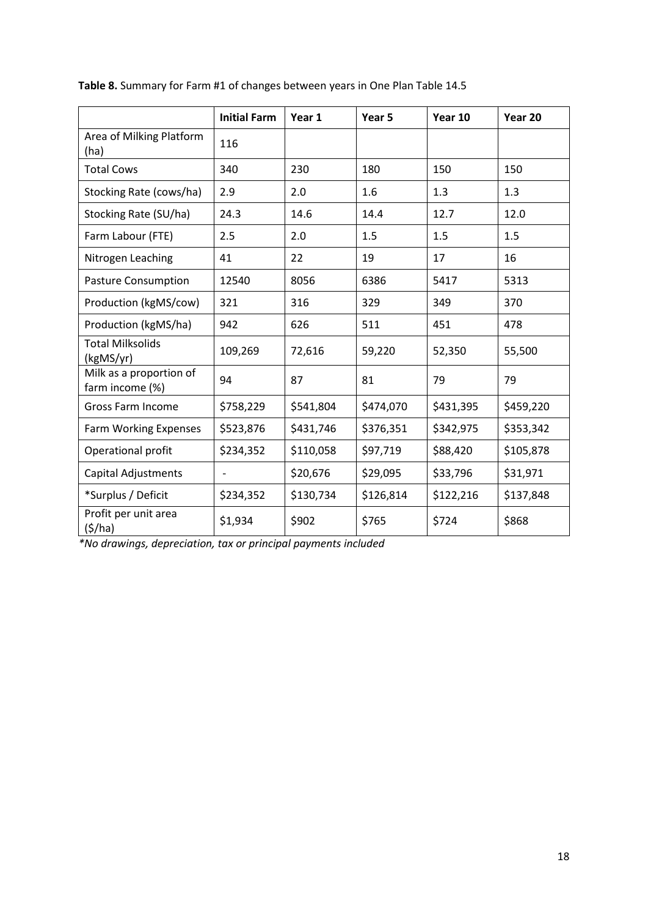**Table 8.** Summary for Farm #1 of changes between years in One Plan Table 14.5

| | Initial Farm | Year 1 | Year 5 | Year 10 | Year 20 |
|---|---|---|---|---|---|
| Area of Milking Platform (ha) | 116 | | | | |
| Total Cows | 340 | 230 | 180 | 150 | 150 |
| Stocking Rate (cows/ha) | 2.9 | 2.0 | 1.6 | 1.3 | 1.3 |
| Stocking Rate (SU/ha) | 24.3 | 14.6 | 14.4 | 12.7 | 12.0 |
| Farm Labour (FTE) | 2.5 | 2.0 | 1.5 | 1.5 | 1.5 |
| Nitrogen Leaching | 41 | 22 | 19 | 17 | 16 |
| Pasture Consumption | 12540 | 8056 | 6386 | 5417 | 5313 |
| Production (kgMS/cow) | 321 | 316 | 329 | 349 | 370 |
| Production (kgMS/ha) | 942 | 626 | 511 | 451 | 478 |
| Total Milksolids (kgMS/yr) | 109,269 | 72,616 | 59,220 | 52,350 | 55,500 |
| Milk as a proportion of farm income (%) | 94 | 87 | 81 | 79 | 79 |
| Gross Farm Income | $758,229 | $541,804 | $474,070 | $431,395 | $459,220 |
| Farm Working Expenses | $523,876 | $431,746 | $376,351 | $342,975 | $353,342 |
| Operational profit | $234,352 | $110,058 | $97,719 | $88,420 | $105,878 |
| Capital Adjustments | - | $20,676 | $29,095 | $33,796 | $31,971 |
| *Surplus / Deficit | $234,352 | $130,734 | $126,814 | $122,216 | $137,848 |
| Profit per unit area ($/ha) | $1,934 | $902 | $765 | $724 | $868 |

*\*No drawings, depreciation, tax or principal payments included*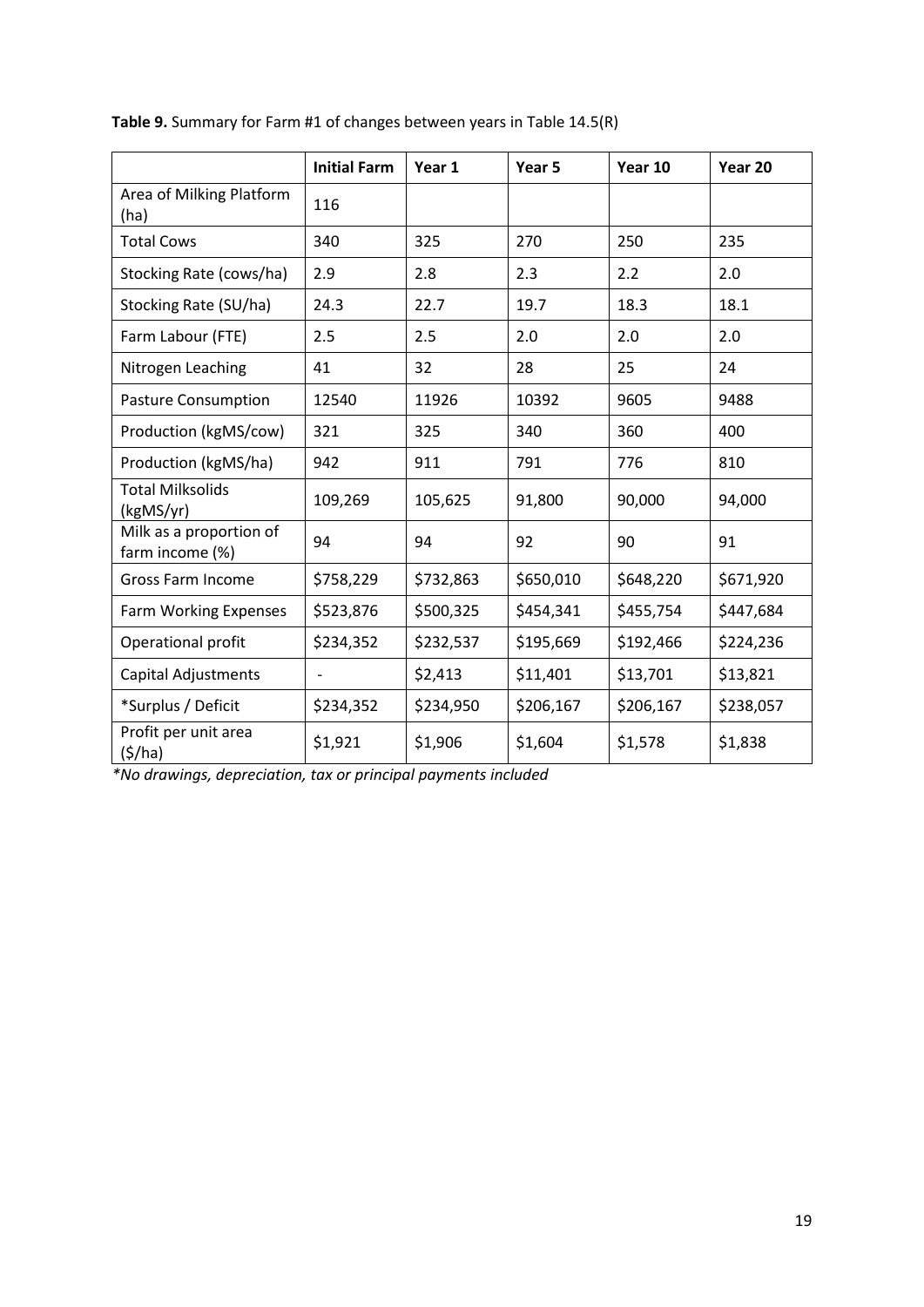**Table 9.** Summary for Farm #1 of changes between years in Table 14.5(R)

| | Initial Farm | Year 1 | Year 5 | Year 10 | Year 20 |
|---|---|---|---|---|---|
| Area of Milking Platform (ha) | 116 | | | | |
| Total Cows | 340 | 325 | 270 | 250 | 235 |
| Stocking Rate (cows/ha) | 2.9 | 2.8 | 2.3 | 2.2 | 2.0 |
| Stocking Rate (SU/ha) | 24.3 | 22.7 | 19.7 | 18.3 | 18.1 |
| Farm Labour (FTE) | 2.5 | 2.5 | 2.0 | 2.0 | 2.0 |
| Nitrogen Leaching | 41 | 32 | 28 | 25 | 24 |
| Pasture Consumption | 12540 | 11926 | 10392 | 9605 | 9488 |
| Production (kgMS/cow) | 321 | 325 | 340 | 360 | 400 |
| Production (kgMS/ha) | 942 | 911 | 791 | 776 | 810 |
| Total Milksolids (kgMS/yr) | 109,269 | 105,625 | 91,800 | 90,000 | 94,000 |
| Milk as a proportion of farm income (%) | 94 | 94 | 92 | 90 | 91 |
| Gross Farm Income | $758,229 | $732,863 | $650,010 | $648,220 | $671,920 |
| Farm Working Expenses | $523,876 | $500,325 | $454,341 | $455,754 | $447,684 |
| Operational profit | $234,352 | $232,537 | $195,669 | $192,466 | $224,236 |
| Capital Adjustments | - | $2,413 | $11,401 | $13,701 | $13,821 |
| *Surplus / Deficit | $234,352 | $234,950 | $206,167 | $206,167 | $238,057 |
| Profit per unit area ($/ha) | $1,921 | $1,906 | $1,604 | $1,578 | $1,838 |

*\*No drawings, depreciation, tax or principal payments included*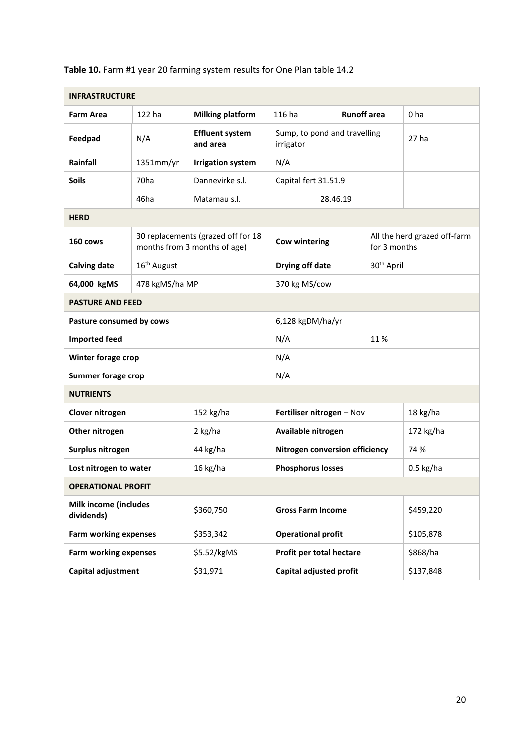**Table 10.** Farm #1 year 20 farming system results for One Plan table 14.2

| **INFRASTRUCTURE** | | | | | |
|---|---|---|---|---|---|
| **Farm Area** | 122 ha | **Milking platform** | 116 ha | **Runoff area** | 0 ha |
| **Feedpad** | N/A | **Effluent system and area** | Sump, to pond and travelling irrigator | | 27 ha |
| **Rainfall** | 1351mm/yr | **Irrigation system** | N/A | | |
| **Soils** | 70ha | Dannevirke s.l. | Capital fert 31.51.9 | | |
| | 46ha | Matamau s.l. | 28.46.19 | | |
| **HERD** | | | | | |
| **160 cows** | 30 replacements (grazed off for 18 months from 3 months of age) | | **Cow wintering** | All the herd grazed off-farm for 3 months | |
| **Calving date** | 16th August | | **Drying off date** | 30th April | |
| **64,000 kgMS** | 478 kgMS/ha MP | | 370 kg MS/cow | | |
| **PASTURE AND FEED** | | | | | |
| **Pasture consumed by cows** | | | 6,128 kgDM/ha/yr | | |
| **Imported feed** | | | N/A | 11 % | |
| **Winter forage crop** | | | N/A | | |
| **Summer forage crop** | | | N/A | | |
| **NUTRIENTS** | | | | | |
| **Clover nitrogen** | | 152 kg/ha | **Fertiliser nitrogen** – Nov | | 18 kg/ha |
| **Other nitrogen** | | 2 kg/ha | **Available nitrogen** | | 172 kg/ha |
| **Surplus nitrogen** | | 44 kg/ha | **Nitrogen conversion efficiency** | | 74 % |
| **Lost nitrogen to water** | | 16 kg/ha | **Phosphorus losses** | | 0.5 kg/ha |
| **OPERATIONAL PROFIT** | | | | | |
| **Milk income (includes dividends)** | | $360,750 | **Gross Farm Income** | | $459,220 |
| **Farm working expenses** | | $353,342 | **Operational profit** | | $105,878 |
| **Farm working expenses** | | $5.52/kgMS | **Profit per total hectare** | | $868/ha |
| **Capital adjustment** | | $31,971 | **Capital adjusted profit** | | $137,848 |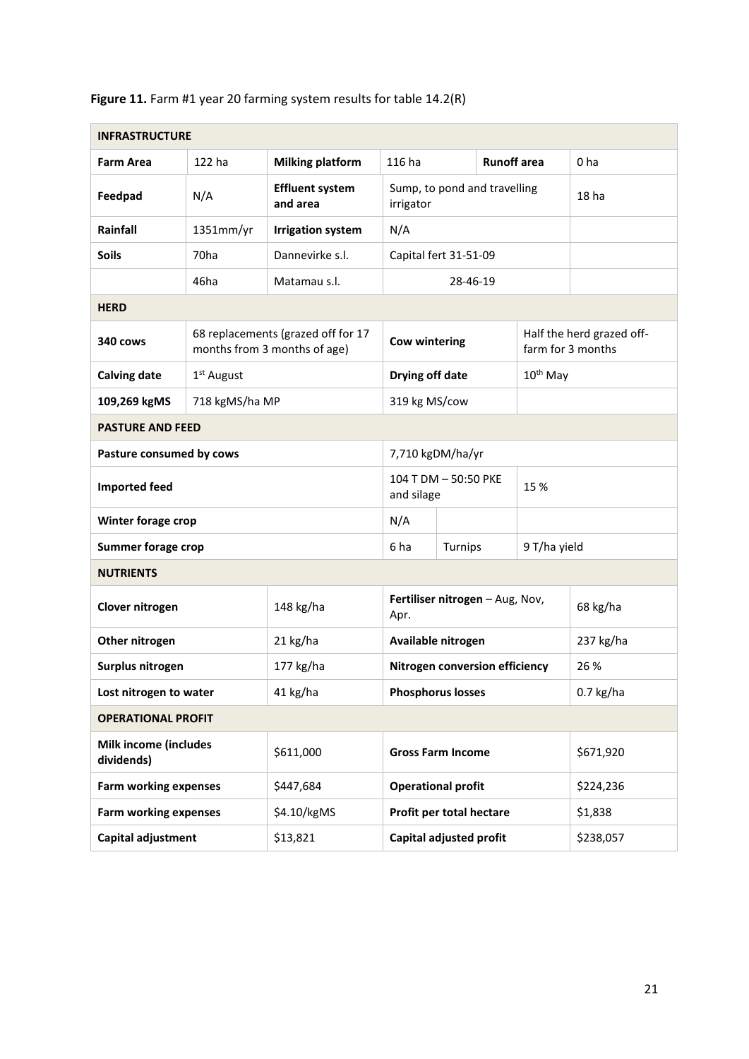**Figure 11.** Farm #1 year 20 farming system results for table 14.2(R)

| INFRASTRUCTURE | | | | | | |
|---|---|---|---|---|---|---|
| **Farm Area** | 122 ha | **Milking platform** | 116 ha | | **Runoff area** | 0 ha |
| **Feedpad** | N/A | **Effluent system and area** | Sump, to pond and travelling irrigator | | | 18 ha |
| **Rainfall** | 1351mm/yr | **Irrigation system** | N/A | | | |
| **Soils** | 70ha | Dannevirke s.l. | Capital fert 31-51-09 | | | |
| | 46ha | Matamau s.l. | 28-46-19 | | | |
| **HERD** | | | | | | |
| **340 cows** | 68 replacements (grazed off for 17 months from 3 months of age) | | **Cow wintering** | | Half the herd grazed off-farm for 3 months | |
| **Calving date** | 1st August | | **Drying off date** | | 10th May | |
| **109,269 kgMS** | 718 kgMS/ha MP | | 319 kg MS/cow | | | |
| **PASTURE AND FEED** | | | | | | |
| **Pasture consumed by cows** | | | 7,710 kgDM/ha/yr | | | |
| **Imported feed** | | | 104 T DM – 50:50 PKE and silage | | 15 % | |
| **Winter forage crop** | | | N/A | | | |
| **Summer forage crop** | | | 6 ha | Turnips | 9 T/ha yield | |
| **NUTRIENTS** | | | | | | |
| **Clover nitrogen** | | 148 kg/ha | **Fertiliser nitrogen** – Aug, Nov, Apr. | | | 68 kg/ha |
| **Other nitrogen** | | 21 kg/ha | **Available nitrogen** | | | 237 kg/ha |
| **Surplus nitrogen** | | 177 kg/ha | **Nitrogen conversion efficiency** | | | 26 % |
| **Lost nitrogen to water** | | 41 kg/ha | **Phosphorus losses** | | | 0.7 kg/ha |
| **OPERATIONAL PROFIT** | | | | | | |
| **Milk income (includes dividends)** | | $611,000 | **Gross Farm Income** | | | $671,920 |
| **Farm working expenses** | | $447,684 | **Operational profit** | | | $224,236 |
| **Farm working expenses** | | $4.10/kgMS | **Profit per total hectare** | | | $1,838 |
| **Capital adjustment** | | $13,821 | **Capital adjusted profit** | | | $238,057 |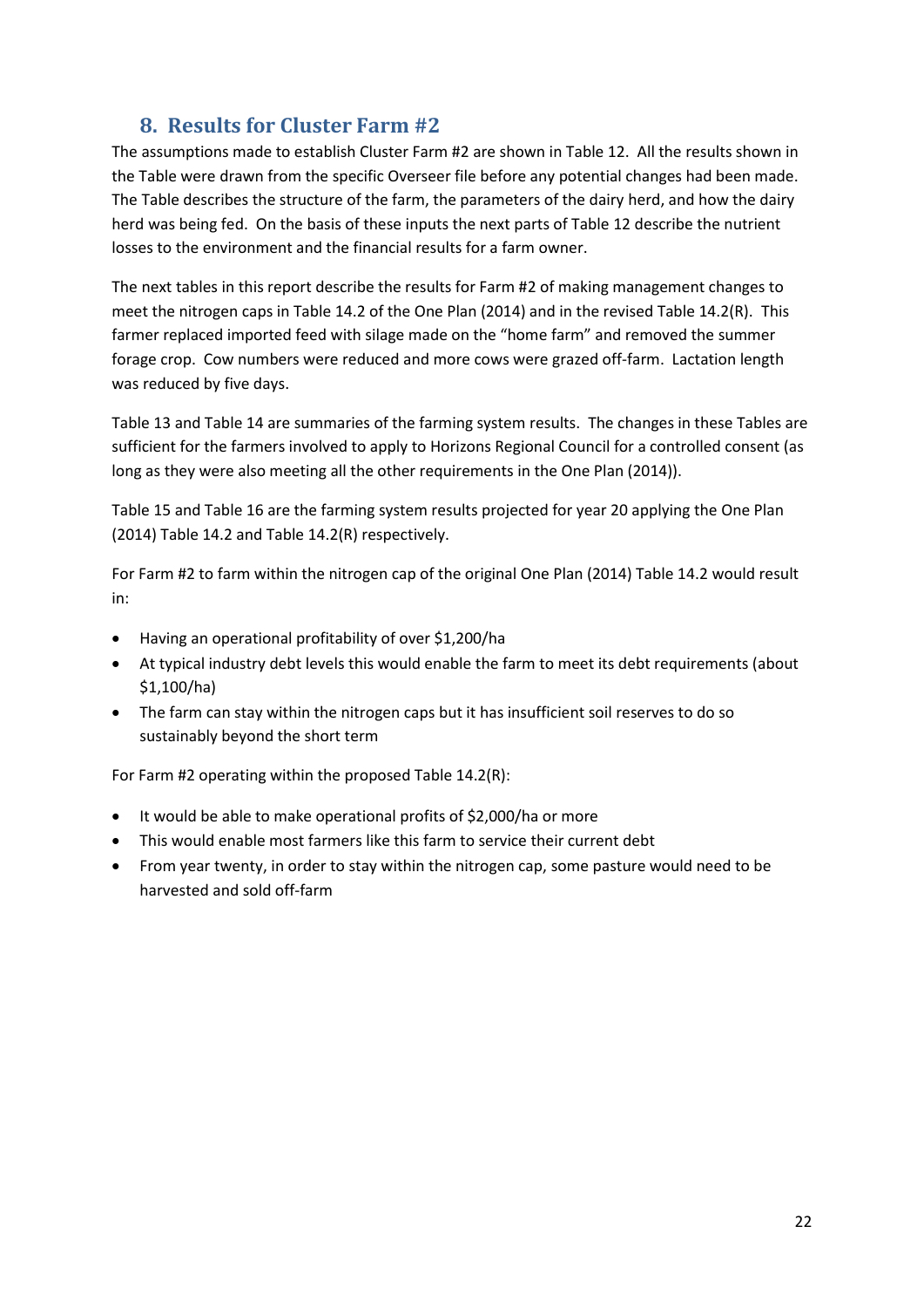## 8. Results for Cluster Farm #2

The assumptions made to establish Cluster Farm #2 are shown in Table 12. All the results shown in the Table were drawn from the specific Overseer file before any potential changes had been made. The Table describes the structure of the farm, the parameters of the dairy herd, and how the dairy herd was being fed. On the basis of these inputs the next parts of Table 12 describe the nutrient losses to the environment and the financial results for a farm owner.

The next tables in this report describe the results for Farm #2 of making management changes to meet the nitrogen caps in Table 14.2 of the One Plan (2014) and in the revised Table 14.2(R). This farmer replaced imported feed with silage made on the "home farm" and removed the summer forage crop. Cow numbers were reduced and more cows were grazed off-farm. Lactation length was reduced by five days.

Table 13 and Table 14 are summaries of the farming system results. The changes in these Tables are sufficient for the farmers involved to apply to Horizons Regional Council for a controlled consent (as long as they were also meeting all the other requirements in the One Plan (2014)).

Table 15 and Table 16 are the farming system results projected for year 20 applying the One Plan (2014) Table 14.2 and Table 14.2(R) respectively.

For Farm #2 to farm within the nitrogen cap of the original One Plan (2014) Table 14.2 would result in:

- Having an operational profitability of over $1,200/ha
- At typical industry debt levels this would enable the farm to meet its debt requirements (about $1,100/ha)
- The farm can stay within the nitrogen caps but it has insufficient soil reserves to do so sustainably beyond the short term

For Farm #2 operating within the proposed Table 14.2(R):

- It would be able to make operational profits of $2,000/ha or more
- This would enable most farmers like this farm to service their current debt
- From year twenty, in order to stay within the nitrogen cap, some pasture would need to be harvested and sold off-farm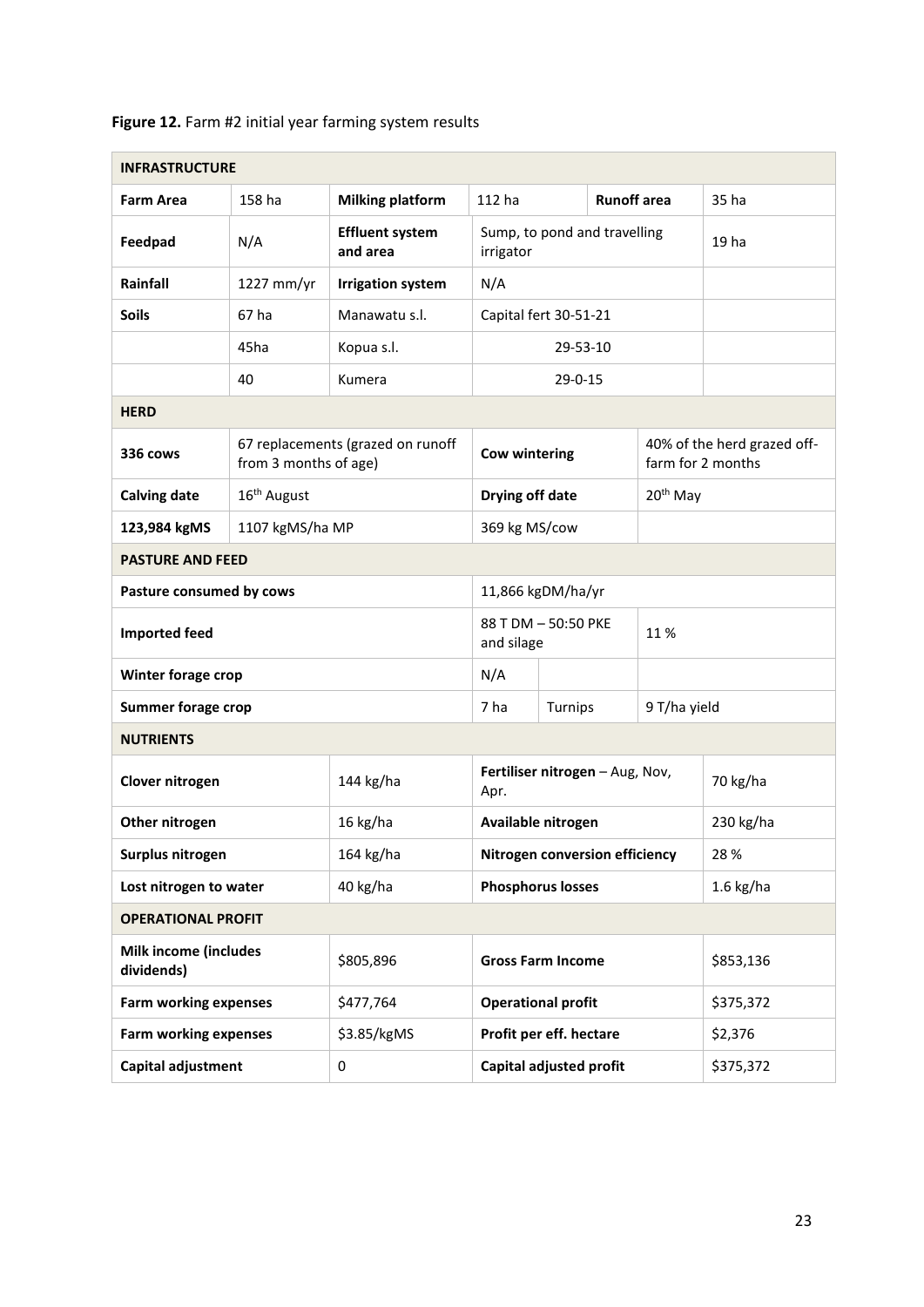**Figure 12.** Farm #2 initial year farming system results

| INFRASTRUCTURE | | | | | | |
|---|---|---|---|---|---|---|
| **Farm Area** | 158 ha | **Milking platform** | 112 ha | | **Runoff area** | 35 ha |
| **Feedpad** | N/A | **Effluent system and area** | Sump, to pond and travelling irrigator | | | 19 ha |
| **Rainfall** | 1227 mm/yr | **Irrigation system** | N/A | | | |
| **Soils** | 67 ha | Manawatu s.l. | Capital fert 30-51-21 | | | |
| | 45ha | Kopua s.l. | 29-53-10 | | | |
| | 40 | Kumera | 29-0-15 | | | |
| **HERD** | | | | | | |
| **336 cows** | 67 replacements (grazed on runoff from 3 months of age) | | **Cow wintering** | | 40% of the herd grazed off-farm for 2 months | |
| **Calving date** | 16th August | | **Drying off date** | | 20th May | |
| **123,984 kgMS** | 1107 kgMS/ha MP | | 369 kg MS/cow | | | |
| **PASTURE AND FEED** | | | | | | |
| **Pasture consumed by cows** | | | 11,866 kgDM/ha/yr | | | |
| **Imported feed** | | | 88 T DM – 50:50 PKE and silage | | 11 % | |
| **Winter forage crop** | | | N/A | | | |
| **Summer forage crop** | | | 7 ha | Turnips | 9 T/ha yield | |
| **NUTRIENTS** | | | | | | |
| **Clover nitrogen** | | 144 kg/ha | **Fertiliser nitrogen** – Aug, Nov, Apr. | | | 70 kg/ha |
| **Other nitrogen** | | 16 kg/ha | **Available nitrogen** | | | 230 kg/ha |
| **Surplus nitrogen** | | 164 kg/ha | **Nitrogen conversion efficiency** | | | 28 % |
| **Lost nitrogen to water** | | 40 kg/ha | **Phosphorus losses** | | | 1.6 kg/ha |
| **OPERATIONAL PROFIT** | | | | | | |
| **Milk income (includes dividends)** | | $805,896 | **Gross Farm Income** | | | $853,136 |
| **Farm working expenses** | | $477,764 | **Operational profit** | | | $375,372 |
| **Farm working expenses** | | $3.85/kgMS | **Profit per eff. hectare** | | | $2,376 |
| **Capital adjustment** | | 0 | **Capital adjusted profit** | | | $375,372 |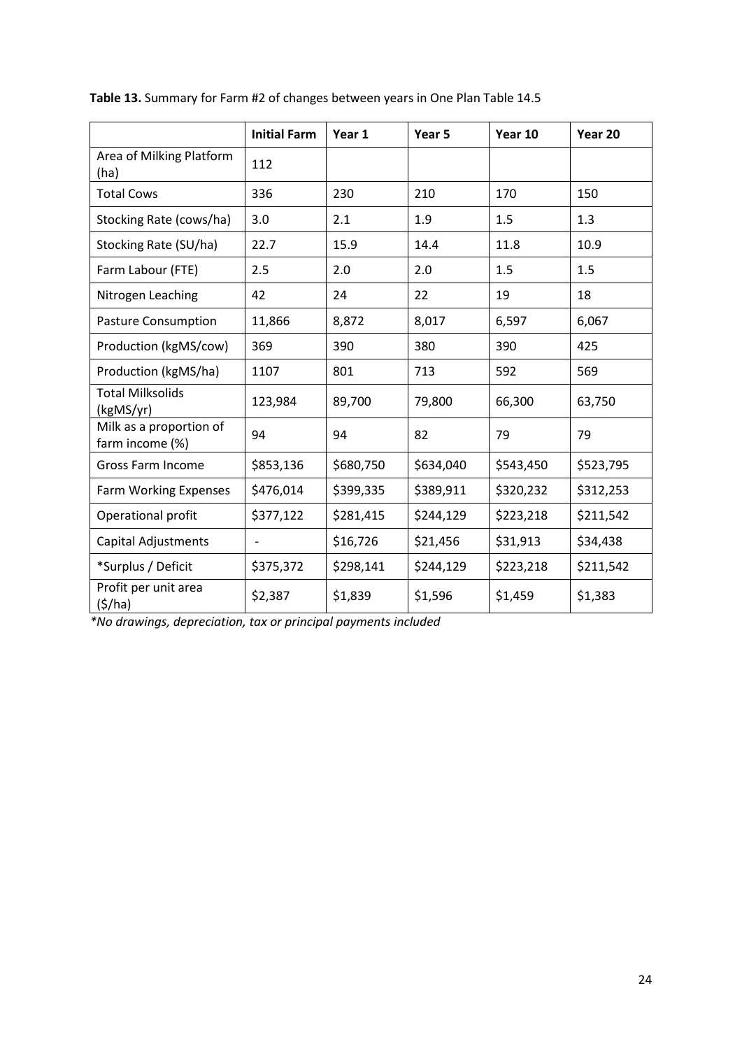**Table 13.** Summary for Farm #2 of changes between years in One Plan Table 14.5

| | Initial Farm | Year 1 | Year 5 | Year 10 | Year 20 |
|---|---|---|---|---|---|
| Area of Milking Platform (ha) | 112 | | | | |
| Total Cows | 336 | 230 | 210 | 170 | 150 |
| Stocking Rate (cows/ha) | 3.0 | 2.1 | 1.9 | 1.5 | 1.3 |
| Stocking Rate (SU/ha) | 22.7 | 15.9 | 14.4 | 11.8 | 10.9 |
| Farm Labour (FTE) | 2.5 | 2.0 | 2.0 | 1.5 | 1.5 |
| Nitrogen Leaching | 42 | 24 | 22 | 19 | 18 |
| Pasture Consumption | 11,866 | 8,872 | 8,017 | 6,597 | 6,067 |
| Production (kgMS/cow) | 369 | 390 | 380 | 390 | 425 |
| Production (kgMS/ha) | 1107 | 801 | 713 | 592 | 569 |
| Total Milksolids (kgMS/yr) | 123,984 | 89,700 | 79,800 | 66,300 | 63,750 |
| Milk as a proportion of farm income (%) | 94 | 94 | 82 | 79 | 79 |
| Gross Farm Income | $853,136 | $680,750 | $634,040 | $543,450 | $523,795 |
| Farm Working Expenses | $476,014 | $399,335 | $389,911 | $320,232 | $312,253 |
| Operational profit | $377,122 | $281,415 | $244,129 | $223,218 | $211,542 |
| Capital Adjustments | - | $16,726 | $21,456 | $31,913 | $34,438 |
| *Surplus / Deficit | $375,372 | $298,141 | $244,129 | $223,218 | $211,542 |
| Profit per unit area ($/ha) | $2,387 | $1,839 | $1,596 | $1,459 | $1,383 |

*\*No drawings, depreciation, tax or principal payments included*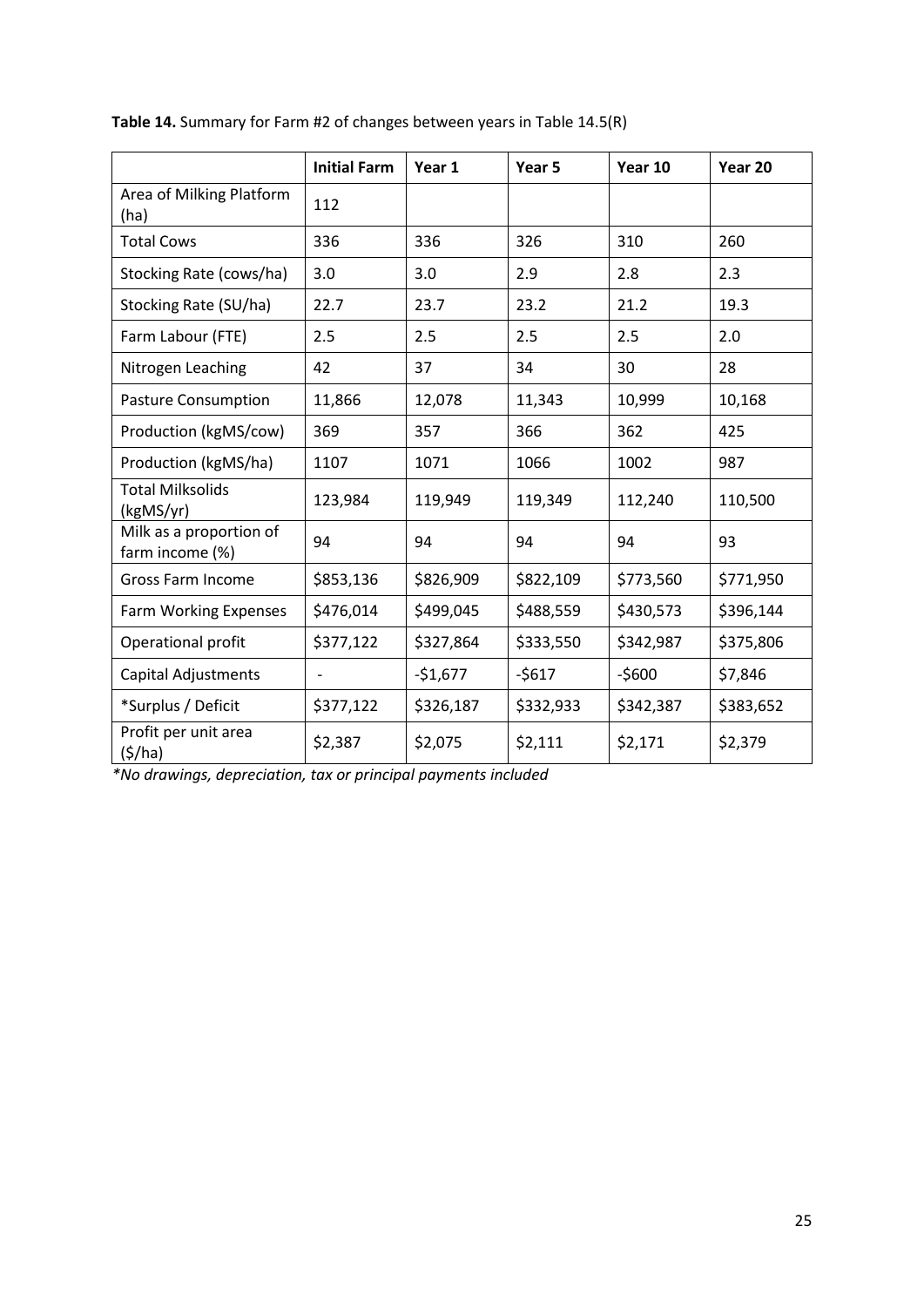**Table 14.** Summary for Farm #2 of changes between years in Table 14.5(R)

| | Initial Farm | Year 1 | Year 5 | Year 10 | Year 20 |
|---|---|---|---|---|---|
| Area of Milking Platform (ha) | 112 | | | | |
| Total Cows | 336 | 336 | 326 | 310 | 260 |
| Stocking Rate (cows/ha) | 3.0 | 3.0 | 2.9 | 2.8 | 2.3 |
| Stocking Rate (SU/ha) | 22.7 | 23.7 | 23.2 | 21.2 | 19.3 |
| Farm Labour (FTE) | 2.5 | 2.5 | 2.5 | 2.5 | 2.0 |
| Nitrogen Leaching | 42 | 37 | 34 | 30 | 28 |
| Pasture Consumption | 11,866 | 12,078 | 11,343 | 10,999 | 10,168 |
| Production (kgMS/cow) | 369 | 357 | 366 | 362 | 425 |
| Production (kgMS/ha) | 1107 | 1071 | 1066 | 1002 | 987 |
| Total Milksolids (kgMS/yr) | 123,984 | 119,949 | 119,349 | 112,240 | 110,500 |
| Milk as a proportion of farm income (%) | 94 | 94 | 94 | 94 | 93 |
| Gross Farm Income | $853,136 | $826,909 | $822,109 | $773,560 | $771,950 |
| Farm Working Expenses | $476,014 | $499,045 | $488,559 | $430,573 | $396,144 |
| Operational profit | $377,122 | $327,864 | $333,550 | $342,987 | $375,806 |
| Capital Adjustments | - | -$1,677 | -$617 | -$600 | $7,846 |
| *Surplus / Deficit | $377,122 | $326,187 | $332,933 | $342,387 | $383,652 |
| Profit per unit area ($/ha) | $2,387 | $2,075 | $2,111 | $2,171 | $2,379 |

*\*No drawings, depreciation, tax or principal payments included*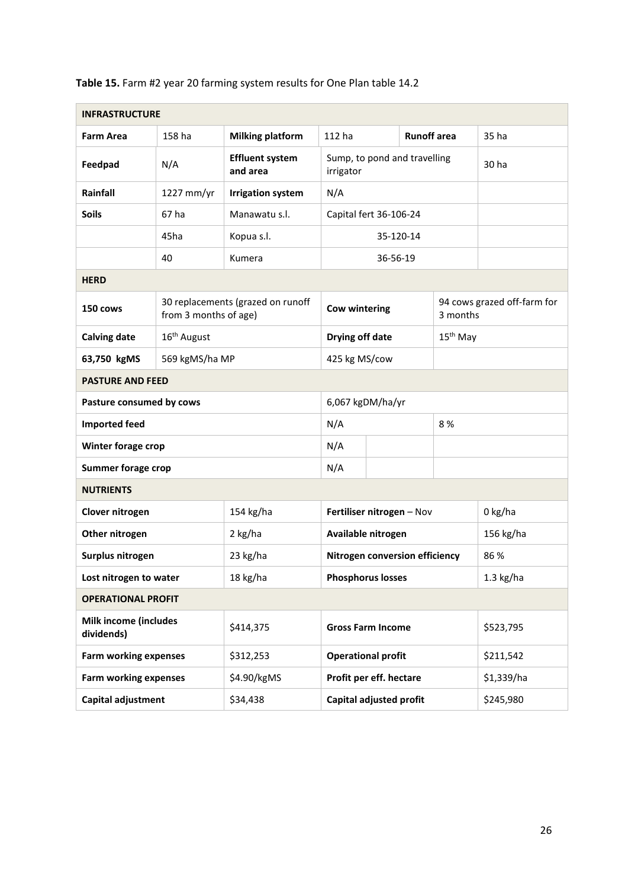**Table 15.** Farm #2 year 20 farming system results for One Plan table 14.2

| **INFRASTRUCTURE** | | | | | |
|---|---|---|---|---|---|
| **Farm Area** | 158 ha | **Milking platform** | 112 ha | **Runoff area** | 35 ha |
| **Feedpad** | N/A | **Effluent system and area** | Sump, to pond and travelling irrigator | | 30 ha |
| **Rainfall** | 1227 mm/yr | **Irrigation system** | N/A | | |
| **Soils** | 67 ha | Manawatu s.l. | Capital fert 36-106-24 | | |
| | 45ha | Kopua s.l. | 35-120-14 | | |
| | 40 | Kumera | 36-56-19 | | |
| **HERD** | | | | | |
| **150 cows** | 30 replacements (grazed on runoff from 3 months of age) | | **Cow wintering** | 94 cows grazed off-farm for 3 months | |
| **Calving date** | 16th August | | **Drying off date** | 15th May | |
| **63,750 kgMS** | 569 kgMS/ha MP | | 425 kg MS/cow | | |
| **PASTURE AND FEED** | | | | | |
| **Pasture consumed by cows** | | | 6,067 kgDM/ha/yr | | |
| **Imported feed** | | | N/A | 8 % | |
| **Winter forage crop** | | | N/A | | |
| **Summer forage crop** | | | N/A | | |
| **NUTRIENTS** | | | | | |
| **Clover nitrogen** | | 154 kg/ha | **Fertiliser nitrogen** – Nov | | 0 kg/ha |
| **Other nitrogen** | | 2 kg/ha | **Available nitrogen** | | 156 kg/ha |
| **Surplus nitrogen** | | 23 kg/ha | **Nitrogen conversion efficiency** | | 86 % |
| **Lost nitrogen to water** | | 18 kg/ha | **Phosphorus losses** | | 1.3 kg/ha |
| **OPERATIONAL PROFIT** | | | | | |
| **Milk income (includes dividends)** | | $414,375 | **Gross Farm Income** | | $523,795 |
| **Farm working expenses** | | $312,253 | **Operational profit** | | $211,542 |
| **Farm working expenses** | | $4.90/kgMS | **Profit per eff. hectare** | | $1,339/ha |
| **Capital adjustment** | | $34,438 | **Capital adjusted profit** | | $245,980 |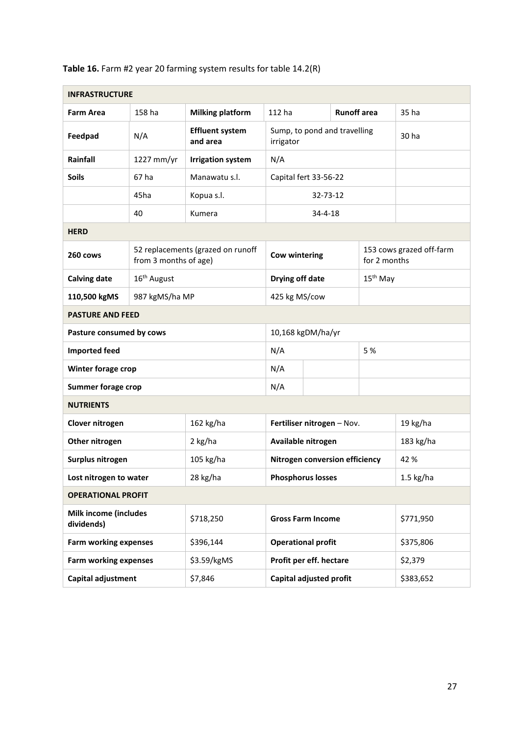**Table 16.** Farm #2 year 20 farming system results for table 14.2(R)

| INFRASTRUCTURE | | | | | |
|---|---|---|---|---|---|
| **Farm Area** | 158 ha | **Milking platform** | 112 ha | **Runoff area** | 35 ha |
| **Feedpad** | N/A | **Effluent system and area** | Sump, to pond and travelling irrigator | | 30 ha |
| **Rainfall** | 1227 mm/yr | **Irrigation system** | N/A | | |
| **Soils** | 67 ha | Manawatu s.l. | Capital fert 33-56-22 | | |
| | 45ha | Kopua s.l. | 32-73-12 | | |
| | 40 | Kumera | 34-4-18 | | |
| **HERD** | | | | | |
| **260 cows** | 52 replacements (grazed on runoff from 3 months of age) | | **Cow wintering** | 153 cows grazed off-farm for 2 months | |
| **Calving date** | 16th August | | **Drying off date** | 15th May | |
| **110,500 kgMS** | 987 kgMS/ha MP | | 425 kg MS/cow | | |
| **PASTURE AND FEED** | | | | | |
| **Pasture consumed by cows** | | | 10,168 kgDM/ha/yr | | |
| **Imported feed** | | | N/A | 5 % | |
| **Winter forage crop** | | | N/A | | |
| **Summer forage crop** | | | N/A | | |
| **NUTRIENTS** | | | | | |
| **Clover nitrogen** | | 162 kg/ha | **Fertiliser nitrogen** – Nov. | | 19 kg/ha |
| **Other nitrogen** | | 2 kg/ha | **Available nitrogen** | | 183 kg/ha |
| **Surplus nitrogen** | | 105 kg/ha | **Nitrogen conversion efficiency** | | 42 % |
| **Lost nitrogen to water** | | 28 kg/ha | **Phosphorus losses** | | 1.5 kg/ha |
| **OPERATIONAL PROFIT** | | | | | |
| **Milk income (includes dividends)** | | $718,250 | **Gross Farm Income** | | $771,950 |
| **Farm working expenses** | | $396,144 | **Operational profit** | | $375,806 |
| **Farm working expenses** | | $3.59/kgMS | **Profit per eff. hectare** | | $2,379 |
| **Capital adjustment** | | $7,846 | **Capital adjusted profit** | | $383,652 |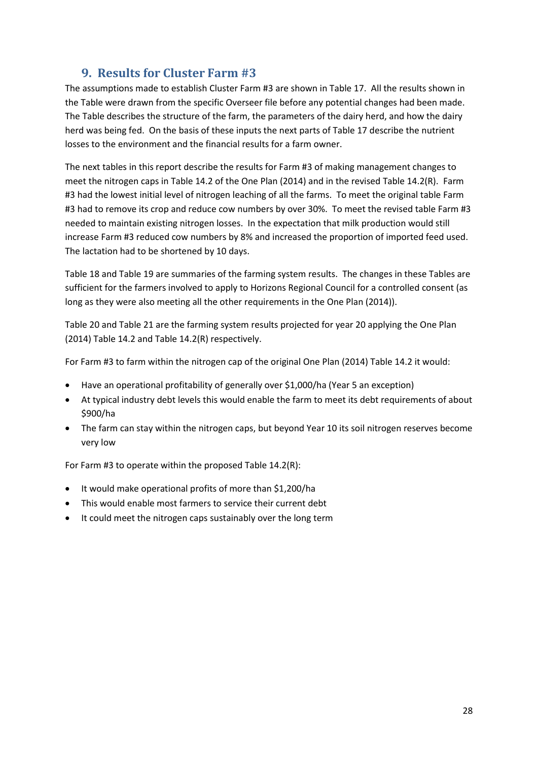## 9. Results for Cluster Farm #3

The assumptions made to establish Cluster Farm #3 are shown in Table 17. All the results shown in the Table were drawn from the specific Overseer file before any potential changes had been made. The Table describes the structure of the farm, the parameters of the dairy herd, and how the dairy herd was being fed. On the basis of these inputs the next parts of Table 17 describe the nutrient losses to the environment and the financial results for a farm owner.

The next tables in this report describe the results for Farm #3 of making management changes to meet the nitrogen caps in Table 14.2 of the One Plan (2014) and in the revised Table 14.2(R). Farm #3 had the lowest initial level of nitrogen leaching of all the farms. To meet the original table Farm #3 had to remove its crop and reduce cow numbers by over 30%. To meet the revised table Farm #3 needed to maintain existing nitrogen losses. In the expectation that milk production would still increase Farm #3 reduced cow numbers by 8% and increased the proportion of imported feed used. The lactation had to be shortened by 10 days.

Table 18 and Table 19 are summaries of the farming system results. The changes in these Tables are sufficient for the farmers involved to apply to Horizons Regional Council for a controlled consent (as long as they were also meeting all the other requirements in the One Plan (2014)).

Table 20 and Table 21 are the farming system results projected for year 20 applying the One Plan (2014) Table 14.2 and Table 14.2(R) respectively.

For Farm #3 to farm within the nitrogen cap of the original One Plan (2014) Table 14.2 it would:

- Have an operational profitability of generally over $1,000/ha (Year 5 an exception)
- At typical industry debt levels this would enable the farm to meet its debt requirements of about $900/ha
- The farm can stay within the nitrogen caps, but beyond Year 10 its soil nitrogen reserves become very low

For Farm #3 to operate within the proposed Table 14.2(R):

- It would make operational profits of more than $1,200/ha
- This would enable most farmers to service their current debt
- It could meet the nitrogen caps sustainably over the long term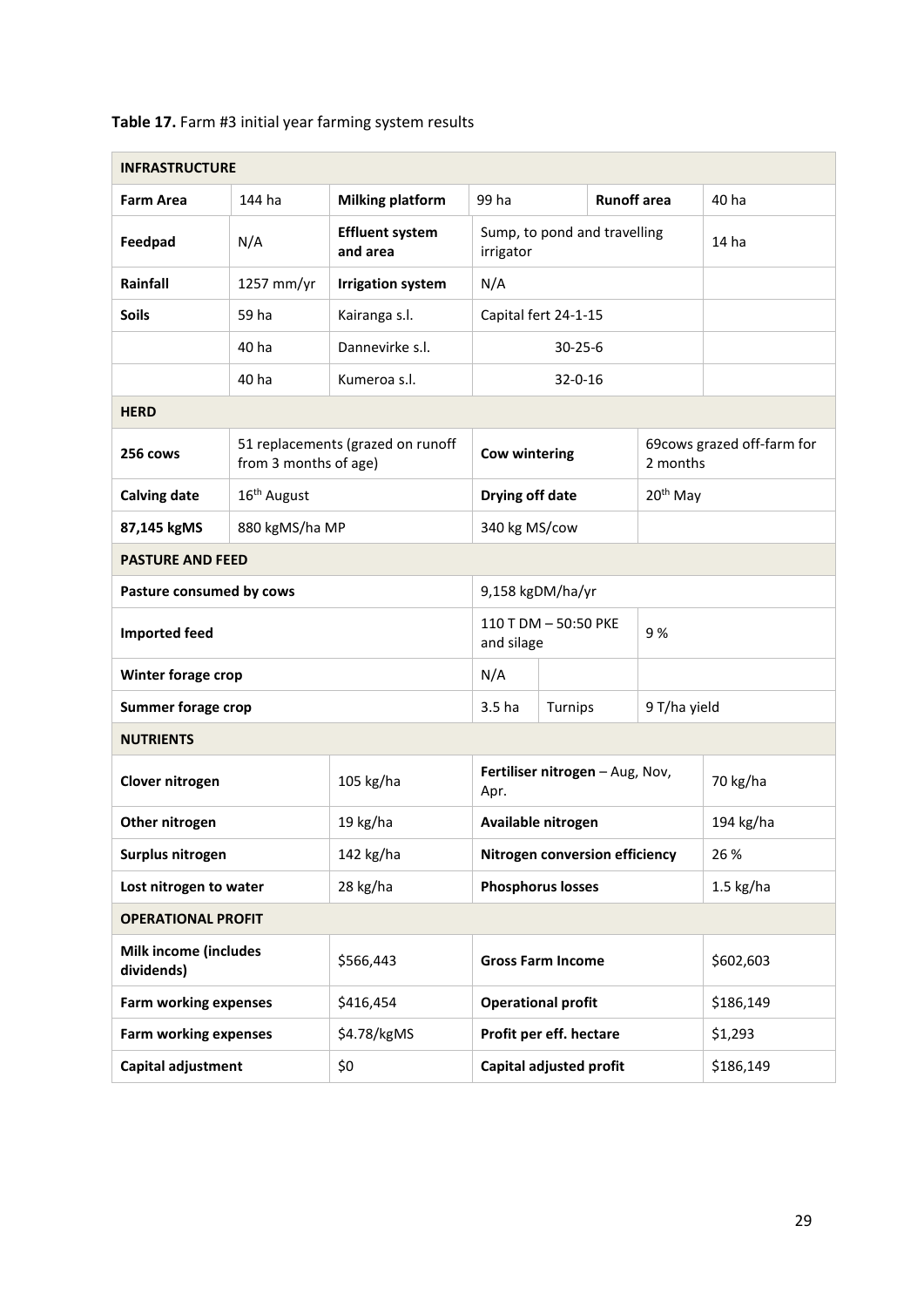**Table 17.** Farm #3 initial year farming system results

| **INFRASTRUCTURE** | | | | | | |
|---|---|---|---|---|---|---|
| **Farm Area** | 144 ha | **Milking platform** | 99 ha | | **Runoff area** | 40 ha |
| **Feedpad** | N/A | **Effluent system and area** | Sump, to pond and travelling irrigator | | | 14 ha |
| **Rainfall** | 1257 mm/yr | **Irrigation system** | N/A | | | |
| **Soils** | 59 ha | Kairanga s.l. | Capital fert 24-1-15 | | | |
| | 40 ha | Dannevirke s.l. | 30-25-6 | | | |
| | 40 ha | Kumeroa s.l. | 32-0-16 | | | |
| **HERD** | | | | | | |
| **256 cows** | 51 replacements (grazed on runoff from 3 months of age) | | **Cow wintering** | | 69cows grazed off-farm for 2 months | |
| **Calving date** | 16th August | | **Drying off date** | | 20th May | |
| **87,145 kgMS** | 880 kgMS/ha MP | | 340 kg MS/cow | | | |
| **PASTURE AND FEED** | | | | | | |
| **Pasture consumed by cows** | | | 9,158 kgDM/ha/yr | | | |
| **Imported feed** | | | 110 T DM – 50:50 PKE and silage | | 9 % | |
| **Winter forage crop** | | | N/A | | | |
| **Summer forage crop** | | | 3.5 ha | Turnips | 9 T/ha yield | |
| **NUTRIENTS** | | | | | | |
| **Clover nitrogen** | | 105 kg/ha | **Fertiliser nitrogen** – Aug, Nov, Apr. | | | 70 kg/ha |
| **Other nitrogen** | | 19 kg/ha | **Available nitrogen** | | | 194 kg/ha |
| **Surplus nitrogen** | | 142 kg/ha | **Nitrogen conversion efficiency** | | | 26 % |
| **Lost nitrogen to water** | | 28 kg/ha | **Phosphorus losses** | | | 1.5 kg/ha |
| **OPERATIONAL PROFIT** | | | | | | |
| **Milk income (includes dividends)** | | $566,443 | **Gross Farm Income** | | | $602,603 |
| **Farm working expenses** | | $416,454 | **Operational profit** | | | $186,149 |
| **Farm working expenses** | | $4.78/kgMS | **Profit per eff. hectare** | | | $1,293 |
| **Capital adjustment** | | $0 | **Capital adjusted profit** | | | $186,149 |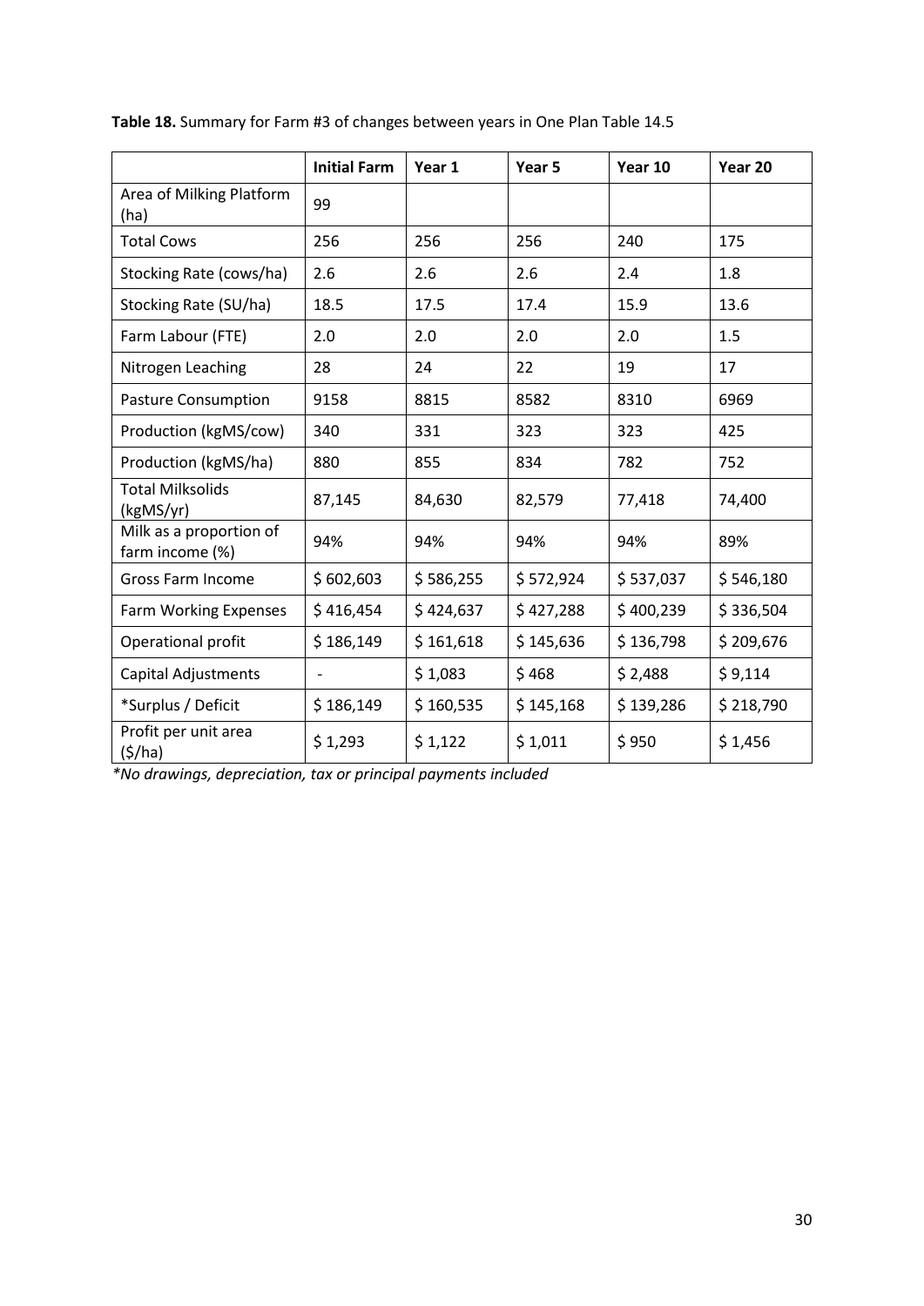**Table 18.** Summary for Farm #3 of changes between years in One Plan Table 14.5

| | Initial Farm | Year 1 | Year 5 | Year 10 | Year 20 |
|---|---|---|---|---|---|
| Area of Milking Platform (ha) | 99 | | | | |
| Total Cows | 256 | 256 | 256 | 240 | 175 |
| Stocking Rate (cows/ha) | 2.6 | 2.6 | 2.6 | 2.4 | 1.8 |
| Stocking Rate (SU/ha) | 18.5 | 17.5 | 17.4 | 15.9 | 13.6 |
| Farm Labour (FTE) | 2.0 | 2.0 | 2.0 | 2.0 | 1.5 |
| Nitrogen Leaching | 28 | 24 | 22 | 19 | 17 |
| Pasture Consumption | 9158 | 8815 | 8582 | 8310 | 6969 |
| Production (kgMS/cow) | 340 | 331 | 323 | 323 | 425 |
| Production (kgMS/ha) | 880 | 855 | 834 | 782 | 752 |
| Total Milksolids (kgMS/yr) | 87,145 | 84,630 | 82,579 | 77,418 | 74,400 |
| Milk as a proportion of farm income (%) | 94% | 94% | 94% | 94% | 89% |
| Gross Farm Income | $ 602,603 | $ 586,255 | $ 572,924 | $ 537,037 | $ 546,180 |
| Farm Working Expenses | $ 416,454 | $ 424,637 | $ 427,288 | $ 400,239 | $ 336,504 |
| Operational profit | $ 186,149 | $ 161,618 | $ 145,636 | $ 136,798 | $ 209,676 |
| Capital Adjustments | - | $ 1,083 | $ 468 | $ 2,488 | $ 9,114 |
| *Surplus / Deficit | $ 186,149 | $ 160,535 | $ 145,168 | $ 139,286 | $ 218,790 |
| Profit per unit area ($/ha) | $ 1,293 | $ 1,122 | $ 1,011 | $ 950 | $ 1,456 |

*\*No drawings, depreciation, tax or principal payments included*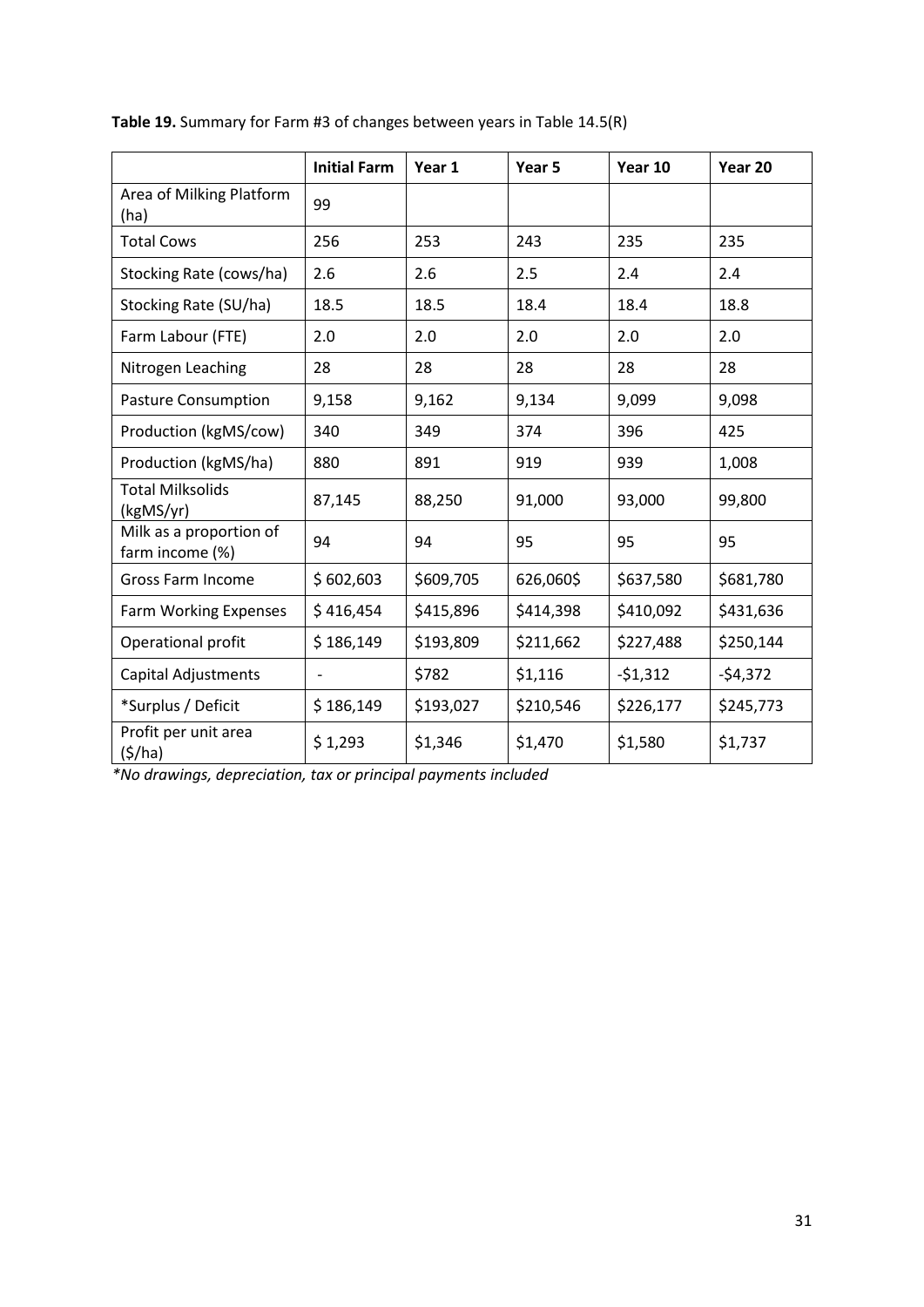**Table 19.** Summary for Farm #3 of changes between years in Table 14.5(R)

| | Initial Farm | Year 1 | Year 5 | Year 10 | Year 20 |
|---|---|---|---|---|---|
| Area of Milking Platform (ha) | 99 | | | | |
| Total Cows | 256 | 253 | 243 | 235 | 235 |
| Stocking Rate (cows/ha) | 2.6 | 2.6 | 2.5 | 2.4 | 2.4 |
| Stocking Rate (SU/ha) | 18.5 | 18.5 | 18.4 | 18.4 | 18.8 |
| Farm Labour (FTE) | 2.0 | 2.0 | 2.0 | 2.0 | 2.0 |
| Nitrogen Leaching | 28 | 28 | 28 | 28 | 28 |
| Pasture Consumption | 9,158 | 9,162 | 9,134 | 9,099 | 9,098 |
| Production (kgMS/cow) | 340 | 349 | 374 | 396 | 425 |
| Production (kgMS/ha) | 880 | 891 | 919 | 939 | 1,008 |
| Total Milksolids (kgMS/yr) | 87,145 | 88,250 | 91,000 | 93,000 | 99,800 |
| Milk as a proportion of farm income (%) | 94 | 94 | 95 | 95 | 95 |
| Gross Farm Income | $ 602,603 | $609,705 | 626,060$ | $637,580 | $681,780 |
| Farm Working Expenses | $ 416,454 | $415,896 | $414,398 | $410,092 | $431,636 |
| Operational profit | $ 186,149 | $193,809 | $211,662 | $227,488 | $250,144 |
| Capital Adjustments | - | $782 | $1,116 | -$1,312 | -$4,372 |
| *Surplus / Deficit | $ 186,149 | $193,027 | $210,546 | $226,177 | $245,773 |
| Profit per unit area ($/ha) | $ 1,293 | $1,346 | $1,470 | $1,580 | $1,737 |

*\*No drawings, depreciation, tax or principal payments included*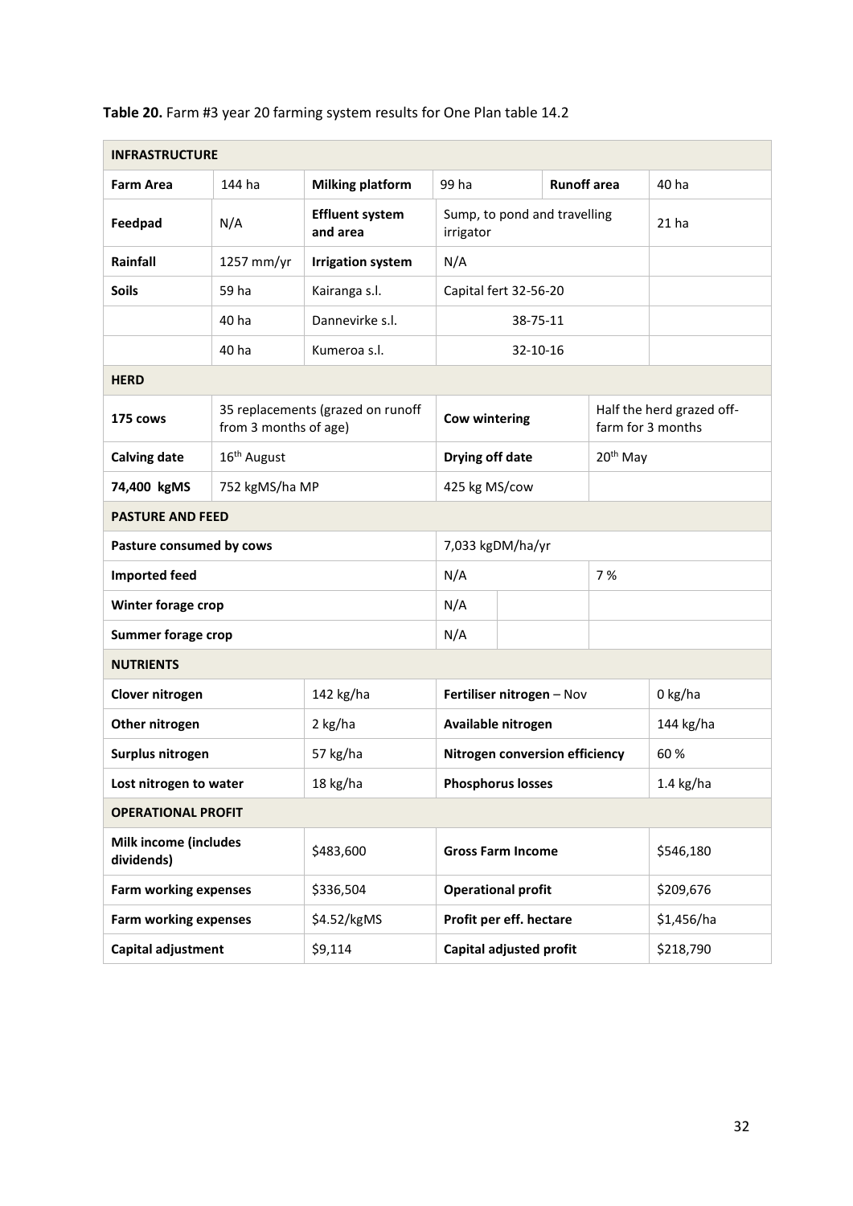**Table 20.** Farm #3 year 20 farming system results for One Plan table 14.2

| **INFRASTRUCTURE** | | | | | |
|---|---|---|---|---|---|
| **Farm Area** | 144 ha | **Milking platform** | 99 ha | **Runoff area** | 40 ha |
| **Feedpad** | N/A | **Effluent system and area** | Sump, to pond and travelling irrigator | | 21 ha |
| **Rainfall** | 1257 mm/yr | **Irrigation system** | N/A | | |
| **Soils** | 59 ha | Kairanga s.l. | Capital fert 32-56-20 | | |
| | 40 ha | Dannevirke s.l. | 38-75-11 | | |
| | 40 ha | Kumeroa s.l. | 32-10-16 | | |
| **HERD** | | | | | |
| **175 cows** | 35 replacements (grazed on runoff from 3 months of age) | | **Cow wintering** | Half the herd grazed off-farm for 3 months | |
| **Calving date** | 16th August | | **Drying off date** | 20th May | |
| **74,400 kgMS** | 752 kgMS/ha MP | | 425 kg MS/cow | | |
| **PASTURE AND FEED** | | | | | |
| **Pasture consumed by cows** | | | 7,033 kgDM/ha/yr | | |
| **Imported feed** | | | N/A | 7 % | |
| **Winter forage crop** | | | N/A | | |
| **Summer forage crop** | | | N/A | | |
| **NUTRIENTS** | | | | | |
| **Clover nitrogen** | | 142 kg/ha | **Fertiliser nitrogen** – Nov | | 0 kg/ha |
| **Other nitrogen** | | 2 kg/ha | **Available nitrogen** | | 144 kg/ha |
| **Surplus nitrogen** | | 57 kg/ha | **Nitrogen conversion efficiency** | | 60 % |
| **Lost nitrogen to water** | | 18 kg/ha | **Phosphorus losses** | | 1.4 kg/ha |
| **OPERATIONAL PROFIT** | | | | | |
| **Milk income (includes dividends)** | | $483,600 | **Gross Farm Income** | | $546,180 |
| **Farm working expenses** | | $336,504 | **Operational profit** | | $209,676 |
| **Farm working expenses** | | $4.52/kgMS | **Profit per eff. hectare** | | $1,456/ha |
| **Capital adjustment** | | $9,114 | **Capital adjusted profit** | | $218,790 |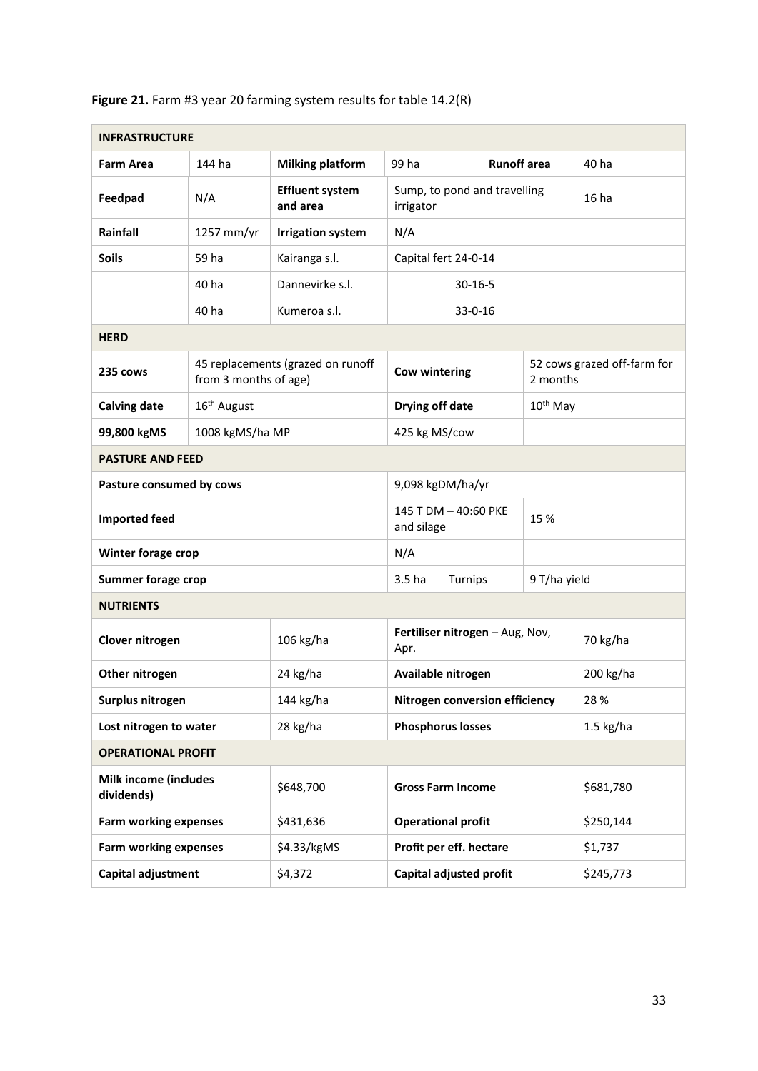**Figure 21.** Farm #3 year 20 farming system results for table 14.2(R)

| **INFRASTRUCTURE** | | | | | | |
|---|---|---|---|---|---|---|
| **Farm Area** | 144 ha | **Milking platform** | 99 ha | | **Runoff area** | 40 ha |
| **Feedpad** | N/A | **Effluent system and area** | Sump, to pond and travelling irrigator | | | 16 ha |
| **Rainfall** | 1257 mm/yr | **Irrigation system** | N/A | | | |
| **Soils** | 59 ha | Kairanga s.l. | Capital fert 24-0-14 | | | |
| | 40 ha | Dannevirke s.l. | 30-16-5 | | | |
| | 40 ha | Kumeroa s.l. | 33-0-16 | | | |
| **HERD** | | | | | | |
| **235 cows** | 45 replacements (grazed on runoff from 3 months of age) | | **Cow wintering** | | 52 cows grazed off-farm for 2 months | |
| **Calving date** | 16th August | | **Drying off date** | | 10th May | |
| **99,800 kgMS** | 1008 kgMS/ha MP | | 425 kg MS/cow | | | |
| **PASTURE AND FEED** | | | | | | |
| **Pasture consumed by cows** | | | 9,098 kgDM/ha/yr | | | |
| **Imported feed** | | | 145 T DM – 40:60 PKE and silage | | 15 % | |
| **Winter forage crop** | | | N/A | | | |
| **Summer forage crop** | | | 3.5 ha | Turnips | 9 T/ha yield | |
| **NUTRIENTS** | | | | | | |
| **Clover nitrogen** | | 106 kg/ha | **Fertiliser nitrogen** – Aug, Nov, Apr. | | | 70 kg/ha |
| **Other nitrogen** | | 24 kg/ha | **Available nitrogen** | | | 200 kg/ha |
| **Surplus nitrogen** | | 144 kg/ha | **Nitrogen conversion efficiency** | | | 28 % |
| **Lost nitrogen to water** | | 28 kg/ha | **Phosphorus losses** | | | 1.5 kg/ha |
| **OPERATIONAL PROFIT** | | | | | | |
| **Milk income (includes dividends)** | | $648,700 | **Gross Farm Income** | | | $681,780 |
| **Farm working expenses** | | $431,636 | **Operational profit** | | | $250,144 |
| **Farm working expenses** | | $4.33/kgMS | **Profit per eff. hectare** | | | $1,737 |
| **Capital adjustment** | | $4,372 | **Capital adjusted profit** | | | $245,773 |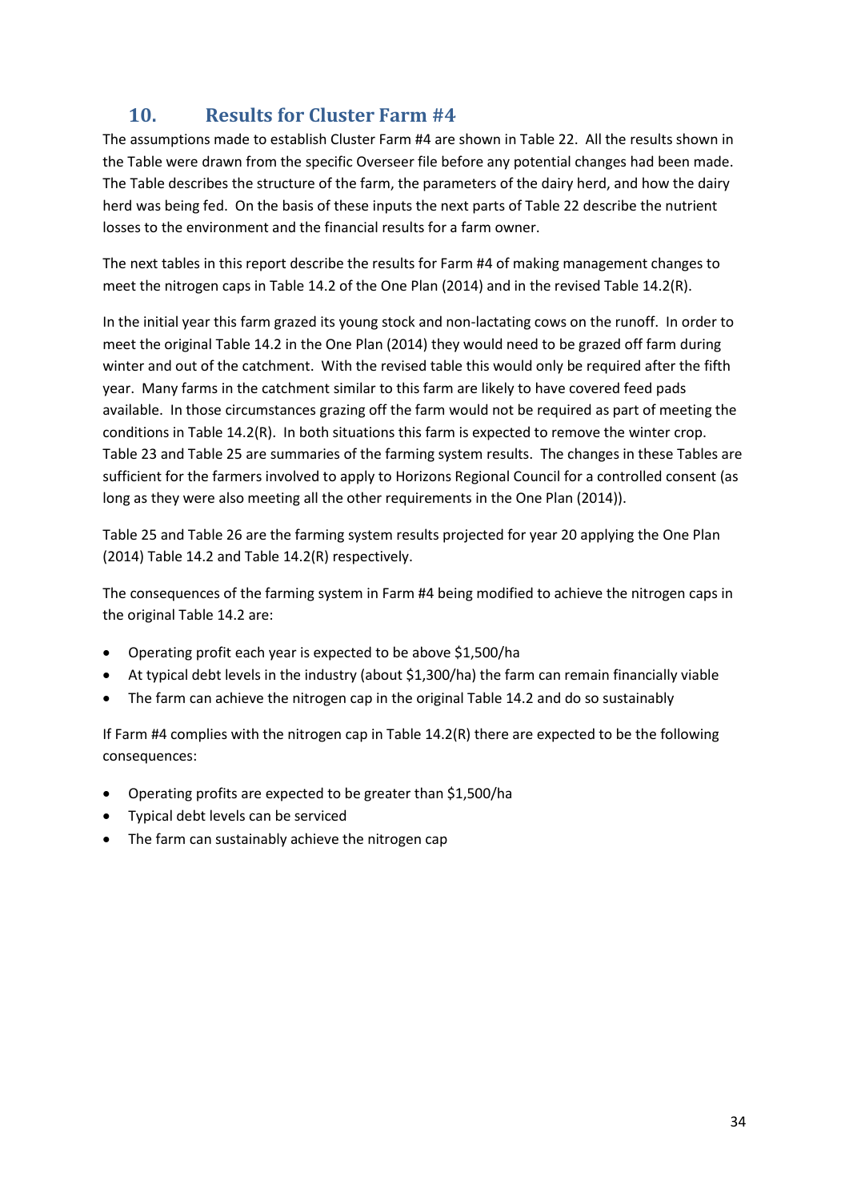## 10. Results for Cluster Farm #4

The assumptions made to establish Cluster Farm #4 are shown in Table 22. All the results shown in the Table were drawn from the specific Overseer file before any potential changes had been made. The Table describes the structure of the farm, the parameters of the dairy herd, and how the dairy herd was being fed. On the basis of these inputs the next parts of Table 22 describe the nutrient losses to the environment and the financial results for a farm owner.

The next tables in this report describe the results for Farm #4 of making management changes to meet the nitrogen caps in Table 14.2 of the One Plan (2014) and in the revised Table 14.2(R).

In the initial year this farm grazed its young stock and non-lactating cows on the runoff. In order to meet the original Table 14.2 in the One Plan (2014) they would need to be grazed off farm during winter and out of the catchment. With the revised table this would only be required after the fifth year. Many farms in the catchment similar to this farm are likely to have covered feed pads available. In those circumstances grazing off the farm would not be required as part of meeting the conditions in Table 14.2(R). In both situations this farm is expected to remove the winter crop. Table 23 and Table 25 are summaries of the farming system results. The changes in these Tables are sufficient for the farmers involved to apply to Horizons Regional Council for a controlled consent (as long as they were also meeting all the other requirements in the One Plan (2014)).

Table 25 and Table 26 are the farming system results projected for year 20 applying the One Plan (2014) Table 14.2 and Table 14.2(R) respectively.

The consequences of the farming system in Farm #4 being modified to achieve the nitrogen caps in the original Table 14.2 are:

- Operating profit each year is expected to be above $1,500/ha
- At typical debt levels in the industry (about $1,300/ha) the farm can remain financially viable
- The farm can achieve the nitrogen cap in the original Table 14.2 and do so sustainably

If Farm #4 complies with the nitrogen cap in Table 14.2(R) there are expected to be the following consequences:

- Operating profits are expected to be greater than $1,500/ha
- Typical debt levels can be serviced
- The farm can sustainably achieve the nitrogen cap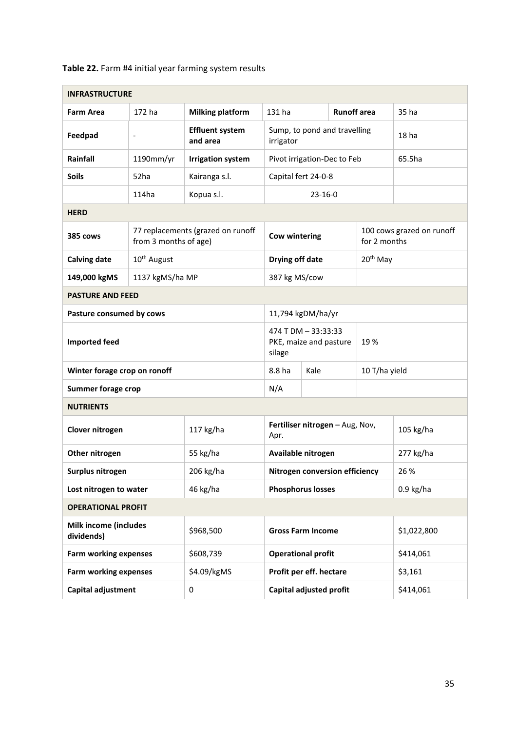**Table 22.** Farm #4 initial year farming system results

| **INFRASTRUCTURE** | | | | | | |
|---|---|---|---|---|---|---|
| **Farm Area** | 172 ha | **Milking platform** | 131 ha | | **Runoff area** | 35 ha |
| **Feedpad** | - | **Effluent system and area** | Sump, to pond and travelling irrigator | | | 18 ha |
| **Rainfall** | 1190mm/yr | **Irrigation system** | Pivot irrigation-Dec to Feb | | | 65.5ha |
| **Soils** | 52ha | Kairanga s.l. | Capital fert 24-0-8 | | | |
| | 114ha | Kopua s.l. | 23-16-0 | | | |
| **HERD** | | | | | | |
| **385 cows** | 77 replacements (grazed on runoff from 3 months of age) | | **Cow wintering** | | 100 cows grazed on runoff for 2 months | |
| **Calving date** | 10th August | | **Drying off date** | | 20th May | |
| **149,000 kgMS** | 1137 kgMS/ha MP | | 387 kg MS/cow | | | |
| **PASTURE AND FEED** | | | | | | |
| **Pasture consumed by cows** | | | 11,794 kgDM/ha/yr | | | |
| **Imported feed** | | | 474 T DM – 33:33:33 PKE, maize and pasture silage | | 19 % | |
| **Winter forage crop on ronoff** | | | 8.8 ha | Kale | 10 T/ha yield | |
| **Summer forage crop** | | | N/A | | | |
| **NUTRIENTS** | | | | | | |
| **Clover nitrogen** | | 117 kg/ha | **Fertiliser nitrogen** – Aug, Nov, Apr. | | | 105 kg/ha |
| **Other nitrogen** | | 55 kg/ha | **Available nitrogen** | | | 277 kg/ha |
| **Surplus nitrogen** | | 206 kg/ha | **Nitrogen conversion efficiency** | | | 26 % |
| **Lost nitrogen to water** | | 46 kg/ha | **Phosphorus losses** | | | 0.9 kg/ha |
| **OPERATIONAL PROFIT** | | | | | | |
| **Milk income (includes dividends)** | | $968,500 | **Gross Farm Income** | | | $1,022,800 |
| **Farm working expenses** | | $608,739 | **Operational profit** | | | $414,061 |
| **Farm working expenses** | | $4.09/kgMS | **Profit per eff. hectare** | | | $3,161 |
| **Capital adjustment** | | 0 | **Capital adjusted profit** | | | $414,061 |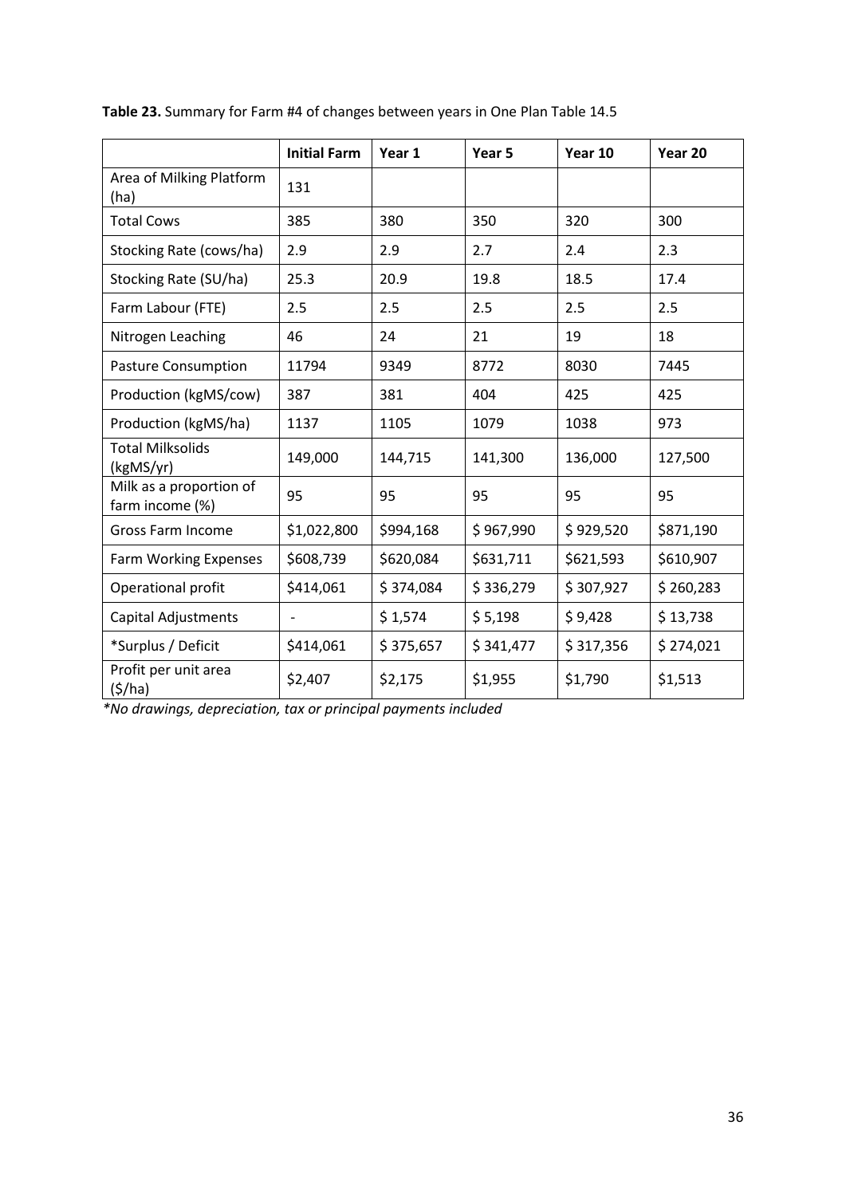**Table 23.** Summary for Farm #4 of changes between years in One Plan Table 14.5

| | Initial Farm | Year 1 | Year 5 | Year 10 | Year 20 |
|---|---|---|---|---|---|
| Area of Milking Platform (ha) | 131 | | | | |
| Total Cows | 385 | 380 | 350 | 320 | 300 |
| Stocking Rate (cows/ha) | 2.9 | 2.9 | 2.7 | 2.4 | 2.3 |
| Stocking Rate (SU/ha) | 25.3 | 20.9 | 19.8 | 18.5 | 17.4 |
| Farm Labour (FTE) | 2.5 | 2.5 | 2.5 | 2.5 | 2.5 |
| Nitrogen Leaching | 46 | 24 | 21 | 19 | 18 |
| Pasture Consumption | 11794 | 9349 | 8772 | 8030 | 7445 |
| Production (kgMS/cow) | 387 | 381 | 404 | 425 | 425 |
| Production (kgMS/ha) | 1137 | 1105 | 1079 | 1038 | 973 |
| Total Milksolids (kgMS/yr) | 149,000 | 144,715 | 141,300 | 136,000 | 127,500 |
| Milk as a proportion of farm income (%) | 95 | 95 | 95 | 95 | 95 |
| Gross Farm Income | $1,022,800 | $994,168 | $ 967,990 | $ 929,520 | $871,190 |
| Farm Working Expenses | $608,739 | $620,084 | $631,711 | $621,593 | $610,907 |
| Operational profit | $414,061 | $ 374,084 | $ 336,279 | $ 307,927 | $ 260,283 |
| Capital Adjustments | - | $ 1,574 | $ 5,198 | $ 9,428 | $ 13,738 |
| *Surplus / Deficit | $414,061 | $ 375,657 | $ 341,477 | $ 317,356 | $ 274,021 |
| Profit per unit area ($/ha) | $2,407 | $2,175 | $1,955 | $1,790 | $1,513 |

*\*No drawings, depreciation, tax or principal payments included*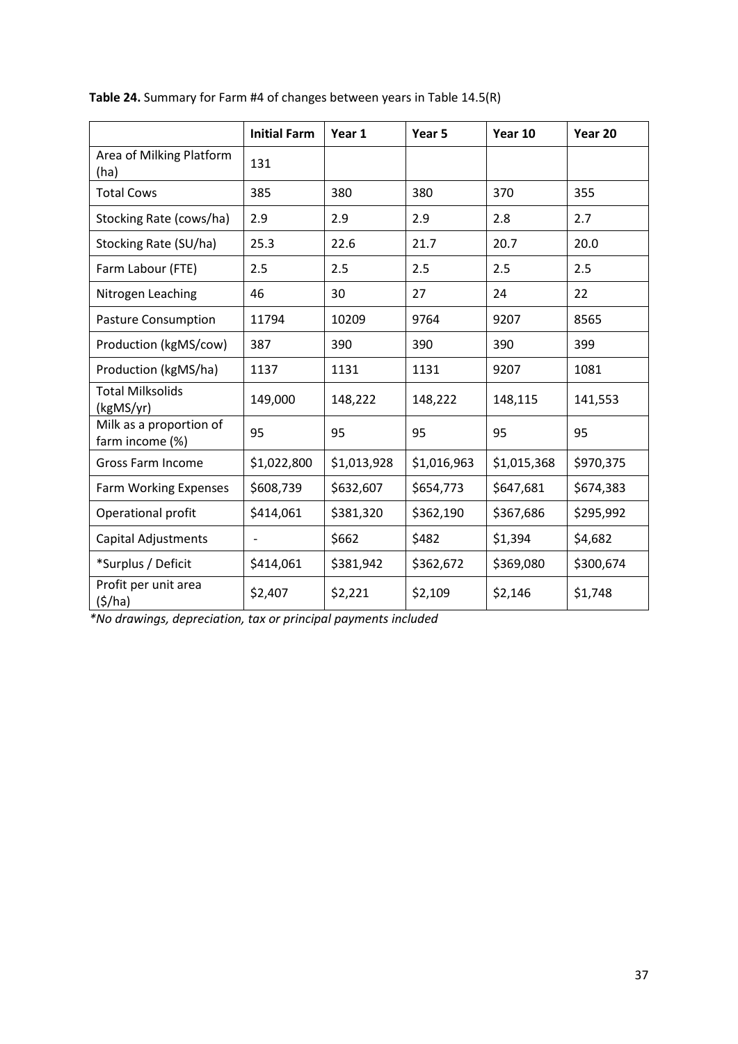**Table 24.** Summary for Farm #4 of changes between years in Table 14.5(R)

| | Initial Farm | Year 1 | Year 5 | Year 10 | Year 20 |
|---|---|---|---|---|---|
| Area of Milking Platform (ha) | 131 | | | | |
| Total Cows | 385 | 380 | 380 | 370 | 355 |
| Stocking Rate (cows/ha) | 2.9 | 2.9 | 2.9 | 2.8 | 2.7 |
| Stocking Rate (SU/ha) | 25.3 | 22.6 | 21.7 | 20.7 | 20.0 |
| Farm Labour (FTE) | 2.5 | 2.5 | 2.5 | 2.5 | 2.5 |
| Nitrogen Leaching | 46 | 30 | 27 | 24 | 22 |
| Pasture Consumption | 11794 | 10209 | 9764 | 9207 | 8565 |
| Production (kgMS/cow) | 387 | 390 | 390 | 390 | 399 |
| Production (kgMS/ha) | 1137 | 1131 | 1131 | 9207 | 1081 |
| Total Milksolids (kgMS/yr) | 149,000 | 148,222 | 148,222 | 148,115 | 141,553 |
| Milk as a proportion of farm income (%) | 95 | 95 | 95 | 95 | 95 |
| Gross Farm Income | $1,022,800 | $1,013,928 | $1,016,963 | $1,015,368 | $970,375 |
| Farm Working Expenses | $608,739 | $632,607 | $654,773 | $647,681 | $674,383 |
| Operational profit | $414,061 | $381,320 | $362,190 | $367,686 | $295,992 |
| Capital Adjustments | - | $662 | $482 | $1,394 | $4,682 |
| *Surplus / Deficit | $414,061 | $381,942 | $362,672 | $369,080 | $300,674 |
| Profit per unit area ($/ha) | $2,407 | $2,221 | $2,109 | $2,146 | $1,748 |

*\*No drawings, depreciation, tax or principal payments included*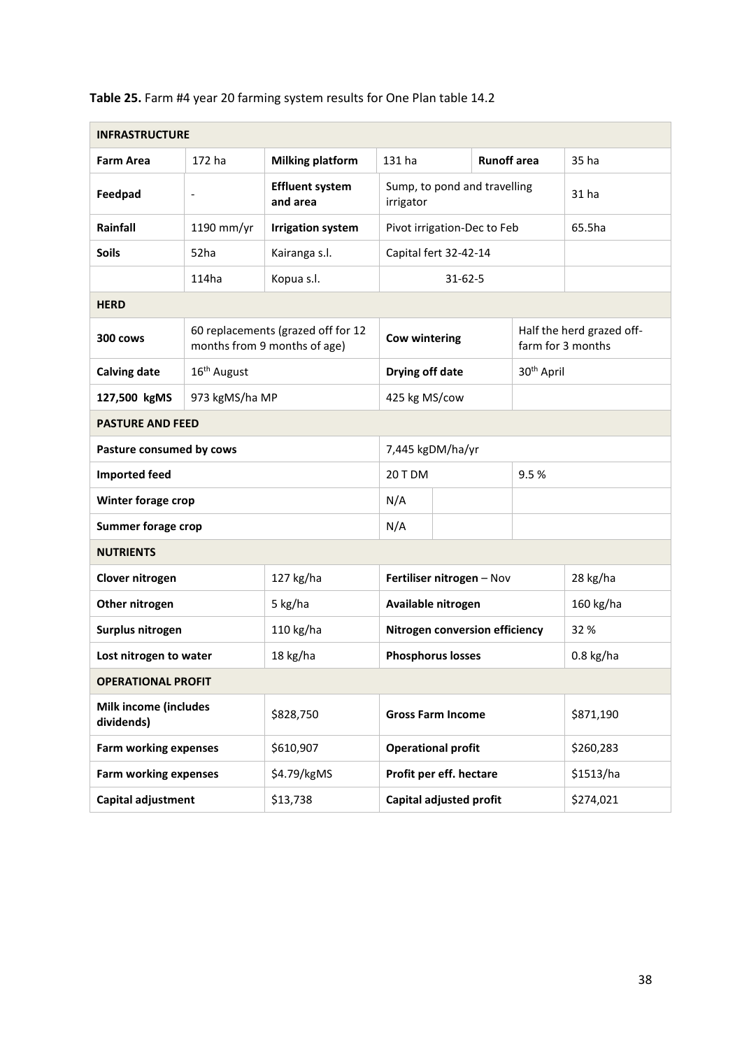**Table 25.** Farm #4 year 20 farming system results for One Plan table 14.2

| **INFRASTRUCTURE** | | | | | | |
|---|---|---|---|---|---|---|
| **Farm Area** | 172 ha | **Milking platform** | 131 ha | **Runoff area** | | 35 ha |
| **Feedpad** | - | **Effluent system and area** | Sump, to pond and travelling irrigator | | | 31 ha |
| **Rainfall** | 1190 mm/yr | **Irrigation system** | Pivot irrigation-Dec to Feb | | | 65.5ha |
| **Soils** | 52ha | Kairanga s.l. | Capital fert 32-42-14 | | | |
| | 114ha | Kopua s.l. | 31-62-5 | | | |
| **HERD** | | | | | | |
| **300 cows** | 60 replacements (grazed off for 12 months from 9 months of age) | | **Cow wintering** | | Half the herd grazed off-farm for 3 months | |
| **Calving date** | 16th August | | **Drying off date** | | 30th April | |
| **127,500 kgMS** | 973 kgMS/ha MP | | 425 kg MS/cow | | | |
| **PASTURE AND FEED** | | | | | | |
| **Pasture consumed by cows** | | | 7,445 kgDM/ha/yr | | | |
| **Imported feed** | | | 20 T DM | | 9.5 % | |
| **Winter forage crop** | | | N/A | | | |
| **Summer forage crop** | | | N/A | | | |
| **NUTRIENTS** | | | | | | |
| **Clover nitrogen** | | 127 kg/ha | **Fertiliser nitrogen** – Nov | | | 28 kg/ha |
| **Other nitrogen** | | 5 kg/ha | **Available nitrogen** | | | 160 kg/ha |
| **Surplus nitrogen** | | 110 kg/ha | **Nitrogen conversion efficiency** | | | 32 % |
| **Lost nitrogen to water** | | 18 kg/ha | **Phosphorus losses** | | | 0.8 kg/ha |
| **OPERATIONAL PROFIT** | | | | | | |
| **Milk income (includes dividends)** | | $828,750 | **Gross Farm Income** | | | $871,190 |
| **Farm working expenses** | | $610,907 | **Operational profit** | | | $260,283 |
| **Farm working expenses** | | $4.79/kgMS | **Profit per eff. hectare** | | | $1513/ha |
| **Capital adjustment** | | $13,738 | **Capital adjusted profit** | | | $274,021 |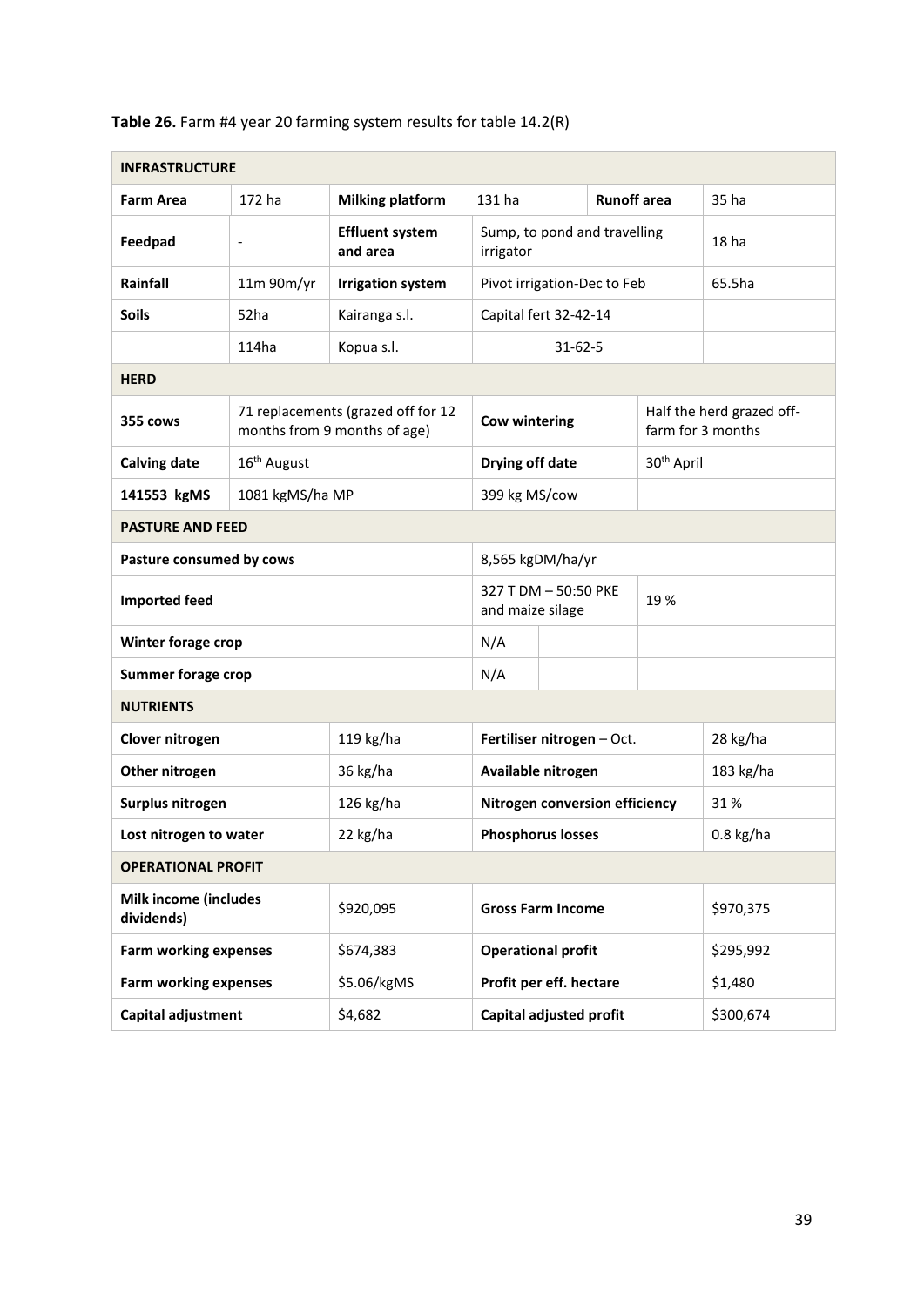**Table 26.** Farm #4 year 20 farming system results for table 14.2(R)

| **INFRASTRUCTURE** | | | | | |
|---|---|---|---|---|---|
| **Farm Area** | 172 ha | **Milking platform** | 131 ha | **Runoff area** | 35 ha |
| **Feedpad** | - | **Effluent system and area** | Sump, to pond and travelling irrigator | | 18 ha |
| **Rainfall** | 11m 90m/yr | **Irrigation system** | Pivot irrigation-Dec to Feb | | 65.5ha |
| **Soils** | 52ha | Kairanga s.l. | Capital fert 32-42-14 | | |
| | 114ha | Kopua s.l. | 31-62-5 | | |
| **HERD** | | | | | |
| **355 cows** | 71 replacements (grazed off for 12 months from 9 months of age) | | **Cow wintering** | | Half the herd grazed off-farm for 3 months |
| **Calving date** | 16th August | | **Drying off date** | | 30th April |
| **141553 kgMS** | 1081 kgMS/ha MP | | 399 kg MS/cow | | |
| **PASTURE AND FEED** | | | | | |
| **Pasture consumed by cows** | | | 8,565 kgDM/ha/yr | | |
| **Imported feed** | | | 327 T DM – 50:50 PKE and maize silage | | 19 % |
| **Winter forage crop** | | | N/A | | |
| **Summer forage crop** | | | N/A | | |
| **NUTRIENTS** | | | | | |
| **Clover nitrogen** | | 119 kg/ha | **Fertiliser nitrogen** – Oct. | | 28 kg/ha |
| **Other nitrogen** | | 36 kg/ha | **Available nitrogen** | | 183 kg/ha |
| **Surplus nitrogen** | | 126 kg/ha | **Nitrogen conversion efficiency** | | 31 % |
| **Lost nitrogen to water** | | 22 kg/ha | **Phosphorus losses** | | 0.8 kg/ha |
| **OPERATIONAL PROFIT** | | | | | |
| **Milk income (includes dividends)** | | \$920,095 | **Gross Farm Income** | | \$970,375 |
| **Farm working expenses** | | \$674,383 | **Operational profit** | | \$295,992 |
| **Farm working expenses** | | \$5.06/kgMS | **Profit per eff. hectare** | | \$1,480 |
| **Capital adjustment** | | \$4,682 | **Capital adjusted profit** | | \$300,674 |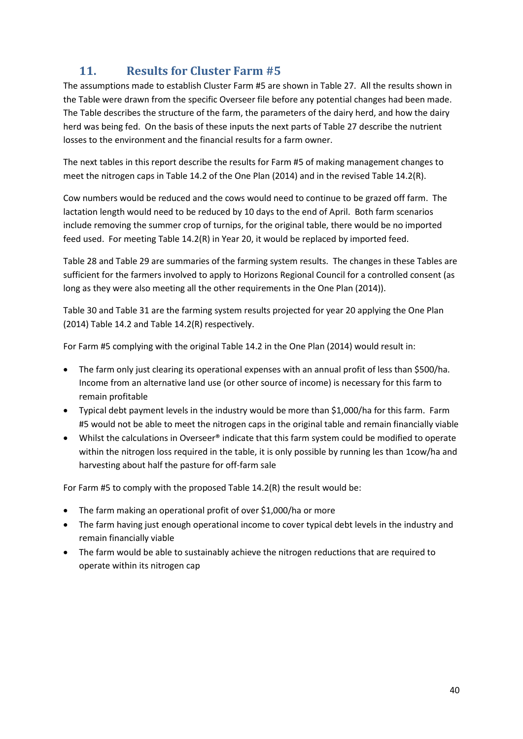## 11. Results for Cluster Farm #5

The assumptions made to establish Cluster Farm #5 are shown in Table 27. All the results shown in the Table were drawn from the specific Overseer file before any potential changes had been made. The Table describes the structure of the farm, the parameters of the dairy herd, and how the dairy herd was being fed. On the basis of these inputs the next parts of Table 27 describe the nutrient losses to the environment and the financial results for a farm owner.

The next tables in this report describe the results for Farm #5 of making management changes to meet the nitrogen caps in Table 14.2 of the One Plan (2014) and in the revised Table 14.2(R).

Cow numbers would be reduced and the cows would need to continue to be grazed off farm. The lactation length would need to be reduced by 10 days to the end of April. Both farm scenarios include removing the summer crop of turnips, for the original table, there would be no imported feed used. For meeting Table 14.2(R) in Year 20, it would be replaced by imported feed.

Table 28 and Table 29 are summaries of the farming system results. The changes in these Tables are sufficient for the farmers involved to apply to Horizons Regional Council for a controlled consent (as long as they were also meeting all the other requirements in the One Plan (2014)).

Table 30 and Table 31 are the farming system results projected for year 20 applying the One Plan (2014) Table 14.2 and Table 14.2(R) respectively.

For Farm #5 complying with the original Table 14.2 in the One Plan (2014) would result in:

- The farm only just clearing its operational expenses with an annual profit of less than $500/ha. Income from an alternative land use (or other source of income) is necessary for this farm to remain profitable
- Typical debt payment levels in the industry would be more than $1,000/ha for this farm. Farm #5 would not be able to meet the nitrogen caps in the original table and remain financially viable
- Whilst the calculations in Overseer® indicate that this farm system could be modified to operate within the nitrogen loss required in the table, it is only possible by running les than 1cow/ha and harvesting about half the pasture for off-farm sale

For Farm #5 to comply with the proposed Table 14.2(R) the result would be:

- The farm making an operational profit of over $1,000/ha or more
- The farm having just enough operational income to cover typical debt levels in the industry and remain financially viable
- The farm would be able to sustainably achieve the nitrogen reductions that are required to operate within its nitrogen cap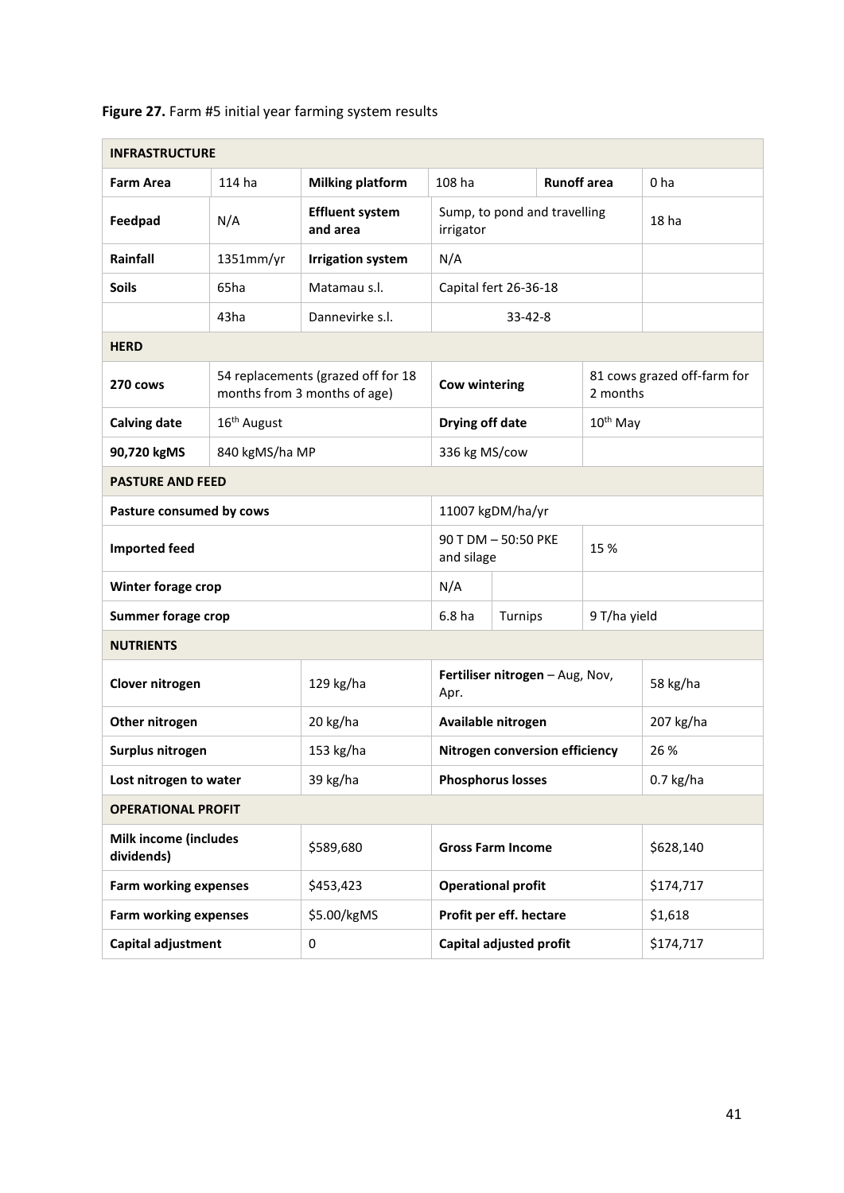**Figure 27.** Farm #5 initial year farming system results

| INFRASTRUCTURE | | | | | | |
|---|---|---|---|---|---|---|
| **Farm Area** | 114 ha | **Milking platform** | 108 ha | | **Runoff area** | 0 ha |
| **Feedpad** | N/A | **Effluent system and area** | Sump, to pond and travelling irrigator | | | 18 ha |
| **Rainfall** | 1351mm/yr | **Irrigation system** | N/A | | | |
| **Soils** | 65ha | Matamau s.l. | Capital fert 26-36-18 | | | |
| | 43ha | Dannevirke s.l. | 33-42-8 | | | |
| **HERD** | | | | | | |
| **270 cows** | 54 replacements (grazed off for 18 months from 3 months of age) | | **Cow wintering** | | 81 cows grazed off-farm for 2 months | |
| **Calving date** | 16th August | | **Drying off date** | | 10th May | |
| **90,720 kgMS** | 840 kgMS/ha MP | | 336 kg MS/cow | | | |
| **PASTURE AND FEED** | | | | | | |
| **Pasture consumed by cows** | | | 11007 kgDM/ha/yr | | | |
| **Imported feed** | | | 90 T DM – 50:50 PKE and silage | | 15 % | |
| **Winter forage crop** | | | N/A | | | |
| **Summer forage crop** | | | 6.8 ha | Turnips | 9 T/ha yield | |
| **NUTRIENTS** | | | | | | |
| **Clover nitrogen** | | 129 kg/ha | **Fertiliser nitrogen** – Aug, Nov, Apr. | | | 58 kg/ha |
| **Other nitrogen** | | 20 kg/ha | **Available nitrogen** | | | 207 kg/ha |
| **Surplus nitrogen** | | 153 kg/ha | **Nitrogen conversion efficiency** | | | 26 % |
| **Lost nitrogen to water** | | 39 kg/ha | **Phosphorus losses** | | | 0.7 kg/ha |
| **OPERATIONAL PROFIT** | | | | | | |
| **Milk income (includes dividends)** | | $589,680 | **Gross Farm Income** | | | $628,140 |
| **Farm working expenses** | | $453,423 | **Operational profit** | | | $174,717 |
| **Farm working expenses** | | $5.00/kgMS | **Profit per eff. hectare** | | | $1,618 |
| **Capital adjustment** | | 0 | **Capital adjusted profit** | | | $174,717 |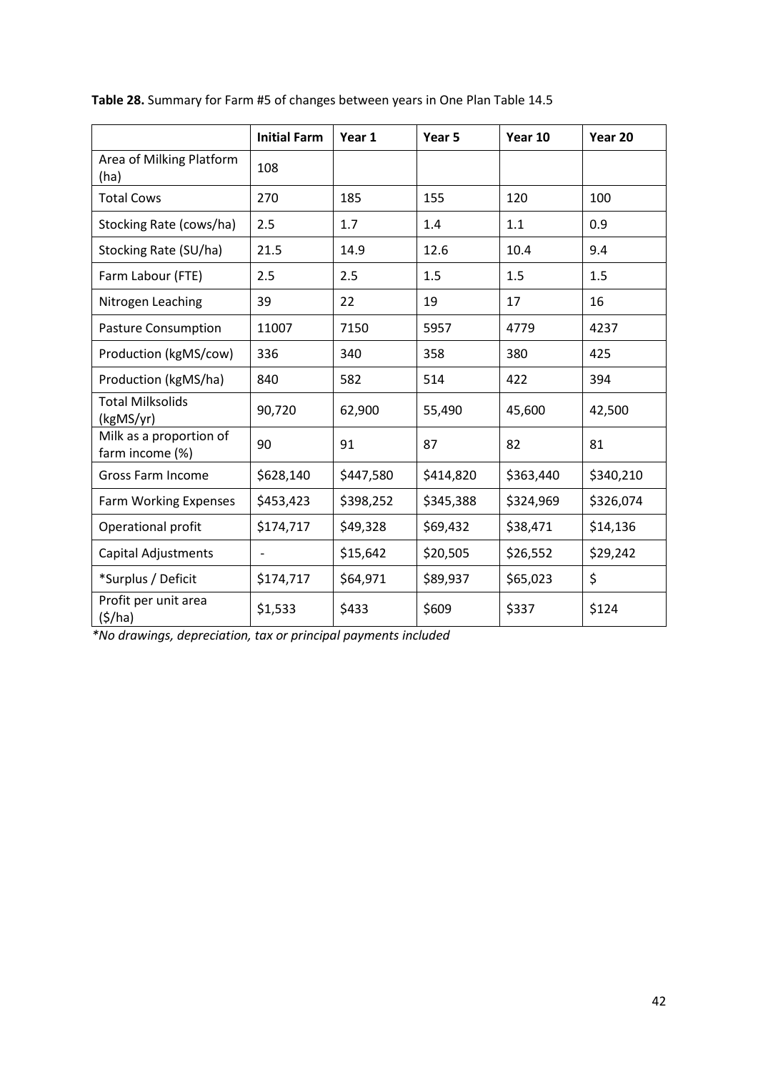**Table 28.** Summary for Farm #5 of changes between years in One Plan Table 14.5

| | Initial Farm | Year 1 | Year 5 | Year 10 | Year 20 |
|---|---|---|---|---|---|
| Area of Milking Platform (ha) | 108 | | | | |
| Total Cows | 270 | 185 | 155 | 120 | 100 |
| Stocking Rate (cows/ha) | 2.5 | 1.7 | 1.4 | 1.1 | 0.9 |
| Stocking Rate (SU/ha) | 21.5 | 14.9 | 12.6 | 10.4 | 9.4 |
| Farm Labour (FTE) | 2.5 | 2.5 | 1.5 | 1.5 | 1.5 |
| Nitrogen Leaching | 39 | 22 | 19 | 17 | 16 |
| Pasture Consumption | 11007 | 7150 | 5957 | 4779 | 4237 |
| Production (kgMS/cow) | 336 | 340 | 358 | 380 | 425 |
| Production (kgMS/ha) | 840 | 582 | 514 | 422 | 394 |
| Total Milksolids (kgMS/yr) | 90,720 | 62,900 | 55,490 | 45,600 | 42,500 |
| Milk as a proportion of farm income (%) | 90 | 91 | 87 | 82 | 81 |
| Gross Farm Income | \$628,140 | \$447,580 | \$414,820 | \$363,440 | \$340,210 |
| Farm Working Expenses | \$453,423 | \$398,252 | \$345,388 | \$324,969 | \$326,074 |
| Operational profit | \$174,717 | \$49,328 | \$69,432 | \$38,471 | \$14,136 |
| Capital Adjustments | - | \$15,642 | \$20,505 | \$26,552 | \$29,242 |
| *Surplus / Deficit | \$174,717 | \$64,971 | \$89,937 | \$65,023 | \$ |
| Profit per unit area (\$/ha) | \$1,533 | \$433 | \$609 | \$337 | \$124 |

*\*No drawings, depreciation, tax or principal payments included*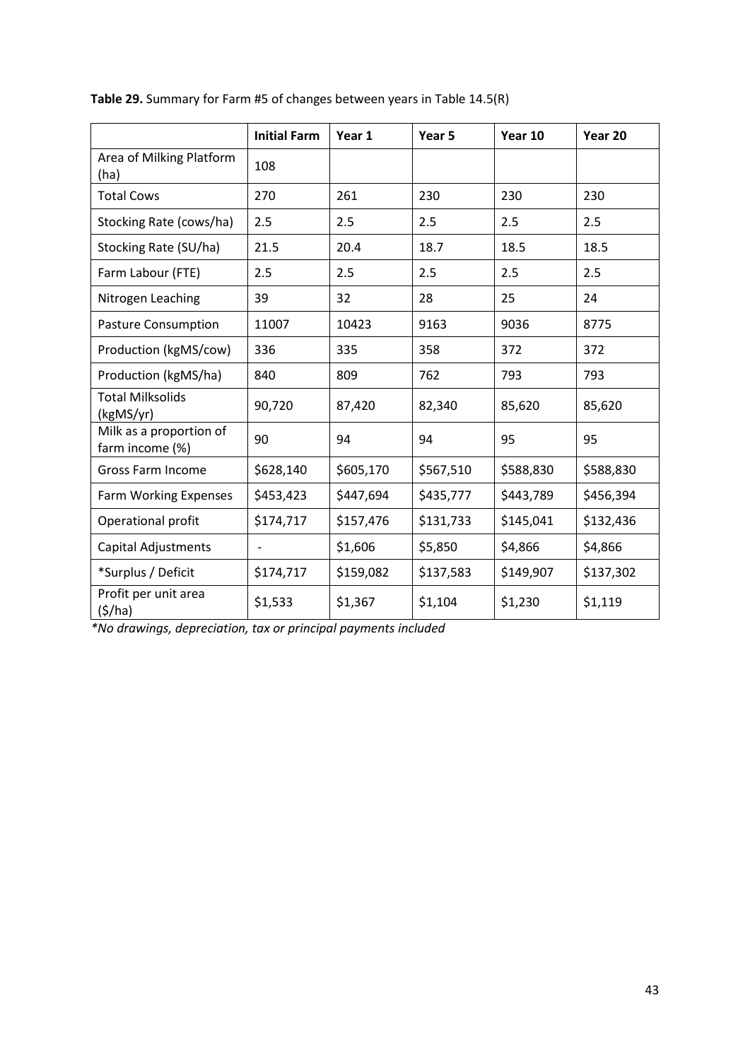**Table 29.** Summary for Farm #5 of changes between years in Table 14.5(R)

| | Initial Farm | Year 1 | Year 5 | Year 10 | Year 20 |
|---|---|---|---|---|---|
| Area of Milking Platform (ha) | 108 | | | | |
| Total Cows | 270 | 261 | 230 | 230 | 230 |
| Stocking Rate (cows/ha) | 2.5 | 2.5 | 2.5 | 2.5 | 2.5 |
| Stocking Rate (SU/ha) | 21.5 | 20.4 | 18.7 | 18.5 | 18.5 |
| Farm Labour (FTE) | 2.5 | 2.5 | 2.5 | 2.5 | 2.5 |
| Nitrogen Leaching | 39 | 32 | 28 | 25 | 24 |
| Pasture Consumption | 11007 | 10423 | 9163 | 9036 | 8775 |
| Production (kgMS/cow) | 336 | 335 | 358 | 372 | 372 |
| Production (kgMS/ha) | 840 | 809 | 762 | 793 | 793 |
| Total Milksolids (kgMS/yr) | 90,720 | 87,420 | 82,340 | 85,620 | 85,620 |
| Milk as a proportion of farm income (%) | 90 | 94 | 94 | 95 | 95 |
| Gross Farm Income | $628,140 | $605,170 | $567,510 | $588,830 | $588,830 |
| Farm Working Expenses | $453,423 | $447,694 | $435,777 | $443,789 | $456,394 |
| Operational profit | $174,717 | $157,476 | $131,733 | $145,041 | $132,436 |
| Capital Adjustments | - | $1,606 | $5,850 | $4,866 | $4,866 |
| *Surplus / Deficit | $174,717 | $159,082 | $137,583 | $149,907 | $137,302 |
| Profit per unit area ($/ha) | $1,533 | $1,367 | $1,104 | $1,230 | $1,119 |

*\*No drawings, depreciation, tax or principal payments included*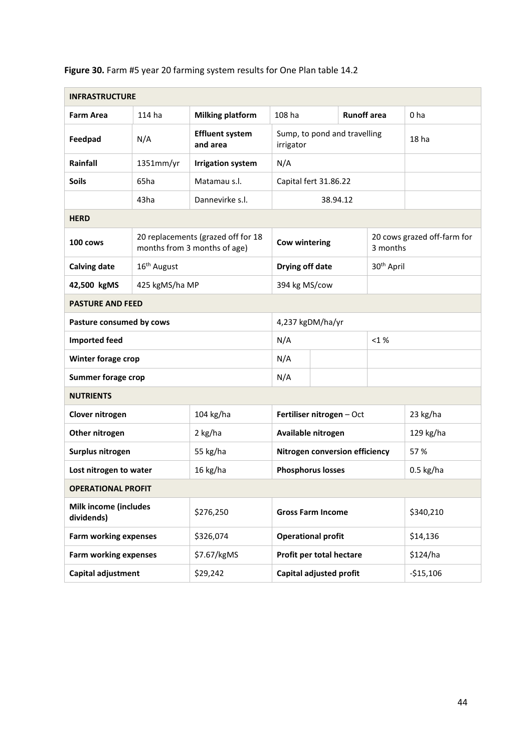**Figure 30.** Farm #5 year 20 farming system results for One Plan table 14.2

| **INFRASTRUCTURE** | | | | | | |
|---|---|---|---|---|---|---|
| **Farm Area** | 114 ha | **Milking platform** | 108 ha | **Runoff area** | | 0 ha |
| **Feedpad** | N/A | **Effluent system and area** | Sump, to pond and travelling irrigator | | | 18 ha |
| **Rainfall** | 1351mm/yr | **Irrigation system** | N/A | | | |
| **Soils** | 65ha | Matamau s.l. | Capital fert 31.86.22 | | | |
| | 43ha | Dannevirke s.l. | 38.94.12 | | | |
| **HERD** | | | | | | |
| **100 cows** | 20 replacements (grazed off for 18 months from 3 months of age) | | **Cow wintering** | | 20 cows grazed off-farm for 3 months | |
| **Calving date** | 16th August | | **Drying off date** | | 30th April | |
| **42,500 kgMS** | 425 kgMS/ha MP | | 394 kg MS/cow | | | |
| **PASTURE AND FEED** | | | | | | |
| **Pasture consumed by cows** | | | 4,237 kgDM/ha/yr | | | |
| **Imported feed** | | | N/A | | <1 % | |
| **Winter forage crop** | | | N/A | | | |
| **Summer forage crop** | | | N/A | | | |
| **NUTRIENTS** | | | | | | |
| **Clover nitrogen** | | 104 kg/ha | **Fertiliser nitrogen** – Oct | | | 23 kg/ha |
| **Other nitrogen** | | 2 kg/ha | **Available nitrogen** | | | 129 kg/ha |
| **Surplus nitrogen** | | 55 kg/ha | **Nitrogen conversion efficiency** | | | 57 % |
| **Lost nitrogen to water** | | 16 kg/ha | **Phosphorus losses** | | | 0.5 kg/ha |
| **OPERATIONAL PROFIT** | | | | | | |
| **Milk income (includes dividends)** | | $276,250 | **Gross Farm Income** | | | $340,210 |
| **Farm working expenses** | | $326,074 | **Operational profit** | | | $14,136 |
| **Farm working expenses** | | $7.67/kgMS | **Profit per total hectare** | | | $124/ha |
| **Capital adjustment** | | $29,242 | **Capital adjusted profit** | | | -$15,106 |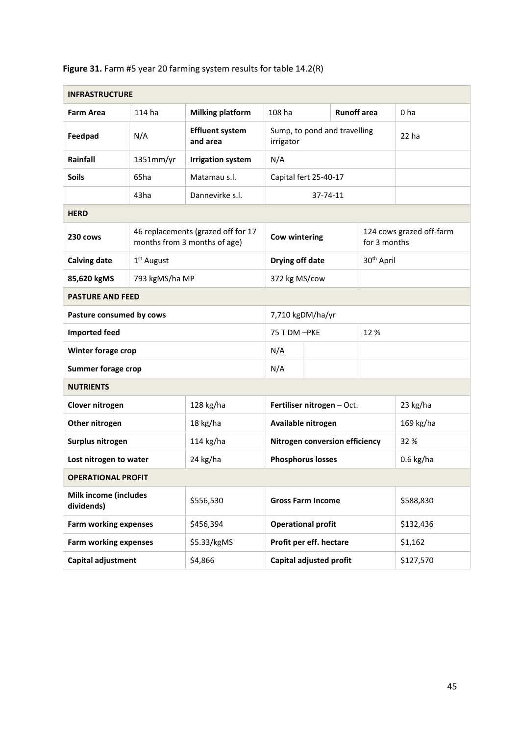**Figure 31.** Farm #5 year 20 farming system results for table 14.2(R)

| **INFRASTRUCTURE** | | | | | |
|---|---|---|---|---|---|
| **Farm Area** | 114 ha | **Milking platform** | 108 ha | **Runoff area** | 0 ha |
| **Feedpad** | N/A | **Effluent system and area** | Sump, to pond and travelling irrigator | | 22 ha |
| **Rainfall** | 1351mm/yr | **Irrigation system** | N/A | | |
| **Soils** | 65ha | Matamau s.l. | Capital fert 25-40-17 | | |
| | 43ha | Dannevirke s.l. | 37-74-11 | | |
| **HERD** | | | | | |
| **230 cows** | 46 replacements (grazed off for 17 months from 3 months of age) | | **Cow wintering** | | 124 cows grazed off-farm for 3 months |
| **Calving date** | 1st August | | **Drying off date** | | 30th April |
| **85,620 kgMS** | 793 kgMS/ha MP | | 372 kg MS/cow | | |
| **PASTURE AND FEED** | | | | | |
| **Pasture consumed by cows** | | | 7,710 kgDM/ha/yr | | |
| **Imported feed** | | | 75 T DM –PKE | | 12 % |
| **Winter forage crop** | | | N/A | | |
| **Summer forage crop** | | | N/A | | |
| **NUTRIENTS** | | | | | |
| **Clover nitrogen** | | 128 kg/ha | **Fertiliser nitrogen** – Oct. | | 23 kg/ha |
| **Other nitrogen** | | 18 kg/ha | **Available nitrogen** | | 169 kg/ha |
| **Surplus nitrogen** | | 114 kg/ha | **Nitrogen conversion efficiency** | | 32 % |
| **Lost nitrogen to water** | | 24 kg/ha | **Phosphorus losses** | | 0.6 kg/ha |
| **OPERATIONAL PROFIT** | | | | | |
| **Milk income (includes dividends)** | | $556,530 | **Gross Farm Income** | | $588,830 |
| **Farm working expenses** | | $456,394 | **Operational profit** | | $132,436 |
| **Farm working expenses** | | $5.33/kgMS | **Profit per eff. hectare** | | $1,162 |
| **Capital adjustment** | | $4,866 | **Capital adjusted profit** | | $127,570 |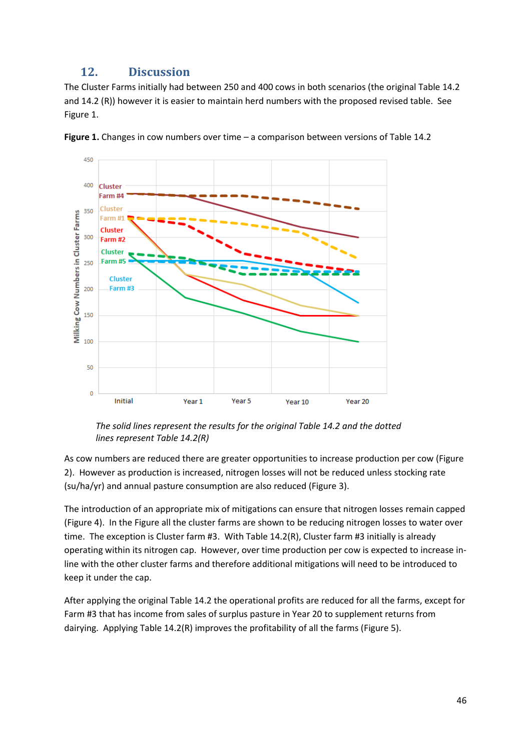## 12. Discussion

The Cluster Farms initially had between 250 and 400 cows in both scenarios (the original Table 14.2 and 14.2 (R)) however it is easier to maintain herd numbers with the proposed revised table. See Figure 1.

**Figure 1.** Changes in cow numbers over time – a comparison between versions of Table 14.2

*The solid lines represent the results for the original Table 14.2 and the dotted lines represent Table 14.2(R)*

As cow numbers are reduced there are greater opportunities to increase production per cow (Figure 2). However as production is increased, nitrogen losses will not be reduced unless stocking rate (su/ha/yr) and annual pasture consumption are also reduced (Figure 3).

The introduction of an appropriate mix of mitigations can ensure that nitrogen losses remain capped (Figure 4). In the Figure all the cluster farms are shown to be reducing nitrogen losses to water over time. The exception is Cluster farm #3. With Table 14.2(R), Cluster farm #3 initially is already operating within its nitrogen cap. However, over time production per cow is expected to increase in-line with the other cluster farms and therefore additional mitigations will need to be introduced to keep it under the cap.

After applying the original Table 14.2 the operational profits are reduced for all the farms, except for Farm #3 that has income from sales of surplus pasture in Year 20 to supplement returns from dairying. Applying Table 14.2(R) improves the profitability of all the farms (Figure 5).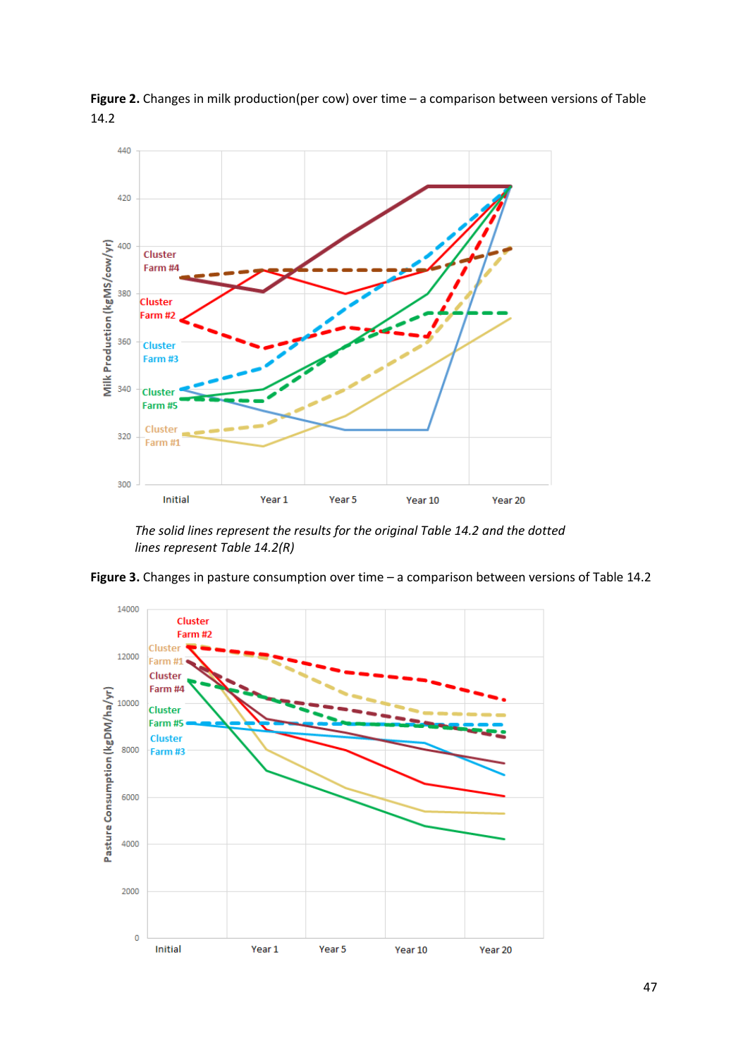**Figure 2.** Changes in milk production(per cow) over time – a comparison between versions of Table 14.2

*The solid lines represent the results for the original Table 14.2 and the dotted lines represent Table 14.2(R)*

**Figure 3.** Changes in pasture consumption over time – a comparison between versions of Table 14.2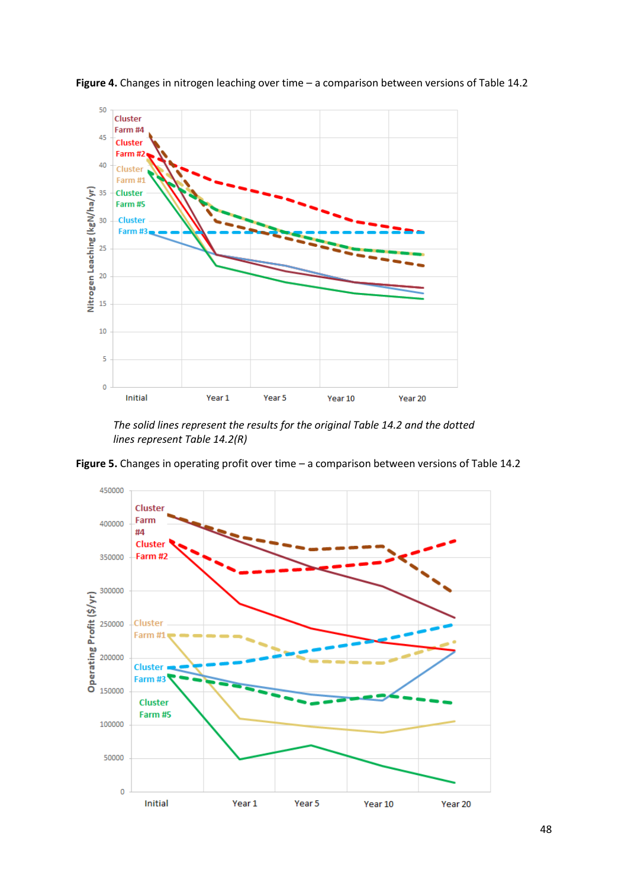**Figure 4.** Changes in nitrogen leaching over time – a comparison between versions of Table 14.2

*The solid lines represent the results for the original Table 14.2 and the dotted lines represent Table 14.2(R)*

**Figure 5.** Changes in operating profit over time – a comparison between versions of Table 14.2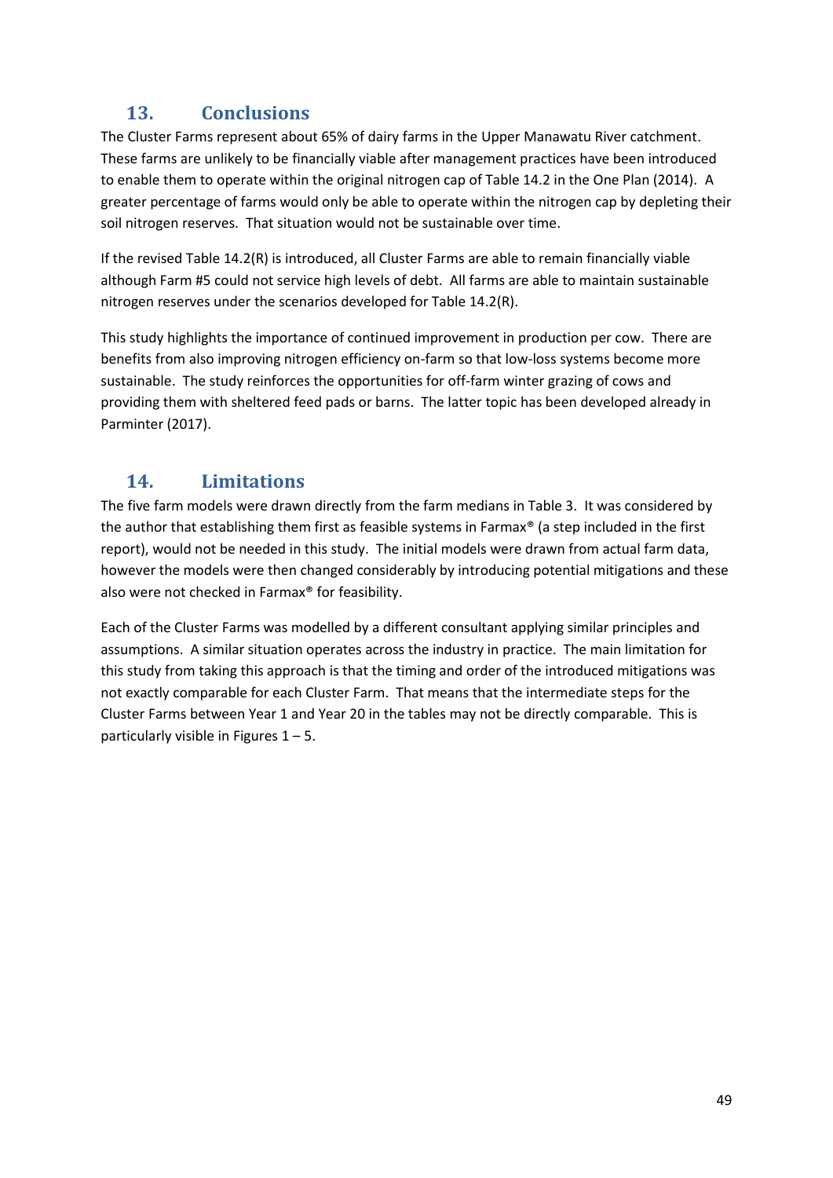## 13. Conclusions

The Cluster Farms represent about 65% of dairy farms in the Upper Manawatu River catchment. These farms are unlikely to be financially viable after management practices have been introduced to enable them to operate within the original nitrogen cap of Table 14.2 in the One Plan (2014). A greater percentage of farms would only be able to operate within the nitrogen cap by depleting their soil nitrogen reserves. That situation would not be sustainable over time.

If the revised Table 14.2(R) is introduced, all Cluster Farms are able to remain financially viable although Farm #5 could not service high levels of debt. All farms are able to maintain sustainable nitrogen reserves under the scenarios developed for Table 14.2(R).

This study highlights the importance of continued improvement in production per cow. There are benefits from also improving nitrogen efficiency on-farm so that low-loss systems become more sustainable. The study reinforces the opportunities for off-farm winter grazing of cows and providing them with sheltered feed pads or barns. The latter topic has been developed already in Parminter (2017).

## 14. Limitations

The five farm models were drawn directly from the farm medians in Table 3. It was considered by the author that establishing them first as feasible systems in Farmax® (a step included in the first report), would not be needed in this study. The initial models were drawn from actual farm data, however the models were then changed considerably by introducing potential mitigations and these also were not checked in Farmax® for feasibility.

Each of the Cluster Farms was modelled by a different consultant applying similar principles and assumptions. A similar situation operates across the industry in practice. The main limitation for this study from taking this approach is that the timing and order of the introduced mitigations was not exactly comparable for each Cluster Farm. That means that the intermediate steps for the Cluster Farms between Year 1 and Year 20 in the tables may not be directly comparable. This is particularly visible in Figures 1 – 5.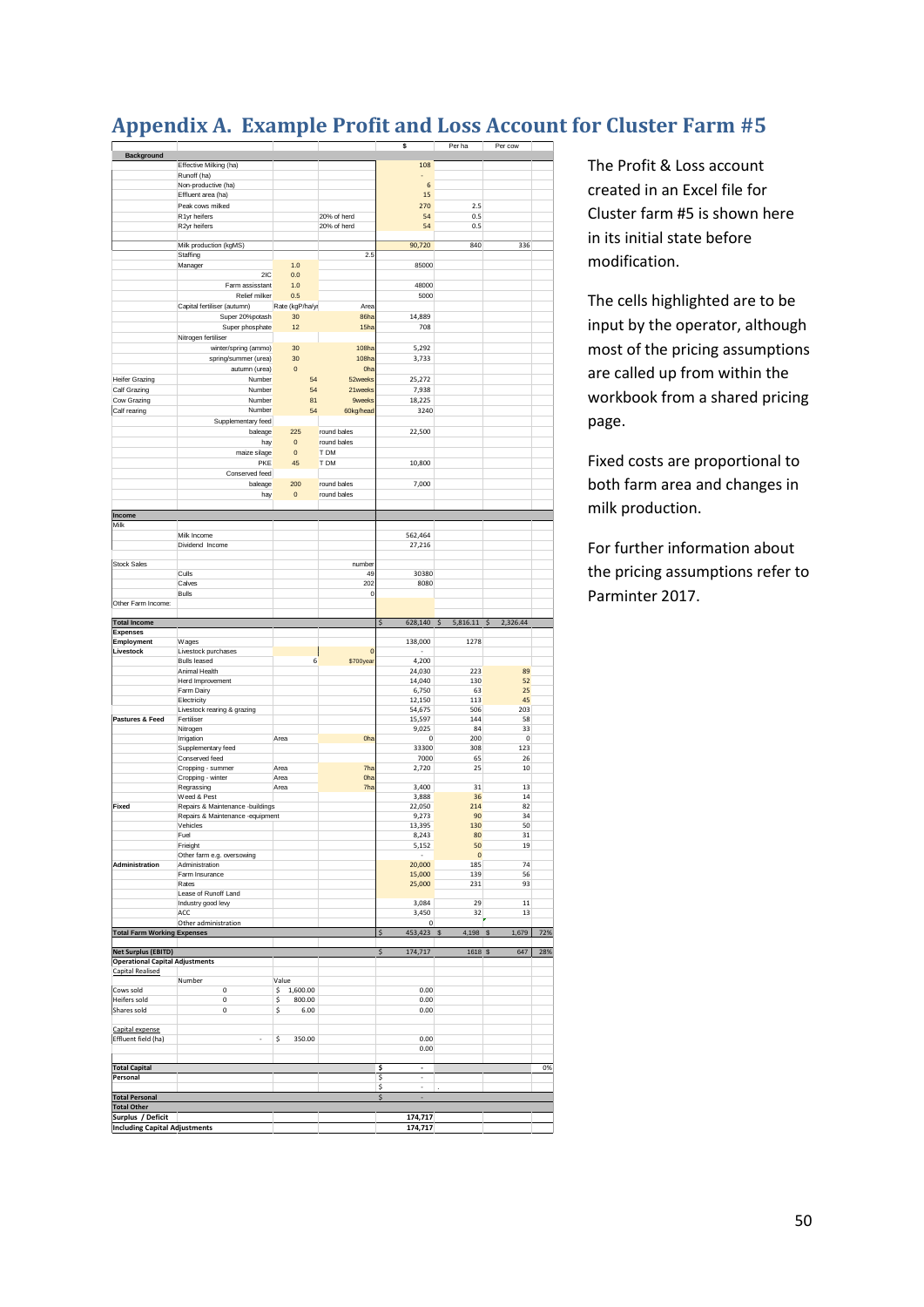## Appendix A. Example Profit and Loss Account for Cluster Farm #5

| | | | | $ | Per ha | Per cow | |
|---|---|---|---|---|---|---|---|
| **Background** | | | | | | | |
| | Effective Milking (ha) | | | 108 | | | |
| | Runoff (ha) | | | - | | | |
| | Non-productive (ha) | | | 6 | | | |
| | Effluent area (ha) | | | 15 | | | |
| | Peak cows milked | | | 270 | 2.5 | | |
| | R1yr heifers | | 20% of herd | 54 | 0.5 | | |
| | R2yr heifers | | 20% of herd | 54 | 0.5 | | |
| | Milk production (kgMS) | | | 90,720 | 840 | 336 | |
| | Staffing | | 2.5 | | | | |
| | Manager | 1.0 | | 85000 | | | |
| | 2IC | 0.0 | | | | | |
| | Farm assisstant | 1.0 | | 48000 | | | |
| | Relief milker | 0.5 | | 5000 | | | |
| | Capital fertiliser (autumn) | Rate (kgP/ha/yr) | Area | | | | |
| | Super 20%potash | 30 | 86ha | 14,889 | | | |
| | Super phosphate | 12 | 15ha | 708 | | | |
| | Nitrogen fertiliser | | | | | | |
| | winter/spring (ammo) | 30 | 108ha | 5,292 | | | |
| | spring/summer (urea) | 30 | 108ha | 3,733 | | | |
| | autumn (urea) | 0 | 0ha | | | | |
| Heifer Grazing | Number | 54 | 52weeks | 25,272 | | | |
| Calf Grazing | Number | 54 | 21weeks | 7,938 | | | |
| Cow Grazing | Number | 81 | 9weeks | 18,225 | | | |
| Calf rearing | Number | 54 | 60kg/head | 3240 | | | |
| | Supplementary feed | | | | | | |
| | baleage | 225 | round bales | 22,500 | | | |
| | hay | 0 | round bales | | | | |
| | maize silage | 0 | T DM | | | | |
| | PKE | 45 | T DM | 10,800 | | | |
| | Conserved feed | | | | | | |
| | baleage | 200 | round bales | 7,000 | | | |
| | hay | 0 | round bales | | | | |
| **Income** | | | | | | | |
| Milk | | | | | | | |
| | Milk Income | | | 562,464 | | | |
| | Dividend Income | | | 27,216 | | | |
| Stock Sales | | | number | | | | |
| | Culls | | 49 | 30380 | | | |
| | Calves | | 202 | 8080 | | | |
| | Bulls | | 0 | | | | |
| Other Farm Income: | | | | | | | |
| **Total Income** | | | | $ 628,140 | $ 5,816.11 | $ 2,326.44 | |
| **Expenses** | | | | | | | |
| **Employment** | Wages | | | 138,000 | 1278 | | |
| **Livestock** | Livestock purchases | | 0 | - | | | |
| | Bulls leased | 6 | $700year | 4,200 | | | |
| | Animal Health | | | 24,030 | 223 | 89 | |
| | Herd Improvement | | | 14,040 | 130 | 52 | |
| | Farm Dairy | | | 6,750 | 63 | 25 | |
| | Electricity | | | 12,150 | 113 | 45 | |
| | Livestock rearing & grazing | | | 54,675 | 506 | 203 | |
| **Pastures & Feed** | Fertiliser | | | 15,597 | 144 | 58 | |
| | Nitrogen | | | 9,025 | 84 | 33 | |
| | Irrigation | Area | 0ha | 0 | 200 | 0 | |
| | Supplementary feed | | | 33300 | 308 | 123 | |
| | Conserved feed | | | 7000 | 65 | 26 | |
| | Cropping - summer | Area | 7ha | 2,720 | 25 | 10 | |
| | Cropping - winter | Area | 0ha | | | | |
| | Regrassing | Area | 7ha | 3,400 | 31 | 13 | |
| | Weed & Pest | | | 3,888 | 36 | 14 | |
| **Fixed** | Repairs & Maintenance -buildings | | | 22,050 | 214 | 82 | |
| | Repairs & Maintenance -equipment | | | 9,273 | 90 | 34 | |
| | Vehicles | | | 13,395 | 130 | 50 | |
| | Fuel | | | 8,243 | 80 | 31 | |
| | Frieght | | | 5,152 | 50 | 19 | |
| | Other farm e.g. oversowing | | | - | 0 | | |
| **Administration** | Administration | | | 20,000 | 185 | 74 | |
| | Farm Insurance | | | 15,000 | 139 | 56 | |
| | Rates | | | 25,000 | 231 | 93 | |
| | Lease of Runoff Land | | | | | | |
| | Industry good levy | | | 3,084 | 29 | 11 | |
| | ACC | | | 3,450 | 32 | 13 | |
| | Other administration | | | 0 | | | |
| **Total Farm Working Expenses** | | | | $ 453,423 | $ 4,198 | $ 1,679 | 72% |
| **Net Surplus (EBITD)** | | | | $ 174,717 | 1618 | $ 647 | 28% |
| **Operational Capital Adjustments** | | | | | | | |
| Capital Realised | | | | | | | |
| | Number | Value | | | | | |
| Cows sold | 0 | $ 1,600.00 | | 0.00 | | | |
| Heifers sold | 0 | $ 800.00 | | 0.00 | | | |
| Shares sold | 0 | $ 6.00 | | 0.00 | | | |
| Capital expense | | | | | | | |
| Effluent field (ha) | - | $ 350.00 | | 0.00 | | | |
| | | | | 0.00 | | | |
| **Total Capital** | | | | $ - | | | 0% |
| **Personal** | | | | $ - | | | |
| | | | | $ - | | | |
| **Total Personal** | | | | $ - | | | |
| **Total Other** | | | | | | | |
| **Surplus / Deficit** | | | | 174,717 | | | |
| **Including Capital Adjustments** | | | | 174,717 | | | |

The Profit & Loss account created in an Excel file for Cluster farm #5 is shown here in its initial state before modification.

The cells highlighted are to be input by the operator, although most of the pricing assumptions are called up from within the workbook from a shared pricing page.

Fixed costs are proportional to both farm area and changes in milk production.

For further information about the pricing assumptions refer to Parminter 2017.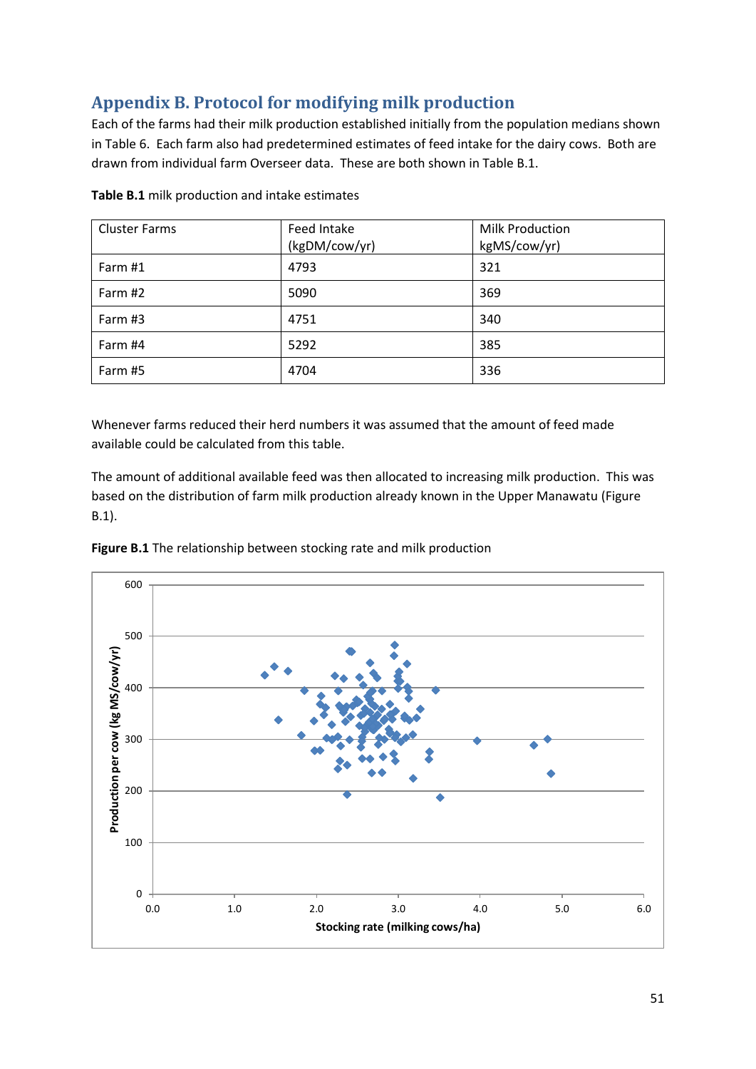## Appendix B. Protocol for modifying milk production

Each of the farms had their milk production established initially from the population medians shown in Table 6. Each farm also had predetermined estimates of feed intake for the dairy cows. Both are drawn from individual farm Overseer data. These are both shown in Table B.1.

**Table B.1** milk production and intake estimates

| Cluster Farms | Feed Intake (kgDM/cow/yr) | Milk Production kgMS/cow/yr) |
|---|---|---|
| Farm #1 | 4793 | 321 |
| Farm #2 | 5090 | 369 |
| Farm #3 | 4751 | 340 |
| Farm #4 | 5292 | 385 |
| Farm #5 | 4704 | 336 |

Whenever farms reduced their herd numbers it was assumed that the amount of feed made available could be calculated from this table.

The amount of additional available feed was then allocated to increasing milk production. This was based on the distribution of farm milk production already known in the Upper Manawatu (Figure B.1).

**Figure B.1** The relationship between stocking rate and milk production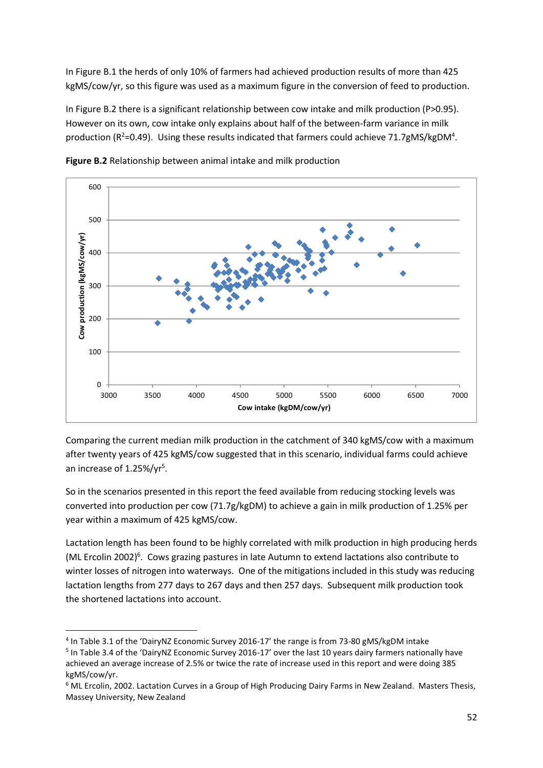In Figure B.1 the herds of only 10% of farmers had achieved production results of more than 425 kgMS/cow/yr, so this figure was used as a maximum figure in the conversion of feed to production.

In Figure B.2 there is a significant relationship between cow intake and milk production (P>0.95). However on its own, cow intake only explains about half of the between-farm variance in milk production ($R^2$=0.49). Using these results indicated that farmers could achieve 71.7gMS/kgDM[4].

**Figure B.2** Relationship between animal intake and milk production

600
500
400
300
200
100
0
Cow production (kgMS/cow/yr)
3000
3500
4000
4500
5000
5500
6000
6500
7000
Cow intake (kgDM/cow/yr)

Comparing the current median milk production in the catchment of 340 kgMS/cow with a maximum after twenty years of 425 kgMS/cow suggested that in this scenario, individual farms could achieve an increase of 1.25%/yr[5].

So in the scenarios presented in this report the feed available from reducing stocking levels was converted into production per cow (71.7g/kgDM) to achieve a gain in milk production of 1.25% per year within a maximum of 425 kgMS/cow.

Lactation length has been found to be highly correlated with milk production in high producing herds (ML Ercolin 2002)[6]. Cows grazing pastures in late Autumn to extend lactations also contribute to winter losses of nitrogen into waterways. One of the mitigations included in this study was reducing lactation lengths from 277 days to 267 days and then 257 days. Subsequent milk production took the shortened lactations into account.

---

[4] In Table 3.1 of the 'DairyNZ Economic Survey 2016-17' the range is from 73-80 gMS/kgDM intake

[5] In Table 3.4 of the 'DairyNZ Economic Survey 2016-17' over the last 10 years dairy farmers nationally have achieved an average increase of 2.5% or twice the rate of increase used in this report and were doing 385 kgMS/cow/yr.

[6] ML Ercolin, 2002. Lactation Curves in a Group of High Producing Dairy Farms in New Zealand. Masters Thesis, Massey University, New Zealand